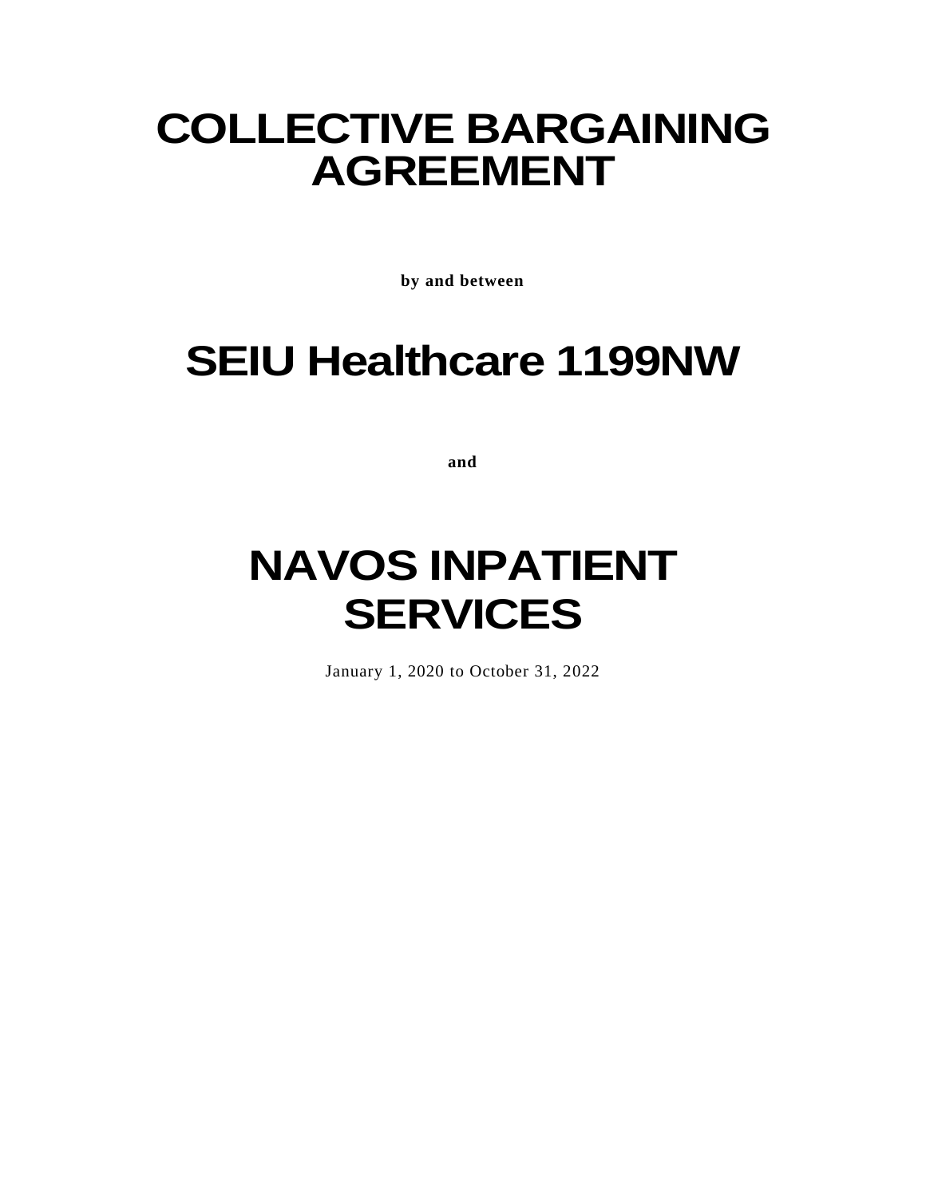# COLLECTIVE BARGAINING AGREEMENT

**by and between**

# SEIU Healthcare 1199NW

**and**

# NAVOS INPATIENT SERVICES

January 1, 2020 to October 31, 2022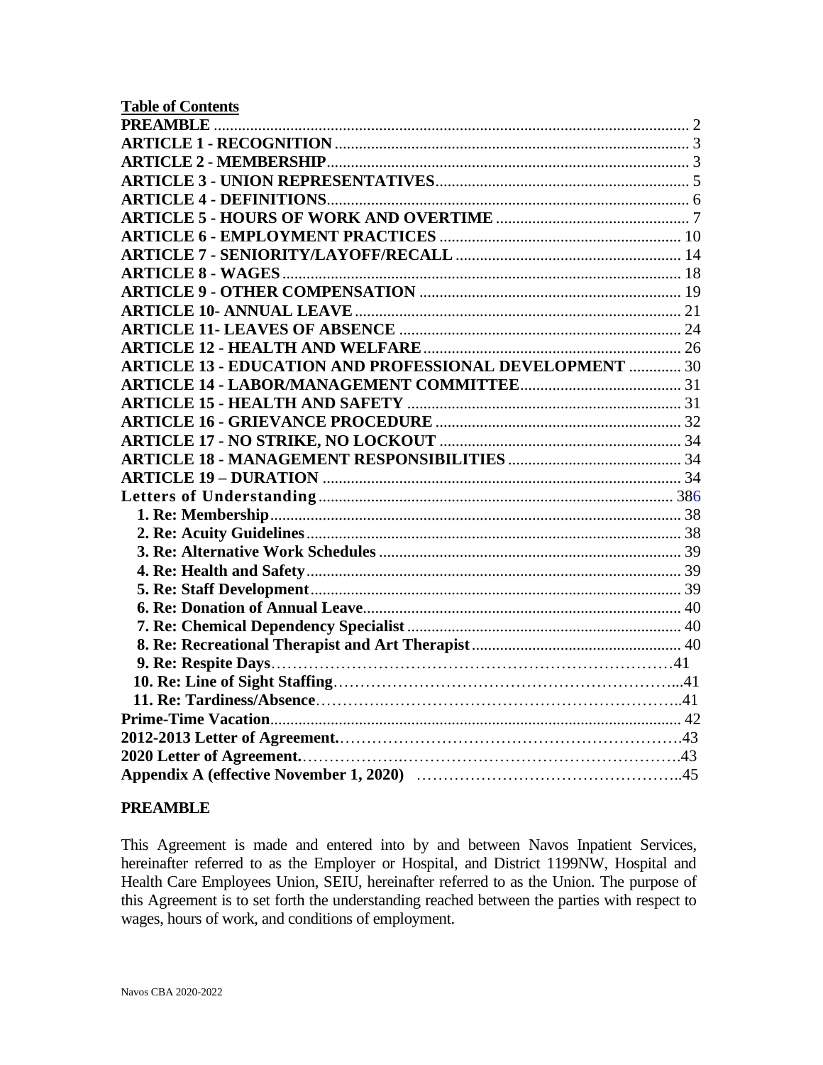**Table of Contents**

| | |
|---|---|
| **PREAMBLE** | 2 |
| **ARTICLE 1 - RECOGNITION** | 3 |
| **ARTICLE 2 - MEMBERSHIP** | 3 |
| **ARTICLE 3 - UNION REPRESENTATIVES** | 5 |
| **ARTICLE 4 - DEFINITIONS** | 6 |
| **ARTICLE 5 - HOURS OF WORK AND OVERTIME** | 7 |
| **ARTICLE 6 - EMPLOYMENT PRACTICES** | 10 |
| **ARTICLE 7 - SENIORITY/LAYOFF/RECALL** | 14 |
| **ARTICLE 8 - WAGES** | 18 |
| **ARTICLE 9 - OTHER COMPENSATION** | 19 |
| **ARTICLE 10- ANNUAL LEAVE** | 21 |
| **ARTICLE 11- LEAVES OF ABSENCE** | 24 |
| **ARTICLE 12 - HEALTH AND WELFARE** | 26 |
| **ARTICLE 13 - EDUCATION AND PROFESSIONAL DEVELOPMENT** | 30 |
| **ARTICLE 14 - LABOR/MANAGEMENT COMMITTEE** | 31 |
| **ARTICLE 15 - HEALTH AND SAFETY** | 31 |
| **ARTICLE 16 - GRIEVANCE PROCEDURE** | 32 |
| **ARTICLE 17 - NO STRIKE, NO LOCKOUT** | 34 |
| **ARTICLE 18 - MANAGEMENT RESPONSIBILITIES** | 34 |
| **ARTICLE 19 – DURATION** | 34 |
| **Letters of Understanding** | 386 |
| **1. Re: Membership** | 38 |
| **2. Re: Acuity Guidelines** | 38 |
| **3. Re: Alternative Work Schedules** | 39 |
| **4. Re: Health and Safety** | 39 |
| **5. Re: Staff Development** | 39 |
| **6. Re: Donation of Annual Leave** | 40 |
| **7. Re: Chemical Dependency Specialist** | 40 |
| **8. Re: Recreational Therapist and Art Therapist** | 40 |
| **9. Re: Respite Days** | 41 |
| **10. Re: Line of Sight Staffing** | 41 |
| **11. Re: Tardiness/Absence** | 41 |
| **Prime-Time Vacation** | 42 |
| **2012-2013 Letter of Agreement.** | 43 |
| **2020 Letter of Agreement.** | 43 |
| **Appendix A (effective November 1, 2020)** | 45 |

## PREAMBLE

This Agreement is made and entered into by and between Navos Inpatient Services, hereinafter referred to as the Employer or Hospital, and District 1199NW, Hospital and Health Care Employees Union, SEIU, hereinafter referred to as the Union. The purpose of this Agreement is to set forth the understanding reached between the parties with respect to wages, hours of work, and conditions of employment.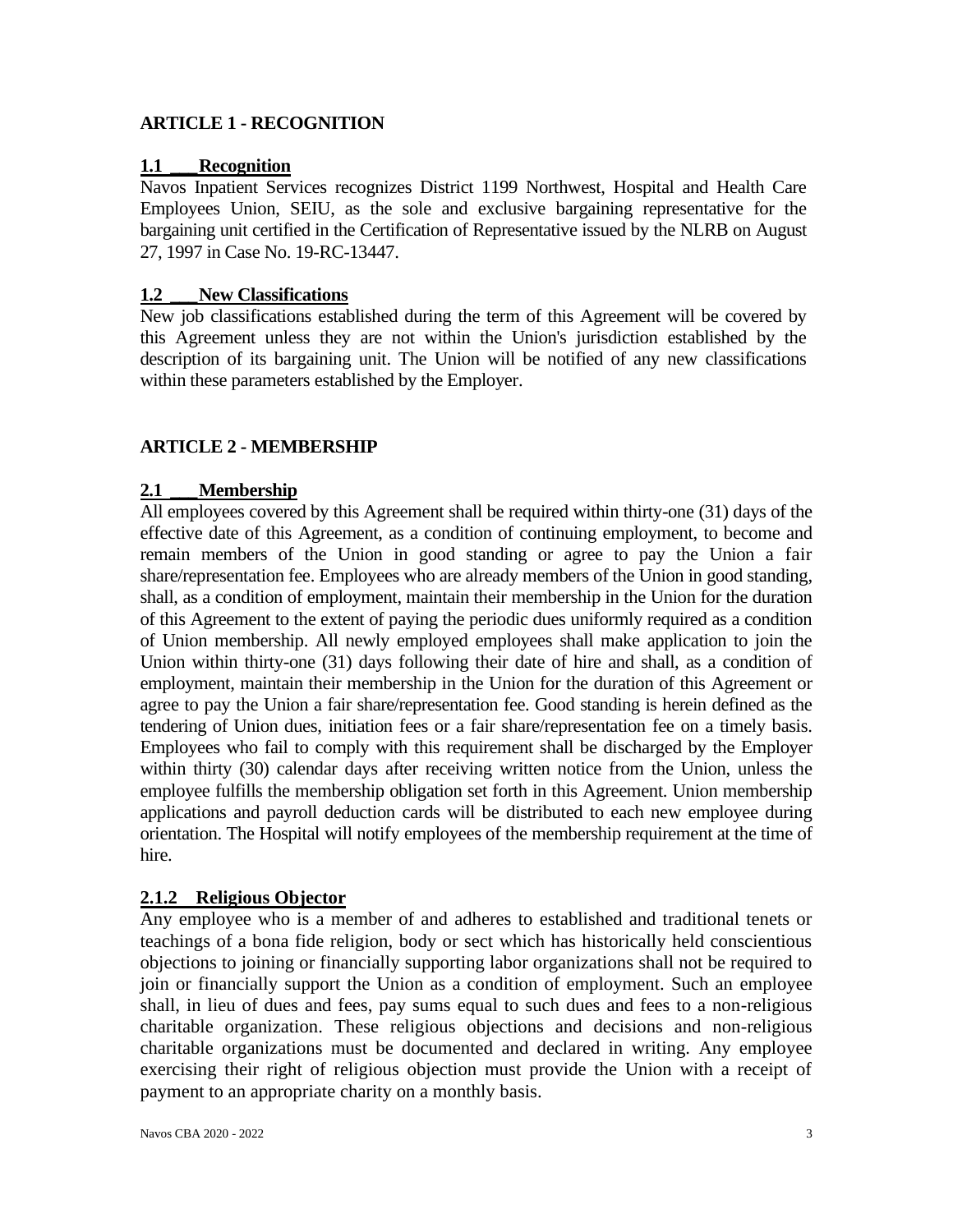## ARTICLE 1 - RECOGNITION

### 1.1 Recognition

Navos Inpatient Services recognizes District 1199 Northwest, Hospital and Health Care Employees Union, SEIU, as the sole and exclusive bargaining representative for the bargaining unit certified in the Certification of Representative issued by the NLRB on August 27, 1997 in Case No. 19-RC-13447.

### 1.2 New Classifications

New job classifications established during the term of this Agreement will be covered by this Agreement unless they are not within the Union's jurisdiction established by the description of its bargaining unit. The Union will be notified of any new classifications within these parameters established by the Employer.

## ARTICLE 2 - MEMBERSHIP

### 2.1 Membership

All employees covered by this Agreement shall be required within thirty-one (31) days of the effective date of this Agreement, as a condition of continuing employment, to become and remain members of the Union in good standing or agree to pay the Union a fair share/representation fee. Employees who are already members of the Union in good standing, shall, as a condition of employment, maintain their membership in the Union for the duration of this Agreement to the extent of paying the periodic dues uniformly required as a condition of Union membership. All newly employed employees shall make application to join the Union within thirty-one (31) days following their date of hire and shall, as a condition of employment, maintain their membership in the Union for the duration of this Agreement or agree to pay the Union a fair share/representation fee. Good standing is herein defined as the tendering of Union dues, initiation fees or a fair share/representation fee on a timely basis. Employees who fail to comply with this requirement shall be discharged by the Employer within thirty (30) calendar days after receiving written notice from the Union, unless the employee fulfills the membership obligation set forth in this Agreement. Union membership applications and payroll deduction cards will be distributed to each new employee during orientation. The Hospital will notify employees of the membership requirement at the time of hire.

### 2.1.2 Religious Objector

Any employee who is a member of and adheres to established and traditional tenets or teachings of a bona fide religion, body or sect which has historically held conscientious objections to joining or financially supporting labor organizations shall not be required to join or financially support the Union as a condition of employment. Such an employee shall, in lieu of dues and fees, pay sums equal to such dues and fees to a non-religious charitable organization. These religious objections and decisions and non-religious charitable organizations must be documented and declared in writing. Any employee exercising their right of religious objection must provide the Union with a receipt of payment to an appropriate charity on a monthly basis.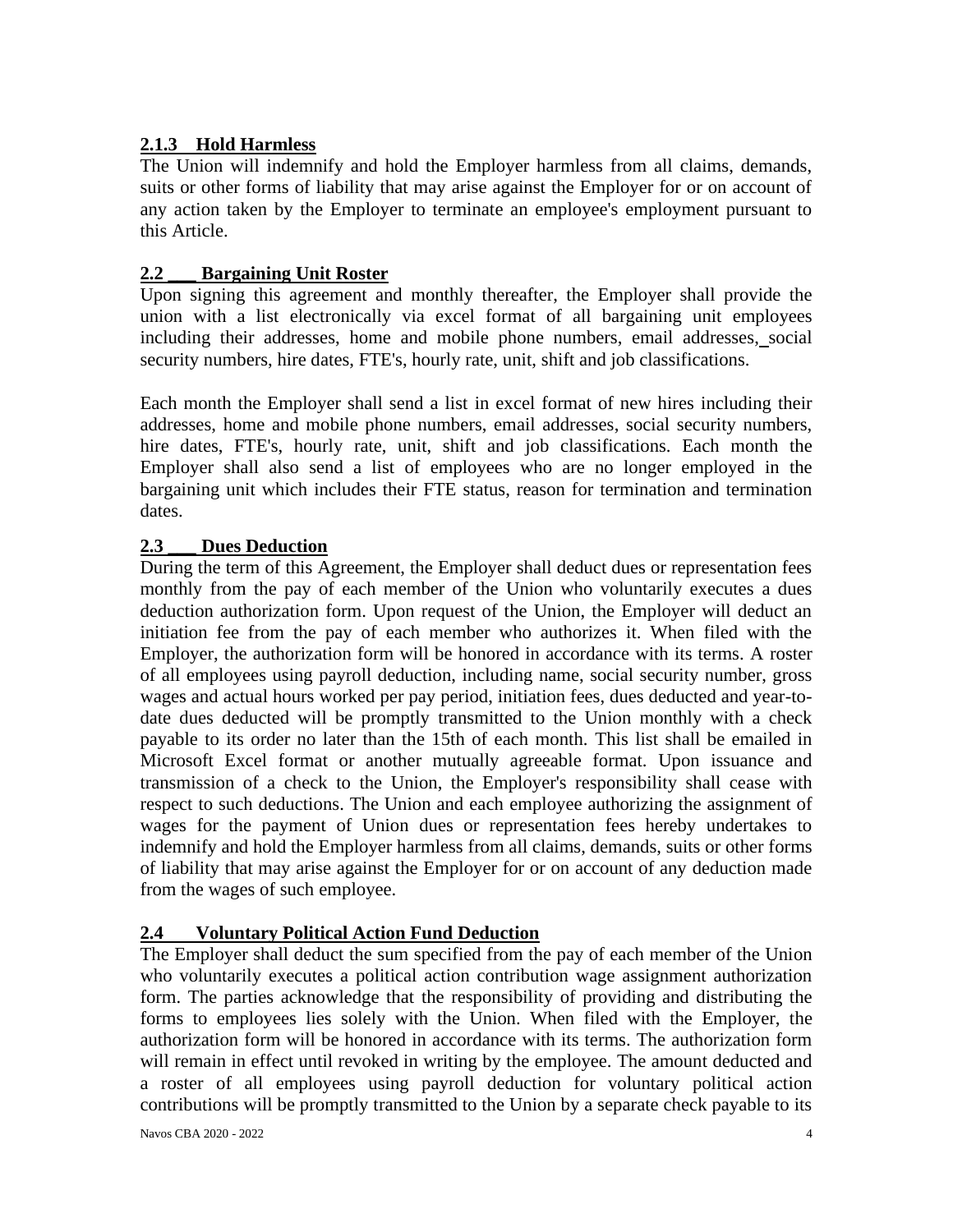**2.1.3 Hold Harmless**

The Union will indemnify and hold the Employer harmless from all claims, demands, suits or other forms of liability that may arise against the Employer for or on account of any action taken by the Employer to terminate an employee's employment pursuant to this Article.

**2.2 Bargaining Unit Roster**

Upon signing this agreement and monthly thereafter, the Employer shall provide the union with a list electronically via excel format of all bargaining unit employees including their addresses, home and mobile phone numbers, email addresses, social security numbers, hire dates, FTE's, hourly rate, unit, shift and job classifications.

Each month the Employer shall send a list in excel format of new hires including their addresses, home and mobile phone numbers, email addresses, social security numbers, hire dates, FTE's, hourly rate, unit, shift and job classifications. Each month the Employer shall also send a list of employees who are no longer employed in the bargaining unit which includes their FTE status, reason for termination and termination dates.

**2.3 Dues Deduction**

During the term of this Agreement, the Employer shall deduct dues or representation fees monthly from the pay of each member of the Union who voluntarily executes a dues deduction authorization form. Upon request of the Union, the Employer will deduct an initiation fee from the pay of each member who authorizes it. When filed with the Employer, the authorization form will be honored in accordance with its terms. A roster of all employees using payroll deduction, including name, social security number, gross wages and actual hours worked per pay period, initiation fees, dues deducted and year-to-date dues deducted will be promptly transmitted to the Union monthly with a check payable to its order no later than the 15th of each month. This list shall be emailed in Microsoft Excel format or another mutually agreeable format. Upon issuance and transmission of a check to the Union, the Employer's responsibility shall cease with respect to such deductions. The Union and each employee authorizing the assignment of wages for the payment of Union dues or representation fees hereby undertakes to indemnify and hold the Employer harmless from all claims, demands, suits or other forms of liability that may arise against the Employer for or on account of any deduction made from the wages of such employee.

**2.4 Voluntary Political Action Fund Deduction**

The Employer shall deduct the sum specified from the pay of each member of the Union who voluntarily executes a political action contribution wage assignment authorization form. The parties acknowledge that the responsibility of providing and distributing the forms to employees lies solely with the Union. When filed with the Employer, the authorization form will be honored in accordance with its terms. The authorization form will remain in effect until revoked in writing by the employee. The amount deducted and a roster of all employees using payroll deduction for voluntary political action contributions will be promptly transmitted to the Union by a separate check payable to its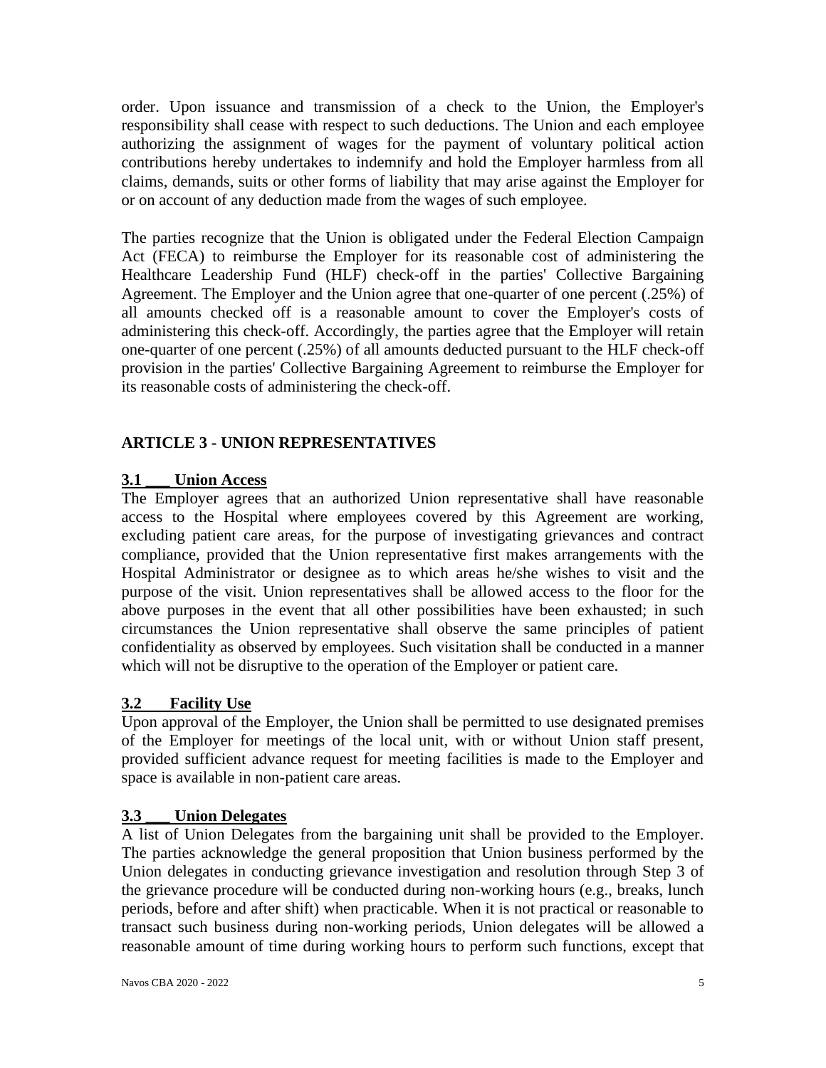order. Upon issuance and transmission of a check to the Union, the Employer's responsibility shall cease with respect to such deductions. The Union and each employee authorizing the assignment of wages for the payment of voluntary political action contributions hereby undertakes to indemnify and hold the Employer harmless from all claims, demands, suits or other forms of liability that may arise against the Employer for or on account of any deduction made from the wages of such employee.

The parties recognize that the Union is obligated under the Federal Election Campaign Act (FECA) to reimburse the Employer for its reasonable cost of administering the Healthcare Leadership Fund (HLF) check-off in the parties' Collective Bargaining Agreement. The Employer and the Union agree that one-quarter of one percent (.25%) of all amounts checked off is a reasonable amount to cover the Employer's costs of administering this check-off. Accordingly, the parties agree that the Employer will retain one-quarter of one percent (.25%) of all amounts deducted pursuant to the HLF check-off provision in the parties' Collective Bargaining Agreement to reimburse the Employer for its reasonable costs of administering the check-off.

## ARTICLE 3 - UNION REPRESENTATIVES

### 3.1 Union Access

The Employer agrees that an authorized Union representative shall have reasonable access to the Hospital where employees covered by this Agreement are working, excluding patient care areas, for the purpose of investigating grievances and contract compliance, provided that the Union representative first makes arrangements with the Hospital Administrator or designee as to which areas he/she wishes to visit and the purpose of the visit. Union representatives shall be allowed access to the floor for the above purposes in the event that all other possibilities have been exhausted; in such circumstances the Union representative shall observe the same principles of patient confidentiality as observed by employees. Such visitation shall be conducted in a manner which will not be disruptive to the operation of the Employer or patient care.

### 3.2 Facility Use

Upon approval of the Employer, the Union shall be permitted to use designated premises of the Employer for meetings of the local unit, with or without Union staff present, provided sufficient advance request for meeting facilities is made to the Employer and space is available in non-patient care areas.

### 3.3 Union Delegates

A list of Union Delegates from the bargaining unit shall be provided to the Employer. The parties acknowledge the general proposition that Union business performed by the Union delegates in conducting grievance investigation and resolution through Step 3 of the grievance procedure will be conducted during non-working hours (e.g., breaks, lunch periods, before and after shift) when practicable. When it is not practical or reasonable to transact such business during non-working periods, Union delegates will be allowed a reasonable amount of time during working hours to perform such functions, except that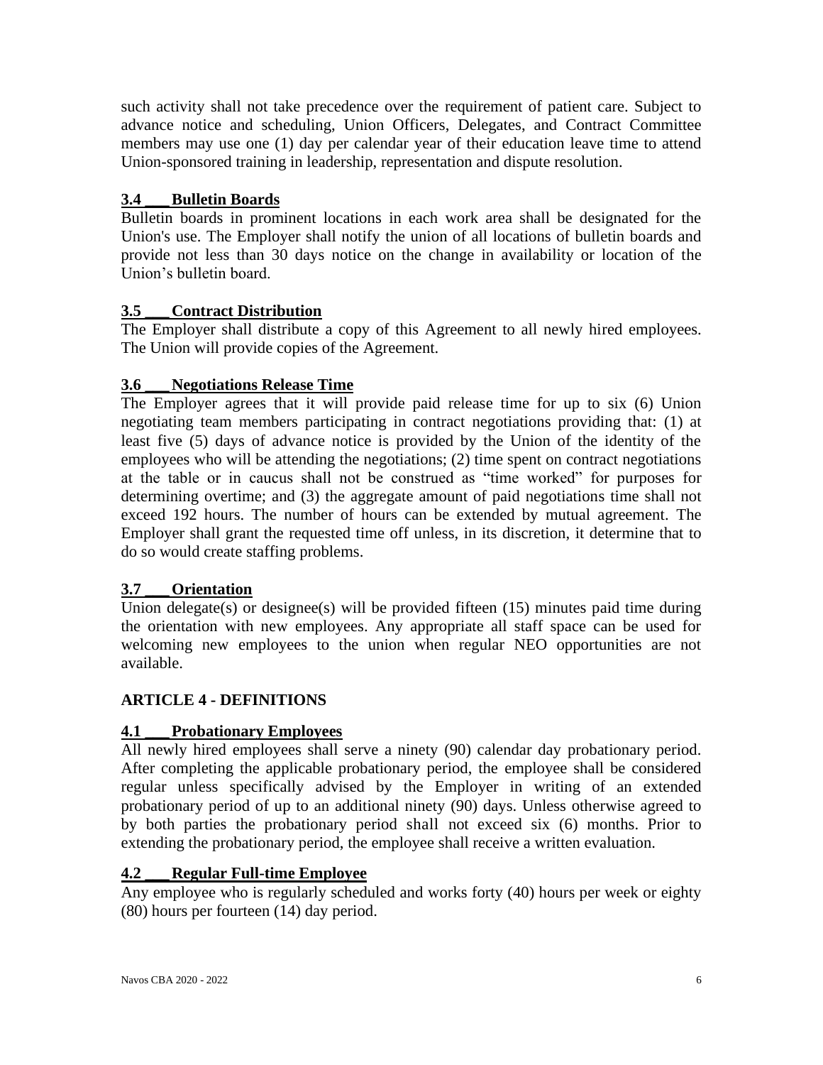such activity shall not take precedence over the requirement of patient care. Subject to advance notice and scheduling, Union Officers, Delegates, and Contract Committee members may use one (1) day per calendar year of their education leave time to attend Union-sponsored training in leadership, representation and dispute resolution.

### 3.4 ___ Bulletin Boards

Bulletin boards in prominent locations in each work area shall be designated for the Union's use. The Employer shall notify the union of all locations of bulletin boards and provide not less than 30 days notice on the change in availability or location of the Union's bulletin board.

### 3.5 ___ Contract Distribution

The Employer shall distribute a copy of this Agreement to all newly hired employees. The Union will provide copies of the Agreement.

### 3.6 ___ Negotiations Release Time

The Employer agrees that it will provide paid release time for up to six (6) Union negotiating team members participating in contract negotiations providing that: (1) at least five (5) days of advance notice is provided by the Union of the identity of the employees who will be attending the negotiations; (2) time spent on contract negotiations at the table or in caucus shall not be construed as "time worked" for purposes for determining overtime; and (3) the aggregate amount of paid negotiations time shall not exceed 192 hours. The number of hours can be extended by mutual agreement. The Employer shall grant the requested time off unless, in its discretion, it determine that to do so would create staffing problems.

### 3.7 ___ Orientation

Union delegate(s) or designee(s) will be provided fifteen (15) minutes paid time during the orientation with new employees. Any appropriate all staff space can be used for welcoming new employees to the union when regular NEO opportunities are not available.

## ARTICLE 4 - DEFINITIONS

### 4.1 ___ Probationary Employees

All newly hired employees shall serve a ninety (90) calendar day probationary period. After completing the applicable probationary period, the employee shall be considered regular unless specifically advised by the Employer in writing of an extended probationary period of up to an additional ninety (90) days. Unless otherwise agreed to by both parties the probationary period shall not exceed six (6) months. Prior to extending the probationary period, the employee shall receive a written evaluation.

### 4.2 ___ Regular Full-time Employee

Any employee who is regularly scheduled and works forty (40) hours per week or eighty (80) hours per fourteen (14) day period.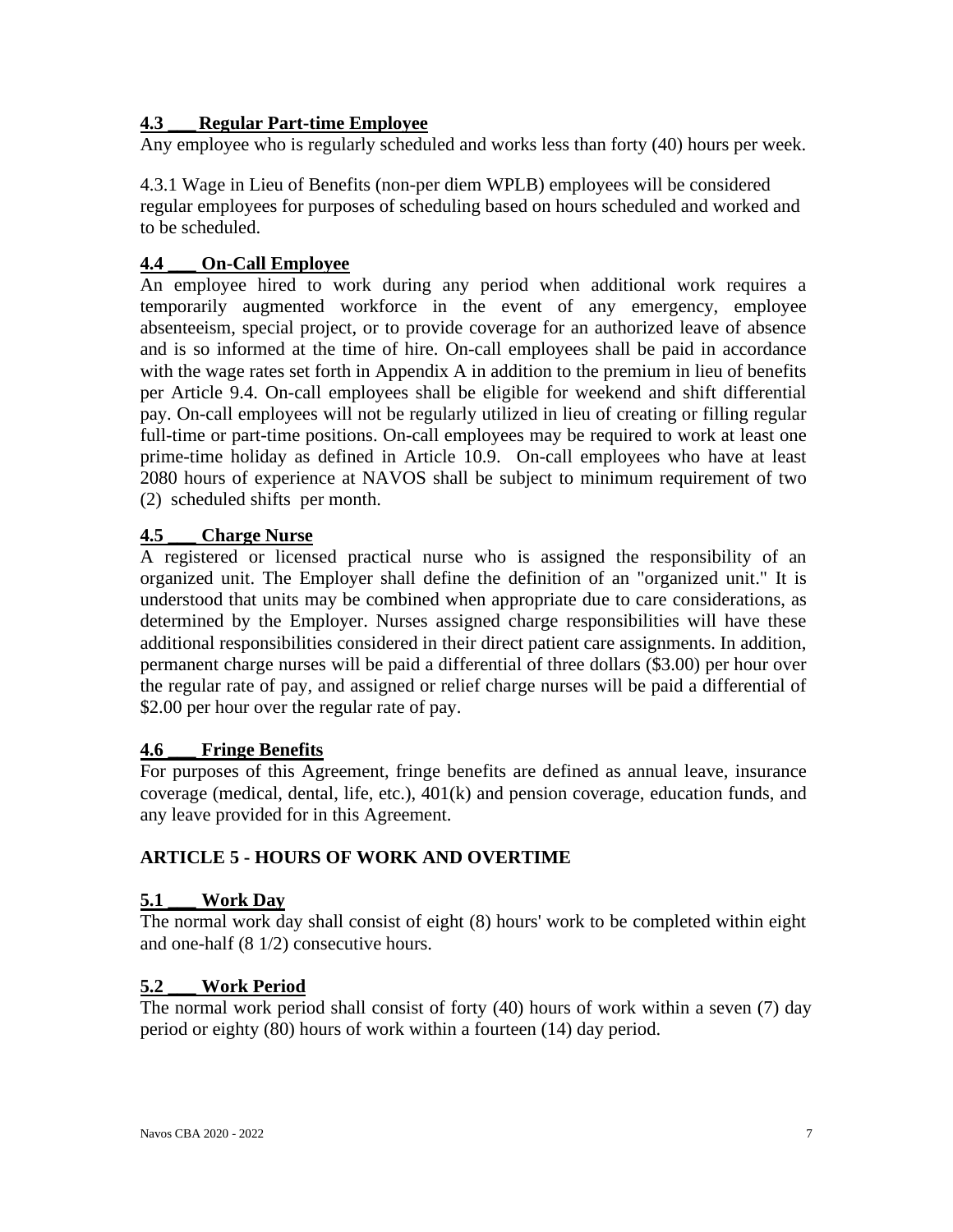### 4.3 ___ Regular Part-time Employee

Any employee who is regularly scheduled and works less than forty (40) hours per week.

4.3.1 Wage in Lieu of Benefits (non-per diem WPLB) employees will be considered regular employees for purposes of scheduling based on hours scheduled and worked and to be scheduled.

### 4.4 ___ On-Call Employee

An employee hired to work during any period when additional work requires a temporarily augmented workforce in the event of any emergency, employee absenteeism, special project, or to provide coverage for an authorized leave of absence and is so informed at the time of hire. On-call employees shall be paid in accordance with the wage rates set forth in Appendix A in addition to the premium in lieu of benefits per Article 9.4. On-call employees shall be eligible for weekend and shift differential pay. On-call employees will not be regularly utilized in lieu of creating or filling regular full-time or part-time positions. On-call employees may be required to work at least one prime-time holiday as defined in Article 10.9. On-call employees who have at least 2080 hours of experience at NAVOS shall be subject to minimum requirement of two (2) scheduled shifts per month.

### 4.5 ___ Charge Nurse

A registered or licensed practical nurse who is assigned the responsibility of an organized unit. The Employer shall define the definition of an "organized unit." It is understood that units may be combined when appropriate due to care considerations, as determined by the Employer. Nurses assigned charge responsibilities will have these additional responsibilities considered in their direct patient care assignments. In addition, permanent charge nurses will be paid a differential of three dollars ($3.00) per hour over the regular rate of pay, and assigned or relief charge nurses will be paid a differential of $2.00 per hour over the regular rate of pay.

### 4.6 ___ Fringe Benefits

For purposes of this Agreement, fringe benefits are defined as annual leave, insurance coverage (medical, dental, life, etc.), 401(k) and pension coverage, education funds, and any leave provided for in this Agreement.

## ARTICLE 5 - HOURS OF WORK AND OVERTIME

### 5.1 ___ Work Day

The normal work day shall consist of eight (8) hours' work to be completed within eight and one-half (8 1/2) consecutive hours.

### 5.2 ___ Work Period

The normal work period shall consist of forty (40) hours of work within a seven (7) day period or eighty (80) hours of work within a fourteen (14) day period.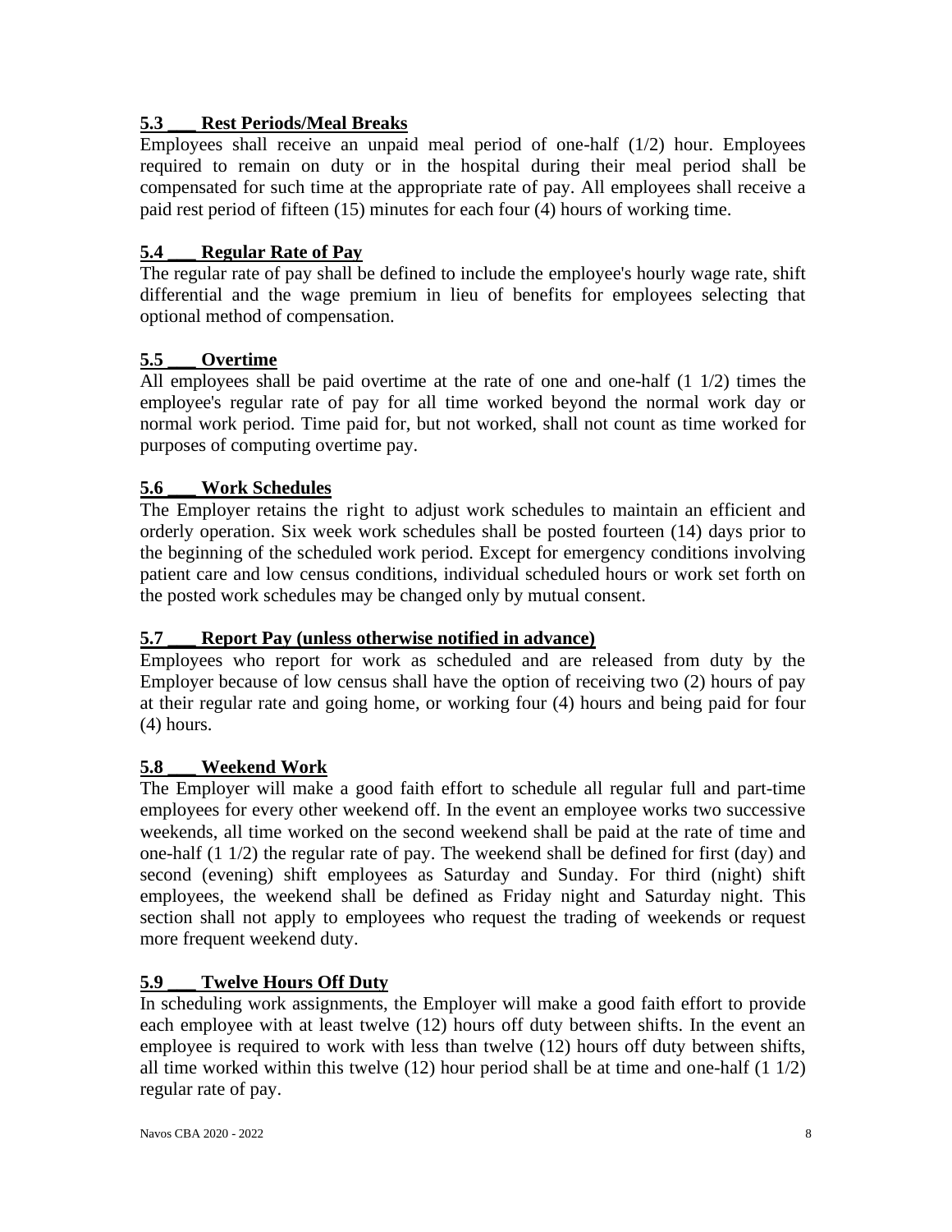### 5.3 ___ Rest Periods/Meal Breaks

Employees shall receive an unpaid meal period of one-half (1/2) hour. Employees required to remain on duty or in the hospital during their meal period shall be compensated for such time at the appropriate rate of pay. All employees shall receive a paid rest period of fifteen (15) minutes for each four (4) hours of working time.

### 5.4 ___ Regular Rate of Pay

The regular rate of pay shall be defined to include the employee's hourly wage rate, shift differential and the wage premium in lieu of benefits for employees selecting that optional method of compensation.

### 5.5 ___ Overtime

All employees shall be paid overtime at the rate of one and one-half (1 1/2) times the employee's regular rate of pay for all time worked beyond the normal work day or normal work period. Time paid for, but not worked, shall not count as time worked for purposes of computing overtime pay.

### 5.6 ___ Work Schedules

The Employer retains the right to adjust work schedules to maintain an efficient and orderly operation. Six week work schedules shall be posted fourteen (14) days prior to the beginning of the scheduled work period. Except for emergency conditions involving patient care and low census conditions, individual scheduled hours or work set forth on the posted work schedules may be changed only by mutual consent.

### 5.7 ___ Report Pay (unless otherwise notified in advance)

Employees who report for work as scheduled and are released from duty by the Employer because of low census shall have the option of receiving two (2) hours of pay at their regular rate and going home, or working four (4) hours and being paid for four (4) hours.

### 5.8 ___ Weekend Work

The Employer will make a good faith effort to schedule all regular full and part-time employees for every other weekend off. In the event an employee works two successive weekends, all time worked on the second weekend shall be paid at the rate of time and one-half (1 1/2) the regular rate of pay. The weekend shall be defined for first (day) and second (evening) shift employees as Saturday and Sunday. For third (night) shift employees, the weekend shall be defined as Friday night and Saturday night. This section shall not apply to employees who request the trading of weekends or request more frequent weekend duty.

### 5.9 ___ Twelve Hours Off Duty

In scheduling work assignments, the Employer will make a good faith effort to provide each employee with at least twelve (12) hours off duty between shifts. In the event an employee is required to work with less than twelve (12) hours off duty between shifts, all time worked within this twelve (12) hour period shall be at time and one-half (1 1/2) regular rate of pay.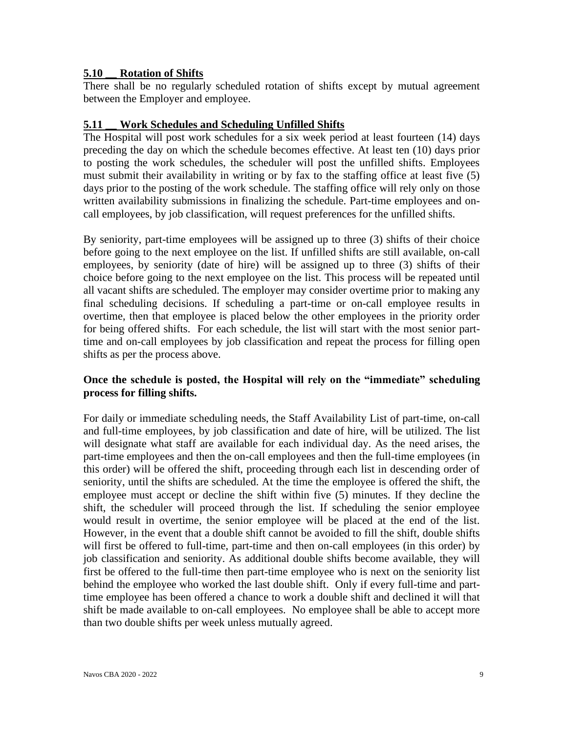### 5.10 __ Rotation of Shifts

There shall be no regularly scheduled rotation of shifts except by mutual agreement between the Employer and employee.

### 5.11 __ Work Schedules and Scheduling Unfilled Shifts

The Hospital will post work schedules for a six week period at least fourteen (14) days preceding the day on which the schedule becomes effective. At least ten (10) days prior to posting the work schedules, the scheduler will post the unfilled shifts. Employees must submit their availability in writing or by fax to the staffing office at least five (5) days prior to the posting of the work schedule. The staffing office will rely only on those written availability submissions in finalizing the schedule. Part-time employees and on-call employees, by job classification, will request preferences for the unfilled shifts.

By seniority, part-time employees will be assigned up to three (3) shifts of their choice before going to the next employee on the list. If unfilled shifts are still available, on-call employees, by seniority (date of hire) will be assigned up to three (3) shifts of their choice before going to the next employee on the list. This process will be repeated until all vacant shifts are scheduled. The employer may consider overtime prior to making any final scheduling decisions. If scheduling a part-time or on-call employee results in overtime, then that employee is placed below the other employees in the priority order for being offered shifts. For each schedule, the list will start with the most senior part-time and on-call employees by job classification and repeat the process for filling open shifts as per the process above.

**Once the schedule is posted, the Hospital will rely on the "immediate" scheduling process for filling shifts.**

For daily or immediate scheduling needs, the Staff Availability List of part-time, on-call and full-time employees, by job classification and date of hire, will be utilized. The list will designate what staff are available for each individual day. As the need arises, the part-time employees and then the on-call employees and then the full-time employees (in this order) will be offered the shift, proceeding through each list in descending order of seniority, until the shifts are scheduled. At the time the employee is offered the shift, the employee must accept or decline the shift within five (5) minutes. If they decline the shift, the scheduler will proceed through the list. If scheduling the senior employee would result in overtime, the senior employee will be placed at the end of the list. However, in the event that a double shift cannot be avoided to fill the shift, double shifts will first be offered to full-time, part-time and then on-call employees (in this order) by job classification and seniority. As additional double shifts become available, they will first be offered to the full-time then part-time employee who is next on the seniority list behind the employee who worked the last double shift. Only if every full-time and part-time employee has been offered a chance to work a double shift and declined it will that shift be made available to on-call employees. No employee shall be able to accept more than two double shifts per week unless mutually agreed.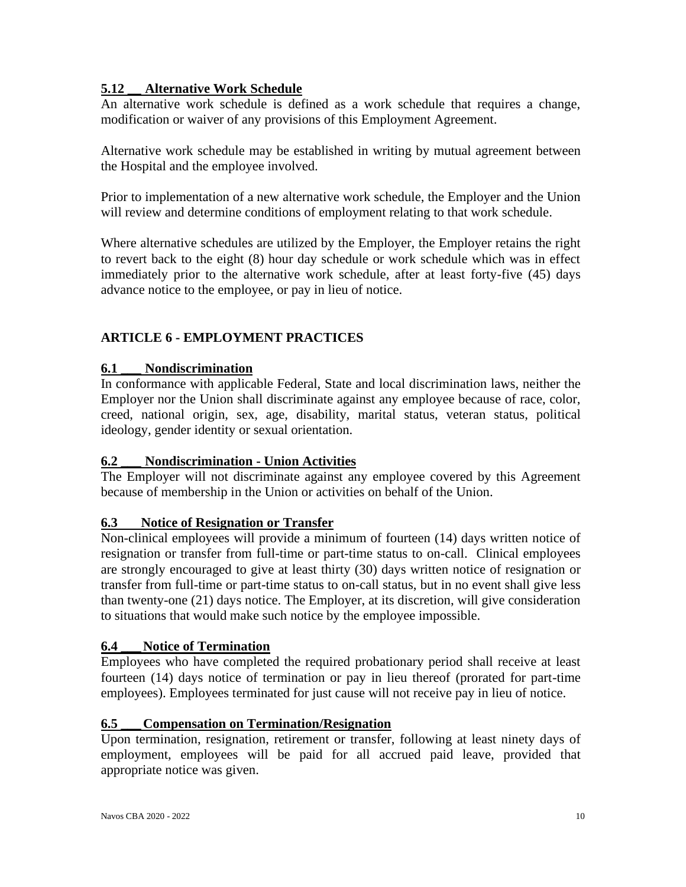### 5.12 __ Alternative Work Schedule

An alternative work schedule is defined as a work schedule that requires a change, modification or waiver of any provisions of this Employment Agreement.

Alternative work schedule may be established in writing by mutual agreement between the Hospital and the employee involved.

Prior to implementation of a new alternative work schedule, the Employer and the Union will review and determine conditions of employment relating to that work schedule.

Where alternative schedules are utilized by the Employer, the Employer retains the right to revert back to the eight (8) hour day schedule or work schedule which was in effect immediately prior to the alternative work schedule, after at least forty-five (45) days advance notice to the employee, or pay in lieu of notice.

## ARTICLE 6 - EMPLOYMENT PRACTICES

### 6.1 ___ Nondiscrimination

In conformance with applicable Federal, State and local discrimination laws, neither the Employer nor the Union shall discriminate against any employee because of race, color, creed, national origin, sex, age, disability, marital status, veteran status, political ideology, gender identity or sexual orientation.

### 6.2 ___ Nondiscrimination - Union Activities

The Employer will not discriminate against any employee covered by this Agreement because of membership in the Union or activities on behalf of the Union.

### 6.3 Notice of Resignation or Transfer

Non-clinical employees will provide a minimum of fourteen (14) days written notice of resignation or transfer from full-time or part-time status to on-call. Clinical employees are strongly encouraged to give at least thirty (30) days written notice of resignation or transfer from full-time or part-time status to on-call status, but in no event shall give less than twenty-one (21) days notice. The Employer, at its discretion, will give consideration to situations that would make such notice by the employee impossible.

### 6.4 ___ Notice of Termination

Employees who have completed the required probationary period shall receive at least fourteen (14) days notice of termination or pay in lieu thereof (prorated for part-time employees). Employees terminated for just cause will not receive pay in lieu of notice.

### 6.5 ___ Compensation on Termination/Resignation

Upon termination, resignation, retirement or transfer, following at least ninety days of employment, employees will be paid for all accrued paid leave, provided that appropriate notice was given.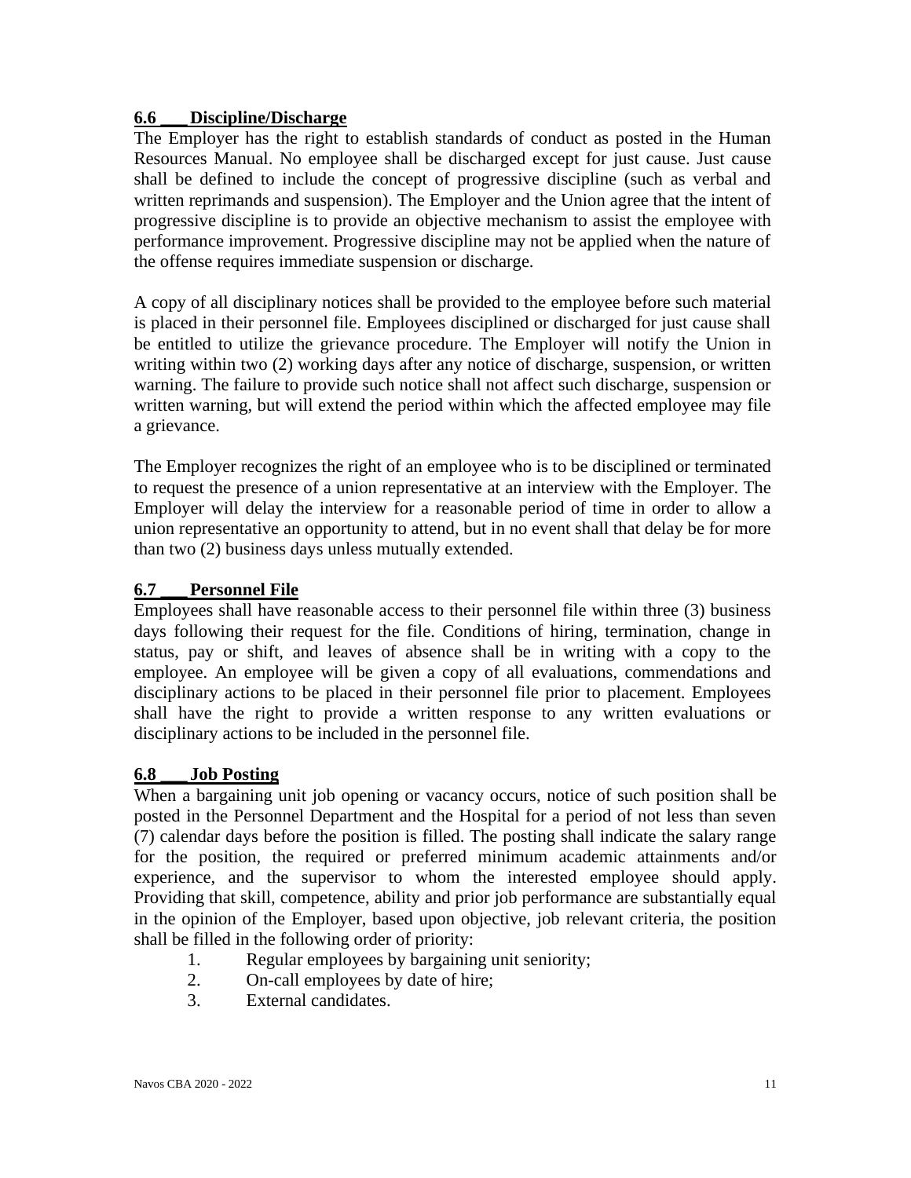### 6.6 ___ Discipline/Discharge

The Employer has the right to establish standards of conduct as posted in the Human Resources Manual. No employee shall be discharged except for just cause. Just cause shall be defined to include the concept of progressive discipline (such as verbal and written reprimands and suspension). The Employer and the Union agree that the intent of progressive discipline is to provide an objective mechanism to assist the employee with performance improvement. Progressive discipline may not be applied when the nature of the offense requires immediate suspension or discharge.

A copy of all disciplinary notices shall be provided to the employee before such material is placed in their personnel file. Employees disciplined or discharged for just cause shall be entitled to utilize the grievance procedure. The Employer will notify the Union in writing within two (2) working days after any notice of discharge, suspension, or written warning. The failure to provide such notice shall not affect such discharge, suspension or written warning, but will extend the period within which the affected employee may file a grievance.

The Employer recognizes the right of an employee who is to be disciplined or terminated to request the presence of a union representative at an interview with the Employer. The Employer will delay the interview for a reasonable period of time in order to allow a union representative an opportunity to attend, but in no event shall that delay be for more than two (2) business days unless mutually extended.

### 6.7 ___ Personnel File

Employees shall have reasonable access to their personnel file within three (3) business days following their request for the file. Conditions of hiring, termination, change in status, pay or shift, and leaves of absence shall be in writing with a copy to the employee. An employee will be given a copy of all evaluations, commendations and disciplinary actions to be placed in their personnel file prior to placement. Employees shall have the right to provide a written response to any written evaluations or disciplinary actions to be included in the personnel file.

### 6.8 ___ Job Posting

When a bargaining unit job opening or vacancy occurs, notice of such position shall be posted in the Personnel Department and the Hospital for a period of not less than seven (7) calendar days before the position is filled. The posting shall indicate the salary range for the position, the required or preferred minimum academic attainments and/or experience, and the supervisor to whom the interested employee should apply. Providing that skill, competence, ability and prior job performance are substantially equal in the opinion of the Employer, based upon objective, job relevant criteria, the position shall be filled in the following order of priority:

1. Regular employees by bargaining unit seniority;
2. On-call employees by date of hire;
3. External candidates.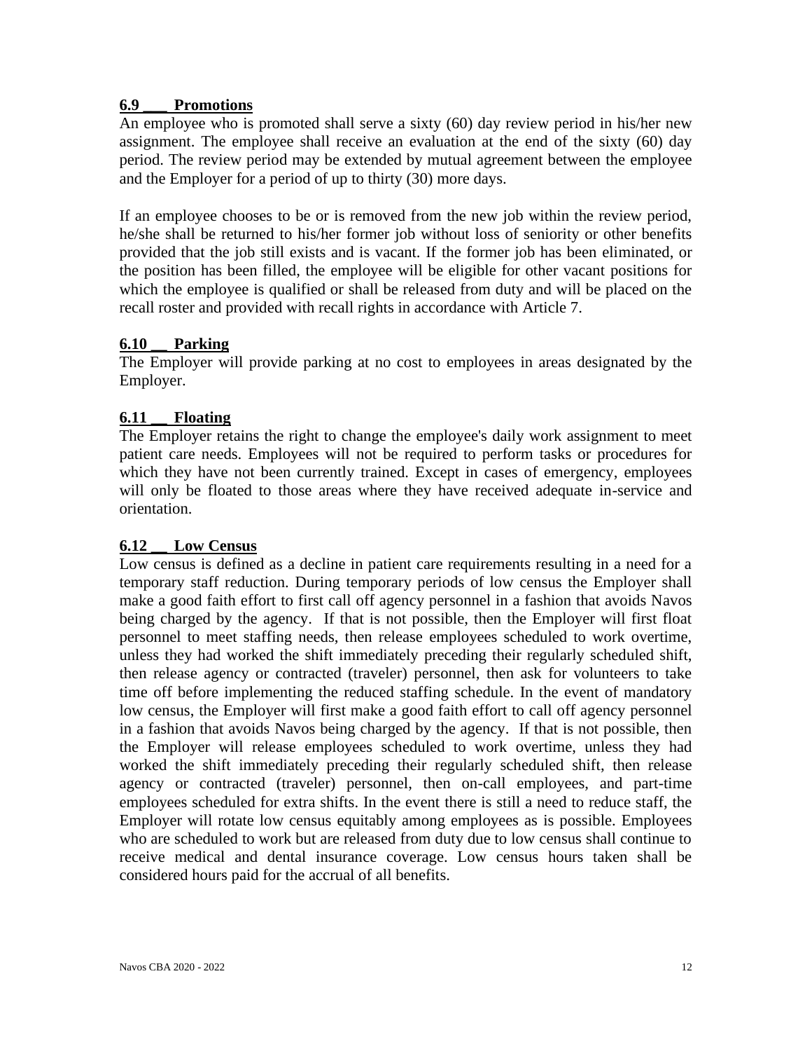**6.9 ___ Promotions**

An employee who is promoted shall serve a sixty (60) day review period in his/her new assignment. The employee shall receive an evaluation at the end of the sixty (60) day period. The review period may be extended by mutual agreement between the employee and the Employer for a period of up to thirty (30) more days.

If an employee chooses to be or is removed from the new job within the review period, he/she shall be returned to his/her former job without loss of seniority or other benefits provided that the job still exists and is vacant. If the former job has been eliminated, or the position has been filled, the employee will be eligible for other vacant positions for which the employee is qualified or shall be released from duty and will be placed on the recall roster and provided with recall rights in accordance with Article 7.

**6.10 __ Parking**

The Employer will provide parking at no cost to employees in areas designated by the Employer.

**6.11 __ Floating**

The Employer retains the right to change the employee's daily work assignment to meet patient care needs. Employees will not be required to perform tasks or procedures for which they have not been currently trained. Except in cases of emergency, employees will only be floated to those areas where they have received adequate in-service and orientation.

**6.12 __ Low Census**

Low census is defined as a decline in patient care requirements resulting in a need for a temporary staff reduction. During temporary periods of low census the Employer shall make a good faith effort to first call off agency personnel in a fashion that avoids Navos being charged by the agency. If that is not possible, then the Employer will first float personnel to meet staffing needs, then release employees scheduled to work overtime, unless they had worked the shift immediately preceding their regularly scheduled shift, then release agency or contracted (traveler) personnel, then ask for volunteers to take time off before implementing the reduced staffing schedule. In the event of mandatory low census, the Employer will first make a good faith effort to call off agency personnel in a fashion that avoids Navos being charged by the agency. If that is not possible, then the Employer will release employees scheduled to work overtime, unless they had worked the shift immediately preceding their regularly scheduled shift, then release agency or contracted (traveler) personnel, then on-call employees, and part-time employees scheduled for extra shifts. In the event there is still a need to reduce staff, the Employer will rotate low census equitably among employees as is possible. Employees who are scheduled to work but are released from duty due to low census shall continue to receive medical and dental insurance coverage. Low census hours taken shall be considered hours paid for the accrual of all benefits.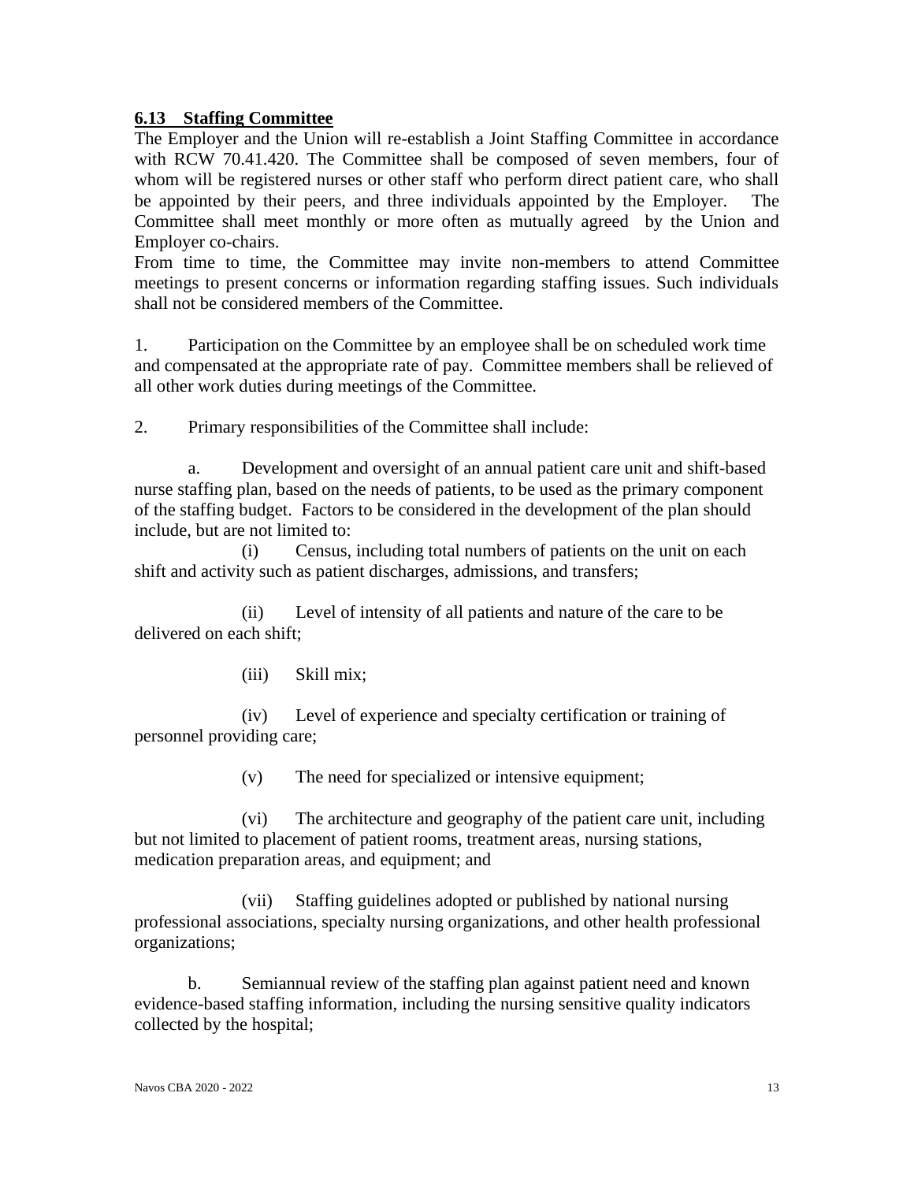### 6.13 Staffing Committee

The Employer and the Union will re-establish a Joint Staffing Committee in accordance with RCW 70.41.420. The Committee shall be composed of seven members, four of whom will be registered nurses or other staff who perform direct patient care, who shall be appointed by their peers, and three individuals appointed by the Employer. The Committee shall meet monthly or more often as mutually agreed by the Union and Employer co-chairs.

From time to time, the Committee may invite non-members to attend Committee meetings to present concerns or information regarding staffing issues. Such individuals shall not be considered members of the Committee.

1. Participation on the Committee by an employee shall be on scheduled work time and compensated at the appropriate rate of pay. Committee members shall be relieved of all other work duties during meetings of the Committee.

2. Primary responsibilities of the Committee shall include:

   a. Development and oversight of an annual patient care unit and shift-based nurse staffing plan, based on the needs of patients, to be used as the primary component of the staffing budget. Factors to be considered in the development of the plan should include, but are not limited to:

      (i) Census, including total numbers of patients on the unit on each shift and activity such as patient discharges, admissions, and transfers;

      (ii) Level of intensity of all patients and nature of the care to be delivered on each shift;

      (iii) Skill mix;

      (iv) Level of experience and specialty certification or training of personnel providing care;

      (v) The need for specialized or intensive equipment;

      (vi) The architecture and geography of the patient care unit, including but not limited to placement of patient rooms, treatment areas, nursing stations, medication preparation areas, and equipment; and

      (vii) Staffing guidelines adopted or published by national nursing professional associations, specialty nursing organizations, and other health professional organizations;

   b. Semiannual review of the staffing plan against patient need and known evidence-based staffing information, including the nursing sensitive quality indicators collected by the hospital;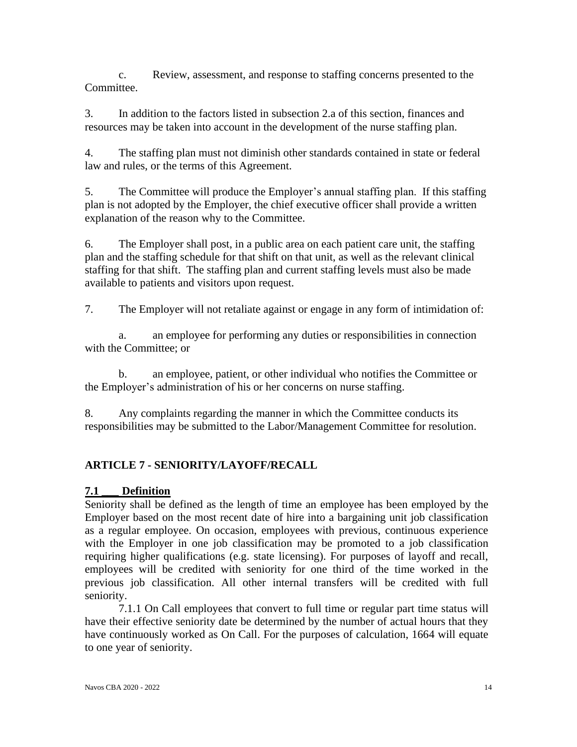c. Review, assessment, and response to staffing concerns presented to the Committee.

3. In addition to the factors listed in subsection 2.a of this section, finances and resources may be taken into account in the development of the nurse staffing plan.

4. The staffing plan must not diminish other standards contained in state or federal law and rules, or the terms of this Agreement.

5. The Committee will produce the Employer's annual staffing plan. If this staffing plan is not adopted by the Employer, the chief executive officer shall provide a written explanation of the reason why to the Committee.

6. The Employer shall post, in a public area on each patient care unit, the staffing plan and the staffing schedule for that shift on that unit, as well as the relevant clinical staffing for that shift. The staffing plan and current staffing levels must also be made available to patients and visitors upon request.

7. The Employer will not retaliate against or engage in any form of intimidation of:

a. an employee for performing any duties or responsibilities in connection with the Committee; or

b. an employee, patient, or other individual who notifies the Committee or the Employer's administration of his or her concerns on nurse staffing.

8. Any complaints regarding the manner in which the Committee conducts its responsibilities may be submitted to the Labor/Management Committee for resolution.

## ARTICLE 7 - SENIORITY/LAYOFF/RECALL

### 7.1 ___ Definition

Seniority shall be defined as the length of time an employee has been employed by the Employer based on the most recent date of hire into a bargaining unit job classification as a regular employee. On occasion, employees with previous, continuous experience with the Employer in one job classification may be promoted to a job classification requiring higher qualifications (e.g. state licensing). For purposes of layoff and recall, employees will be credited with seniority for one third of the time worked in the previous job classification. All other internal transfers will be credited with full seniority.

7.1.1 On Call employees that convert to full time or regular part time status will have their effective seniority date be determined by the number of actual hours that they have continuously worked as On Call. For the purposes of calculation, 1664 will equate to one year of seniority.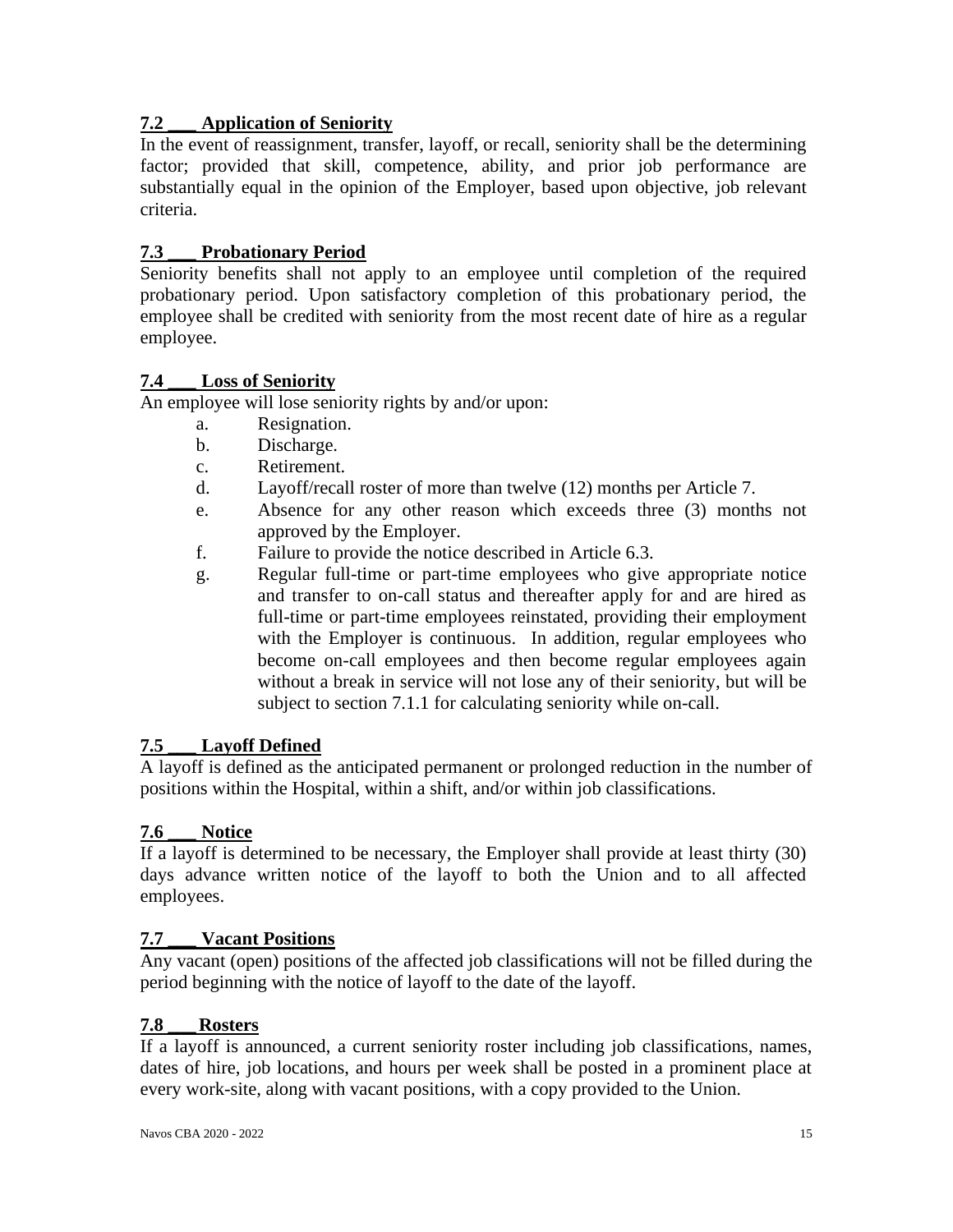### **7.2 ___ Application of Seniority**

In the event of reassignment, transfer, layoff, or recall, seniority shall be the determining factor; provided that skill, competence, ability, and prior job performance are substantially equal in the opinion of the Employer, based upon objective, job relevant criteria.

### **7.3 ___ Probationary Period**

Seniority benefits shall not apply to an employee until completion of the required probationary period. Upon satisfactory completion of this probationary period, the employee shall be credited with seniority from the most recent date of hire as a regular employee.

### **7.4 ___ Loss of Seniority**

An employee will lose seniority rights by and/or upon:

a. Resignation.
b. Discharge.
c. Retirement.
d. Layoff/recall roster of more than twelve (12) months per Article 7.
e. Absence for any other reason which exceeds three (3) months not approved by the Employer.
f. Failure to provide the notice described in Article 6.3.
g. Regular full-time or part-time employees who give appropriate notice and transfer to on-call status and thereafter apply for and are hired as full-time or part-time employees reinstated, providing their employment with the Employer is continuous. In addition, regular employees who become on-call employees and then become regular employees again without a break in service will not lose any of their seniority, but will be subject to section 7.1.1 for calculating seniority while on-call.

### **7.5 ___ Layoff Defined**

A layoff is defined as the anticipated permanent or prolonged reduction in the number of positions within the Hospital, within a shift, and/or within job classifications.

### **7.6 ___ Notice**

If a layoff is determined to be necessary, the Employer shall provide at least thirty (30) days advance written notice of the layoff to both the Union and to all affected employees.

### **7.7 ___ Vacant Positions**

Any vacant (open) positions of the affected job classifications will not be filled during the period beginning with the notice of layoff to the date of the layoff.

### **7.8 ___ Rosters**

If a layoff is announced, a current seniority roster including job classifications, names, dates of hire, job locations, and hours per week shall be posted in a prominent place at every work-site, along with vacant positions, with a copy provided to the Union.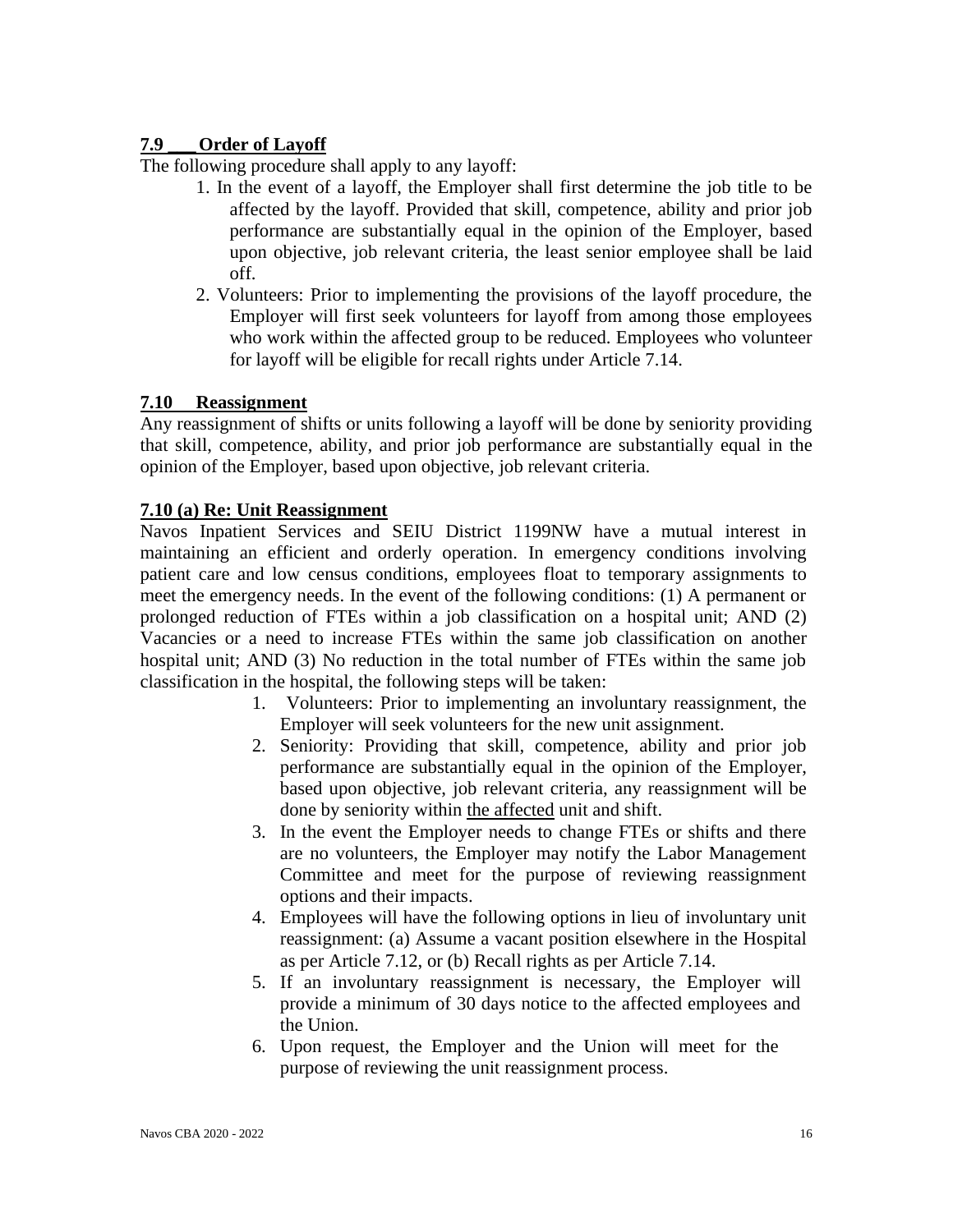**7.9 \_\_\_ Order of Layoff**

The following procedure shall apply to any layoff:

1. In the event of a layoff, the Employer shall first determine the job title to be affected by the layoff. Provided that skill, competence, ability and prior job performance are substantially equal in the opinion of the Employer, based upon objective, job relevant criteria, the least senior employee shall be laid off.
2. Volunteers: Prior to implementing the provisions of the layoff procedure, the Employer will first seek volunteers for layoff from among those employees who work within the affected group to be reduced. Employees who volunteer for layoff will be eligible for recall rights under Article 7.14.

**7.10 Reassignment**

Any reassignment of shifts or units following a layoff will be done by seniority providing that skill, competence, ability, and prior job performance are substantially equal in the opinion of the Employer, based upon objective, job relevant criteria.

**7.10 (a) Re: Unit Reassignment**

Navos Inpatient Services and SEIU District 1199NW have a mutual interest in maintaining an efficient and orderly operation. In emergency conditions involving patient care and low census conditions, employees float to temporary assignments to meet the emergency needs. In the event of the following conditions: (1) A permanent or prolonged reduction of FTEs within a job classification on a hospital unit; AND (2) Vacancies or a need to increase FTEs within the same job classification on another hospital unit; AND (3) No reduction in the total number of FTEs within the same job classification in the hospital, the following steps will be taken:

1. Volunteers: Prior to implementing an involuntary reassignment, the Employer will seek volunteers for the new unit assignment.
2. Seniority: Providing that skill, competence, ability and prior job performance are substantially equal in the opinion of the Employer, based upon objective, job relevant criteria, any reassignment will be done by seniority within <u>the affected</u> unit and shift.
3. In the event the Employer needs to change FTEs or shifts and there are no volunteers, the Employer may notify the Labor Management Committee and meet for the purpose of reviewing reassignment options and their impacts.
4. Employees will have the following options in lieu of involuntary unit reassignment: (a) Assume a vacant position elsewhere in the Hospital as per Article 7.12, or (b) Recall rights as per Article 7.14.
5. If an involuntary reassignment is necessary, the Employer will provide a minimum of 30 days notice to the affected employees and the Union.
6. Upon request, the Employer and the Union will meet for the purpose of reviewing the unit reassignment process.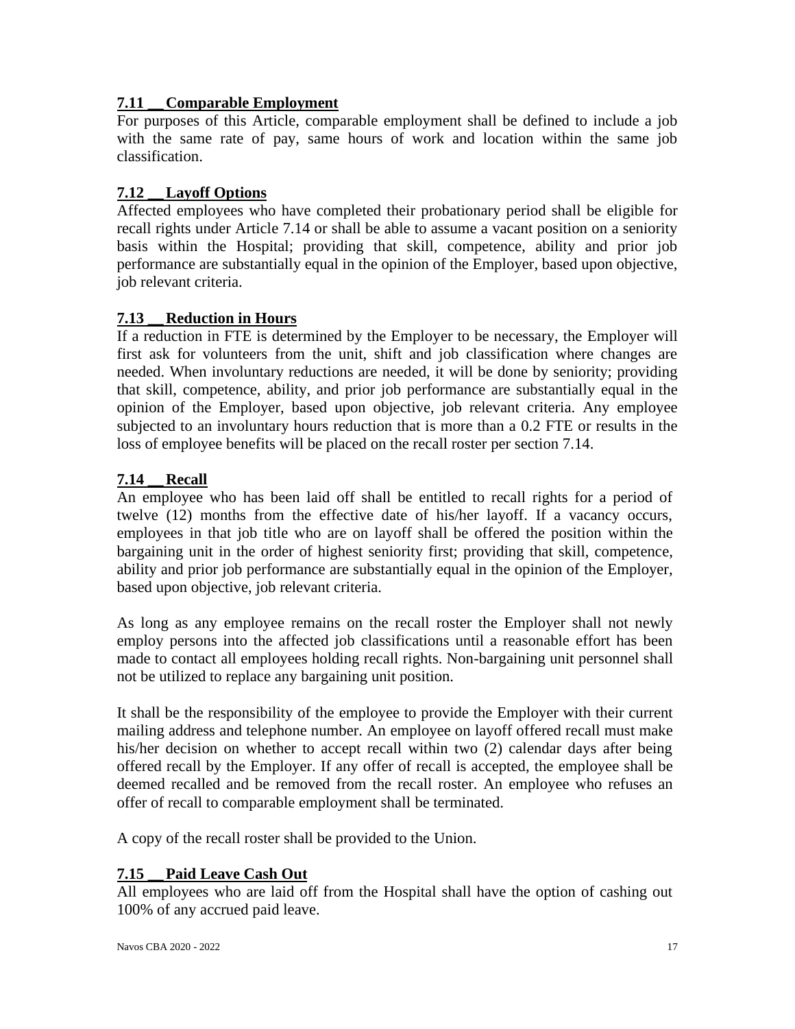### 7.11 __ Comparable Employment

For purposes of this Article, comparable employment shall be defined to include a job with the same rate of pay, same hours of work and location within the same job classification.

### 7.12 __ Layoff Options

Affected employees who have completed their probationary period shall be eligible for recall rights under Article 7.14 or shall be able to assume a vacant position on a seniority basis within the Hospital; providing that skill, competence, ability and prior job performance are substantially equal in the opinion of the Employer, based upon objective, job relevant criteria.

### 7.13 __ Reduction in Hours

If a reduction in FTE is determined by the Employer to be necessary, the Employer will first ask for volunteers from the unit, shift and job classification where changes are needed. When involuntary reductions are needed, it will be done by seniority; providing that skill, competence, ability, and prior job performance are substantially equal in the opinion of the Employer, based upon objective, job relevant criteria. Any employee subjected to an involuntary hours reduction that is more than a 0.2 FTE or results in the loss of employee benefits will be placed on the recall roster per section 7.14.

### 7.14 __ Recall

An employee who has been laid off shall be entitled to recall rights for a period of twelve (12) months from the effective date of his/her layoff. If a vacancy occurs, employees in that job title who are on layoff shall be offered the position within the bargaining unit in the order of highest seniority first; providing that skill, competence, ability and prior job performance are substantially equal in the opinion of the Employer, based upon objective, job relevant criteria.

As long as any employee remains on the recall roster the Employer shall not newly employ persons into the affected job classifications until a reasonable effort has been made to contact all employees holding recall rights. Non-bargaining unit personnel shall not be utilized to replace any bargaining unit position.

It shall be the responsibility of the employee to provide the Employer with their current mailing address and telephone number. An employee on layoff offered recall must make his/her decision on whether to accept recall within two (2) calendar days after being offered recall by the Employer. If any offer of recall is accepted, the employee shall be deemed recalled and be removed from the recall roster. An employee who refuses an offer of recall to comparable employment shall be terminated.

A copy of the recall roster shall be provided to the Union.

### 7.15 __ Paid Leave Cash Out

All employees who are laid off from the Hospital shall have the option of cashing out 100% of any accrued paid leave.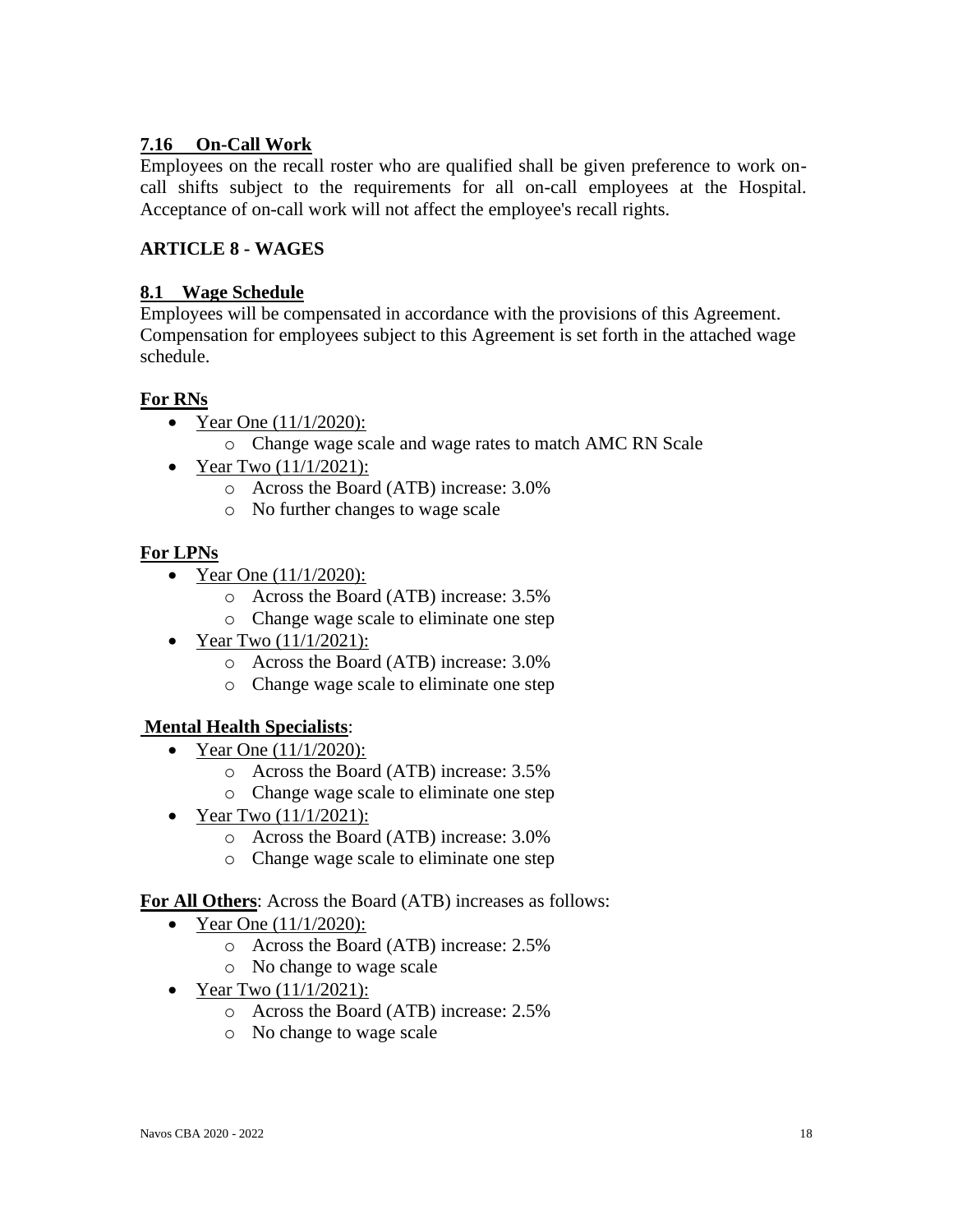### 7.16 On-Call Work

Employees on the recall roster who are qualified shall be given preference to work on-call shifts subject to the requirements for all on-call employees at the Hospital. Acceptance of on-call work will not affect the employee's recall rights.

## ARTICLE 8 - WAGES

### 8.1 Wage Schedule

Employees will be compensated in accordance with the provisions of this Agreement. Compensation for employees subject to this Agreement is set forth in the attached wage schedule.

**For RNs**

- Year One (11/1/2020):
  - Change wage scale and wage rates to match AMC RN Scale
- Year Two (11/1/2021):
  - Across the Board (ATB) increase: 3.0%
  - No further changes to wage scale

**For LPNs**

- Year One (11/1/2020):
  - Across the Board (ATB) increase: 3.5%
  - Change wage scale to eliminate one step
- Year Two (11/1/2021):
  - Across the Board (ATB) increase: 3.0%
  - Change wage scale to eliminate one step

**Mental Health Specialists**:

- Year One (11/1/2020):
  - Across the Board (ATB) increase: 3.5%
  - Change wage scale to eliminate one step
- Year Two (11/1/2021):
  - Across the Board (ATB) increase: 3.0%
  - Change wage scale to eliminate one step

**For All Others**: Across the Board (ATB) increases as follows:

- Year One (11/1/2020):
  - Across the Board (ATB) increase: 2.5%
  - No change to wage scale
- Year Two (11/1/2021):
  - Across the Board (ATB) increase: 2.5%
  - No change to wage scale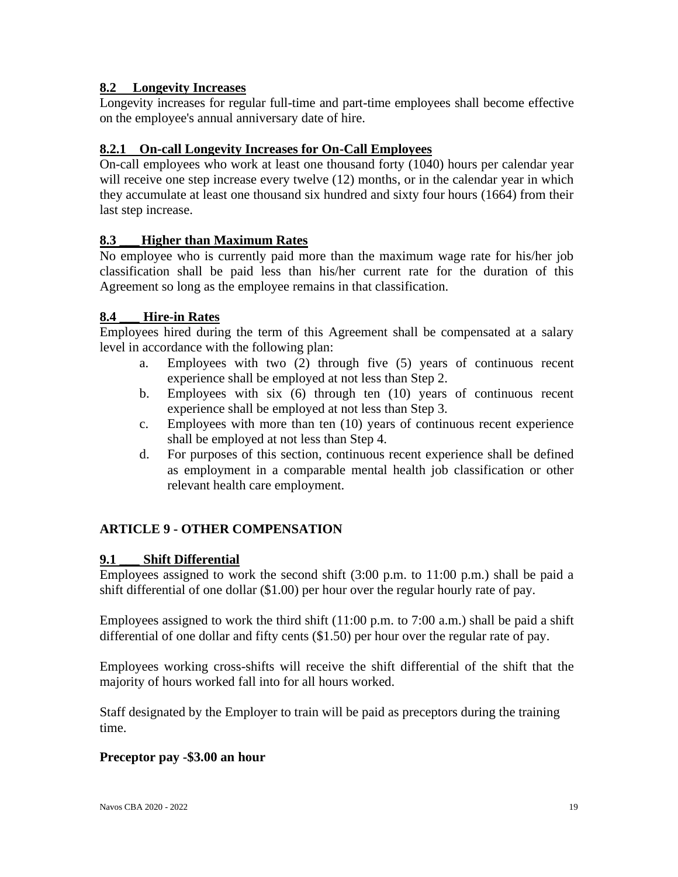### 8.2 Longevity Increases

Longevity increases for regular full-time and part-time employees shall become effective on the employee's annual anniversary date of hire.

### 8.2.1 On-call Longevity Increases for On-Call Employees

On-call employees who work at least one thousand forty (1040) hours per calendar year will receive one step increase every twelve (12) months, or in the calendar year in which they accumulate at least one thousand six hundred and sixty four hours (1664) from their last step increase.

### 8.3 ___ Higher than Maximum Rates

No employee who is currently paid more than the maximum wage rate for his/her job classification shall be paid less than his/her current rate for the duration of this Agreement so long as the employee remains in that classification.

### 8.4 ___ Hire-in Rates

Employees hired during the term of this Agreement shall be compensated at a salary level in accordance with the following plan:

a. Employees with two (2) through five (5) years of continuous recent experience shall be employed at not less than Step 2.
b. Employees with six (6) through ten (10) years of continuous recent experience shall be employed at not less than Step 3.
c. Employees with more than ten (10) years of continuous recent experience shall be employed at not less than Step 4.
d. For purposes of this section, continuous recent experience shall be defined as employment in a comparable mental health job classification or other relevant health care employment.

## ARTICLE 9 - OTHER COMPENSATION

### 9.1 ___ Shift Differential

Employees assigned to work the second shift (3:00 p.m. to 11:00 p.m.) shall be paid a shift differential of one dollar ($1.00) per hour over the regular hourly rate of pay.

Employees assigned to work the third shift (11:00 p.m. to 7:00 a.m.) shall be paid a shift differential of one dollar and fifty cents ($1.50) per hour over the regular rate of pay.

Employees working cross-shifts will receive the shift differential of the shift that the majority of hours worked fall into for all hours worked.

Staff designated by the Employer to train will be paid as preceptors during the training time.

**Preceptor pay -$3.00 an hour**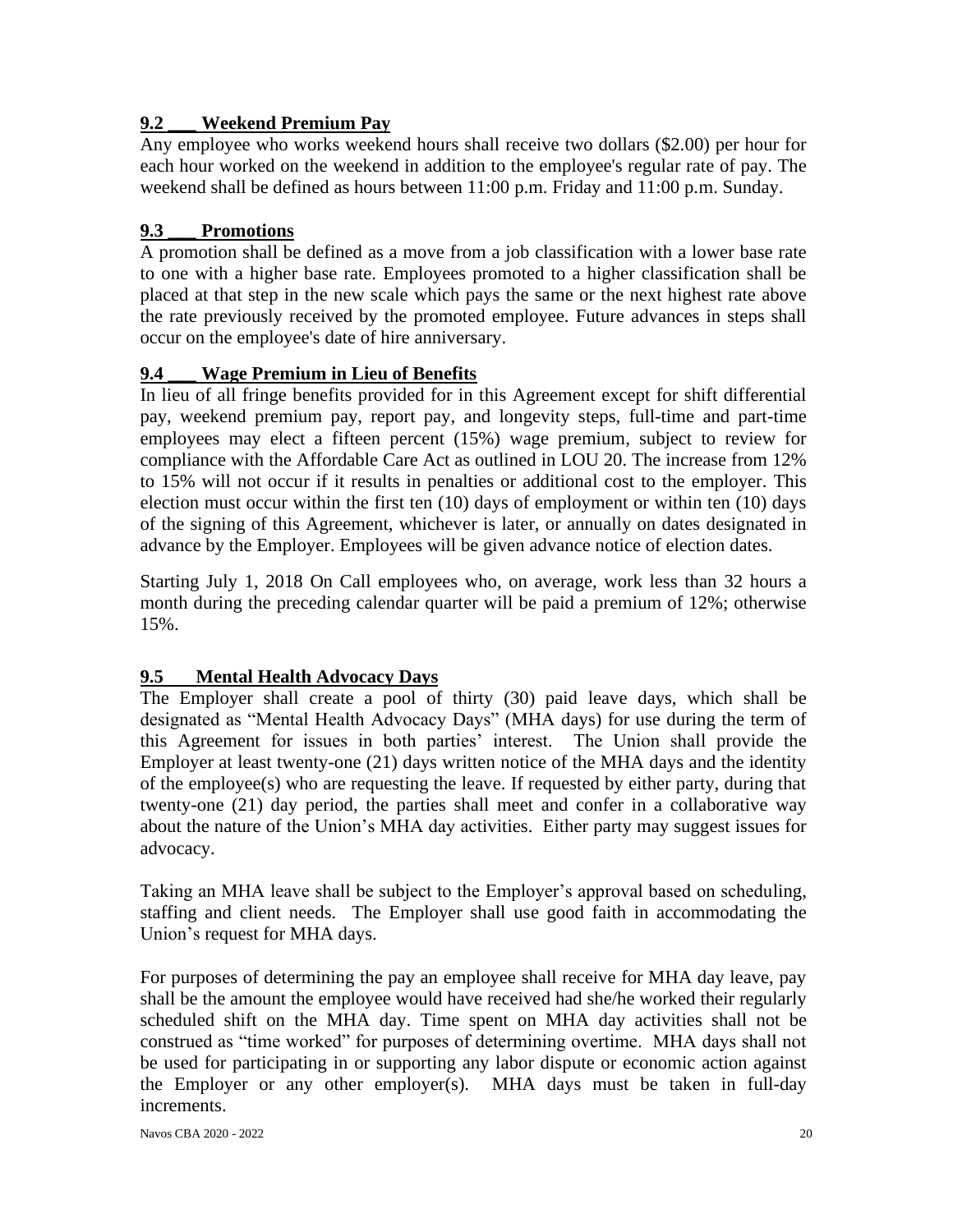## 9.2 ___ Weekend Premium Pay

Any employee who works weekend hours shall receive two dollars ($2.00) per hour for each hour worked on the weekend in addition to the employee's regular rate of pay. The weekend shall be defined as hours between 11:00 p.m. Friday and 11:00 p.m. Sunday.

## 9.3 ___ Promotions

A promotion shall be defined as a move from a job classification with a lower base rate to one with a higher base rate. Employees promoted to a higher classification shall be placed at that step in the new scale which pays the same or the next highest rate above the rate previously received by the promoted employee. Future advances in steps shall occur on the employee's date of hire anniversary.

## 9.4 ___ Wage Premium in Lieu of Benefits

In lieu of all fringe benefits provided for in this Agreement except for shift differential pay, weekend premium pay, report pay, and longevity steps, full-time and part-time employees may elect a fifteen percent (15%) wage premium, subject to review for compliance with the Affordable Care Act as outlined in LOU 20. The increase from 12% to 15% will not occur if it results in penalties or additional cost to the employer. This election must occur within the first ten (10) days of employment or within ten (10) days of the signing of this Agreement, whichever is later, or annually on dates designated in advance by the Employer. Employees will be given advance notice of election dates.

Starting July 1, 2018 On Call employees who, on average, work less than 32 hours a month during the preceding calendar quarter will be paid a premium of 12%; otherwise 15%.

## 9.5 Mental Health Advocacy Days

The Employer shall create a pool of thirty (30) paid leave days, which shall be designated as "Mental Health Advocacy Days" (MHA days) for use during the term of this Agreement for issues in both parties' interest. The Union shall provide the Employer at least twenty-one (21) days written notice of the MHA days and the identity of the employee(s) who are requesting the leave. If requested by either party, during that twenty-one (21) day period, the parties shall meet and confer in a collaborative way about the nature of the Union's MHA day activities. Either party may suggest issues for advocacy.

Taking an MHA leave shall be subject to the Employer's approval based on scheduling, staffing and client needs. The Employer shall use good faith in accommodating the Union's request for MHA days.

For purposes of determining the pay an employee shall receive for MHA day leave, pay shall be the amount the employee would have received had she/he worked their regularly scheduled shift on the MHA day. Time spent on MHA day activities shall not be construed as "time worked" for purposes of determining overtime. MHA days shall not be used for participating in or supporting any labor dispute or economic action against the Employer or any other employer(s). MHA days must be taken in full-day increments.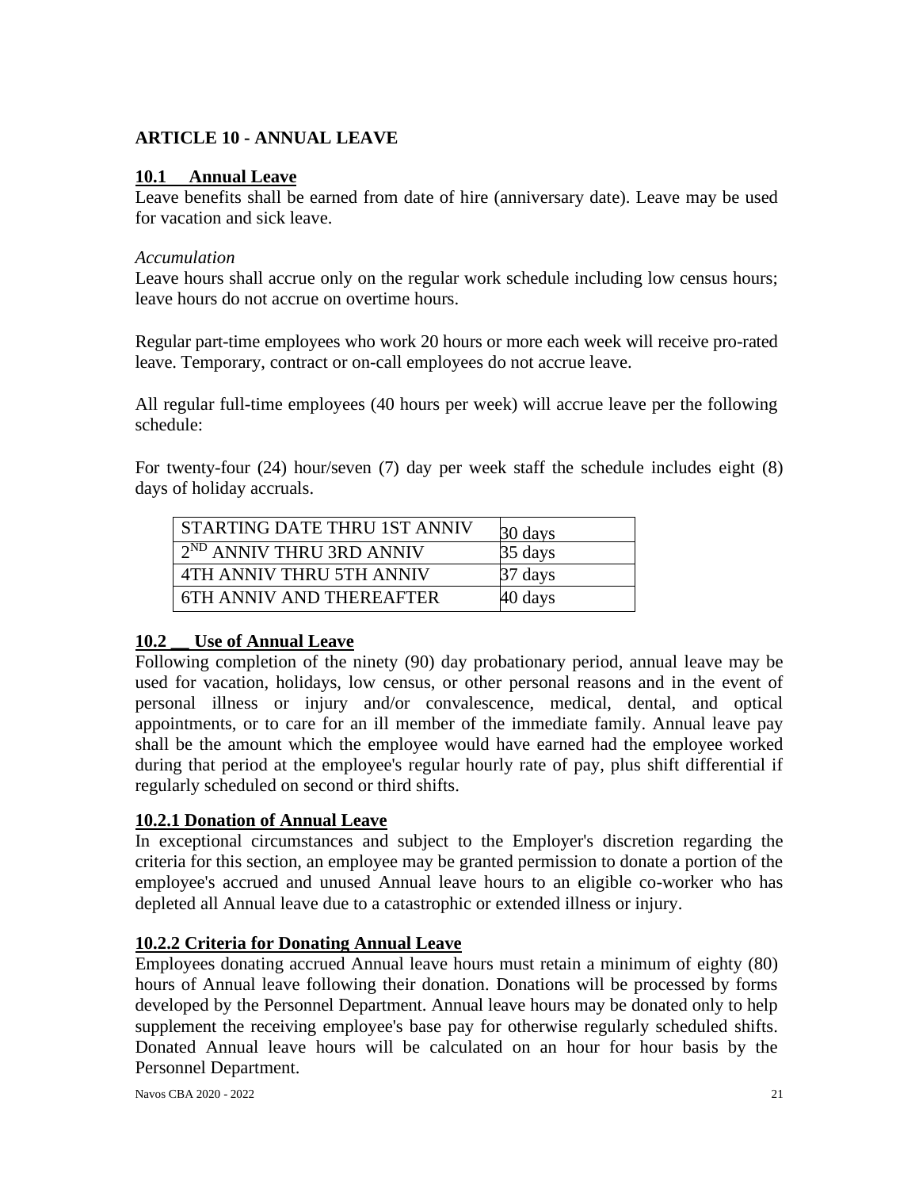## ARTICLE 10 - ANNUAL LEAVE

### 10.1 Annual Leave

Leave benefits shall be earned from date of hire (anniversary date). Leave may be used for vacation and sick leave.

*Accumulation*

Leave hours shall accrue only on the regular work schedule including low census hours; leave hours do not accrue on overtime hours.

Regular part-time employees who work 20 hours or more each week will receive pro-rated leave. Temporary, contract or on-call employees do not accrue leave.

All regular full-time employees (40 hours per week) will accrue leave per the following schedule:

For twenty-four (24) hour/seven (7) day per week staff the schedule includes eight (8) days of holiday accruals.

| | |
|---|---|
| STARTING DATE THRU 1ST ANNIV | 30 days |
| 2ND ANNIV THRU 3RD ANNIV | 35 days |
| 4TH ANNIV THRU 5TH ANNIV | 37 days |
| 6TH ANNIV AND THEREAFTER | 40 days |

### 10.2 Use of Annual Leave

Following completion of the ninety (90) day probationary period, annual leave may be used for vacation, holidays, low census, or other personal reasons and in the event of personal illness or injury and/or convalescence, medical, dental, and optical appointments, or to care for an ill member of the immediate family. Annual leave pay shall be the amount which the employee would have earned had the employee worked during that period at the employee's regular hourly rate of pay, plus shift differential if regularly scheduled on second or third shifts.

#### 10.2.1 Donation of Annual Leave

In exceptional circumstances and subject to the Employer's discretion regarding the criteria for this section, an employee may be granted permission to donate a portion of the employee's accrued and unused Annual leave hours to an eligible co-worker who has depleted all Annual leave due to a catastrophic or extended illness or injury.

#### 10.2.2 Criteria for Donating Annual Leave

Employees donating accrued Annual leave hours must retain a minimum of eighty (80) hours of Annual leave following their donation. Donations will be processed by forms developed by the Personnel Department. Annual leave hours may be donated only to help supplement the receiving employee's base pay for otherwise regularly scheduled shifts. Donated Annual leave hours will be calculated on an hour for hour basis by the Personnel Department.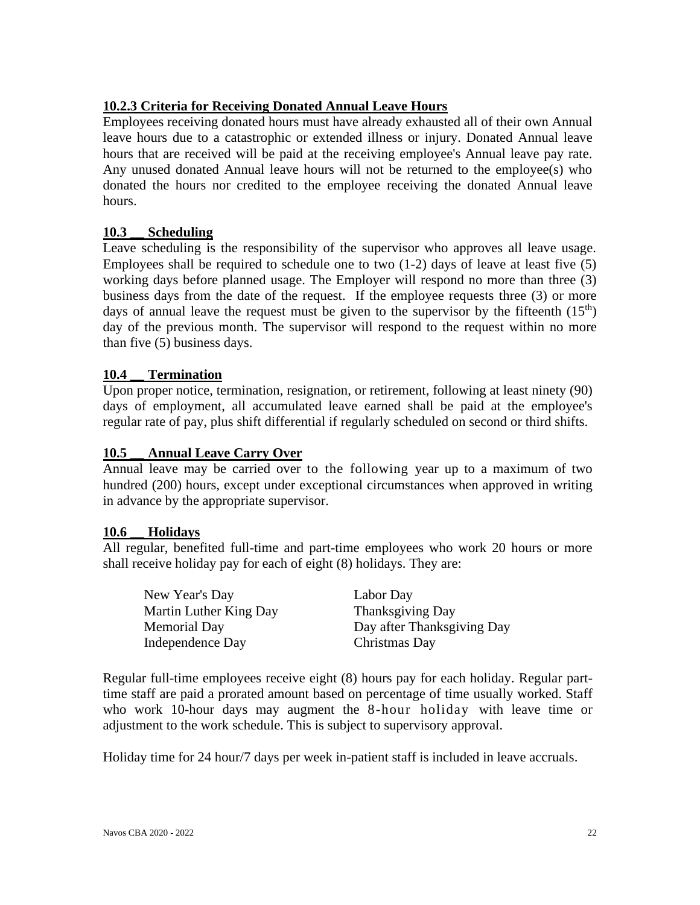**10.2.3 Criteria for Receiving Donated Annual Leave Hours**

Employees receiving donated hours must have already exhausted all of their own Annual leave hours due to a catastrophic or extended illness or injury. Donated Annual leave hours that are received will be paid at the receiving employee's Annual leave pay rate. Any unused donated Annual leave hours will not be returned to the employee(s) who donated the hours nor credited to the employee receiving the donated Annual leave hours.

**10.3 __ Scheduling**

Leave scheduling is the responsibility of the supervisor who approves all leave usage. Employees shall be required to schedule one to two (1-2) days of leave at least five (5) working days before planned usage. The Employer will respond no more than three (3) business days from the date of the request. If the employee requests three (3) or more days of annual leave the request must be given to the supervisor by the fifteenth ($15^{th}$) day of the previous month. The supervisor will respond to the request within no more than five (5) business days.

**10.4 __ Termination**

Upon proper notice, termination, resignation, or retirement, following at least ninety (90) days of employment, all accumulated leave earned shall be paid at the employee's regular rate of pay, plus shift differential if regularly scheduled on second or third shifts.

**10.5 __ Annual Leave Carry Over**

Annual leave may be carried over to the following year up to a maximum of two hundred (200) hours, except under exceptional circumstances when approved in writing in advance by the appropriate supervisor.

**10.6 __ Holidays**

All regular, benefited full-time and part-time employees who work 20 hours or more shall receive holiday pay for each of eight (8) holidays. They are:

| | |
|---|---|
| New Year's Day | Labor Day |
| Martin Luther King Day | Thanksgiving Day |
| Memorial Day | Day after Thanksgiving Day |
| Independence Day | Christmas Day |

Regular full-time employees receive eight (8) hours pay for each holiday. Regular part-time staff are paid a prorated amount based on percentage of time usually worked. Staff who work 10-hour days may augment the 8-hour holiday with leave time or adjustment to the work schedule. This is subject to supervisory approval.

Holiday time for 24 hour/7 days per week in-patient staff is included in leave accruals.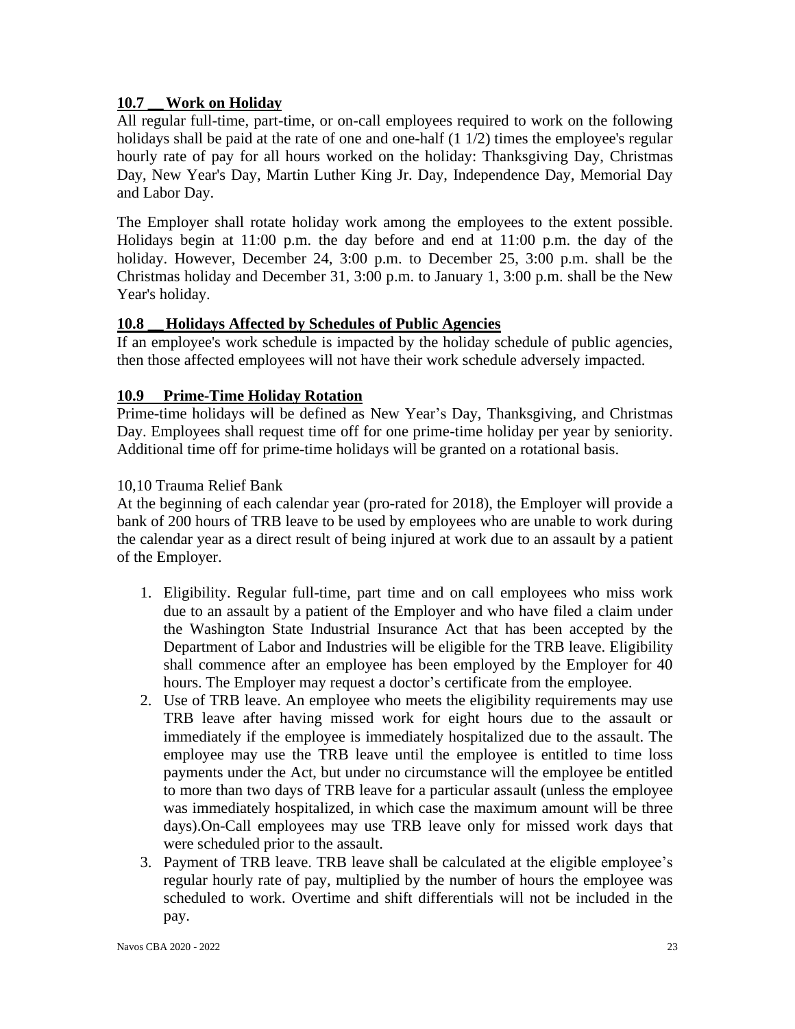### 10.7 __ Work on Holiday

All regular full-time, part-time, or on-call employees required to work on the following holidays shall be paid at the rate of one and one-half (1 1/2) times the employee's regular hourly rate of pay for all hours worked on the holiday: Thanksgiving Day, Christmas Day, New Year's Day, Martin Luther King Jr. Day, Independence Day, Memorial Day and Labor Day.

The Employer shall rotate holiday work among the employees to the extent possible. Holidays begin at 11:00 p.m. the day before and end at 11:00 p.m. the day of the holiday. However, December 24, 3:00 p.m. to December 25, 3:00 p.m. shall be the Christmas holiday and December 31, 3:00 p.m. to January 1, 3:00 p.m. shall be the New Year's holiday.

### 10.8 __ Holidays Affected by Schedules of Public Agencies

If an employee's work schedule is impacted by the holiday schedule of public agencies, then those affected employees will not have their work schedule adversely impacted.

### 10.9 Prime-Time Holiday Rotation

Prime-time holidays will be defined as New Year's Day, Thanksgiving, and Christmas Day. Employees shall request time off for one prime-time holiday per year by seniority. Additional time off for prime-time holidays will be granted on a rotational basis.

10,10 Trauma Relief Bank

At the beginning of each calendar year (pro-rated for 2018), the Employer will provide a bank of 200 hours of TRB leave to be used by employees who are unable to work during the calendar year as a direct result of being injured at work due to an assault by a patient of the Employer.

1. Eligibility. Regular full-time, part time and on call employees who miss work due to an assault by a patient of the Employer and who have filed a claim under the Washington State Industrial Insurance Act that has been accepted by the Department of Labor and Industries will be eligible for the TRB leave. Eligibility shall commence after an employee has been employed by the Employer for 40 hours. The Employer may request a doctor's certificate from the employee.
2. Use of TRB leave. An employee who meets the eligibility requirements may use TRB leave after having missed work for eight hours due to the assault or immediately if the employee is immediately hospitalized due to the assault. The employee may use the TRB leave until the employee is entitled to time loss payments under the Act, but under no circumstance will the employee be entitled to more than two days of TRB leave for a particular assault (unless the employee was immediately hospitalized, in which case the maximum amount will be three days).On-Call employees may use TRB leave only for missed work days that were scheduled prior to the assault.
3. Payment of TRB leave. TRB leave shall be calculated at the eligible employee's regular hourly rate of pay, multiplied by the number of hours the employee was scheduled to work. Overtime and shift differentials will not be included in the pay.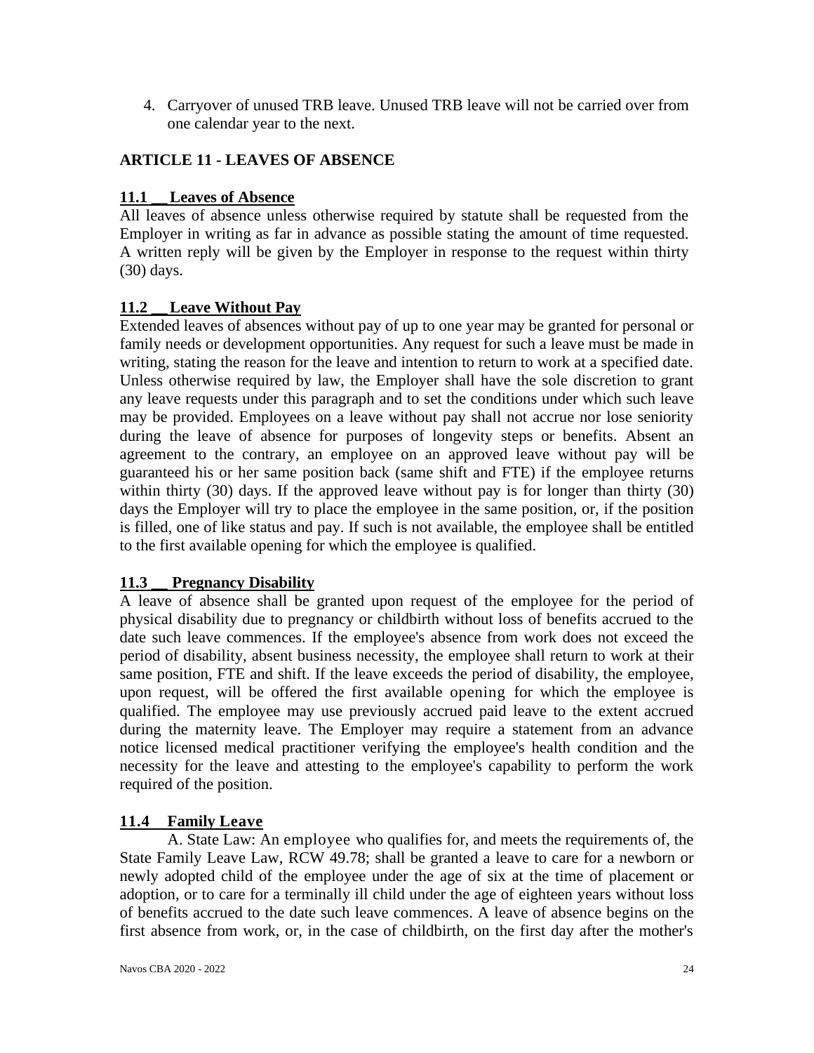4. Carryover of unused TRB leave. Unused TRB leave will not be carried over from one calendar year to the next.

## ARTICLE 11 - LEAVES OF ABSENCE

### 11.1 Leaves of Absence

All leaves of absence unless otherwise required by statute shall be requested from the Employer in writing as far in advance as possible stating the amount of time requested. A written reply will be given by the Employer in response to the request within thirty (30) days.

### 11.2 Leave Without Pay

Extended leaves of absences without pay of up to one year may be granted for personal or family needs or development opportunities. Any request for such a leave must be made in writing, stating the reason for the leave and intention to return to work at a specified date. Unless otherwise required by law, the Employer shall have the sole discretion to grant any leave requests under this paragraph and to set the conditions under which such leave may be provided. Employees on a leave without pay shall not accrue nor lose seniority during the leave of absence for purposes of longevity steps or benefits. Absent an agreement to the contrary, an employee on an approved leave without pay will be guaranteed his or her same position back (same shift and FTE) if the employee returns within thirty (30) days. If the approved leave without pay is for longer than thirty (30) days the Employer will try to place the employee in the same position, or, if the position is filled, one of like status and pay. If such is not available, the employee shall be entitled to the first available opening for which the employee is qualified.

### 11.3 Pregnancy Disability

A leave of absence shall be granted upon request of the employee for the period of physical disability due to pregnancy or childbirth without loss of benefits accrued to the date such leave commences. If the employee's absence from work does not exceed the period of disability, absent business necessity, the employee shall return to work at their same position, FTE and shift. If the leave exceeds the period of disability, the employee, upon request, will be offered the first available opening for which the employee is qualified. The employee may use previously accrued paid leave to the extent accrued during the maternity leave. The Employer may require a statement from an advance notice licensed medical practitioner verifying the employee's health condition and the necessity for the leave and attesting to the employee's capability to perform the work required of the position.

### 11.4 Family Leave

A. State Law: An employee who qualifies for, and meets the requirements of, the State Family Leave Law, RCW 49.78; shall be granted a leave to care for a newborn or newly adopted child of the employee under the age of six at the time of placement or adoption, or to care for a terminally ill child under the age of eighteen years without loss of benefits accrued to the date such leave commences. A leave of absence begins on the first absence from work, or, in the case of childbirth, on the first day after the mother's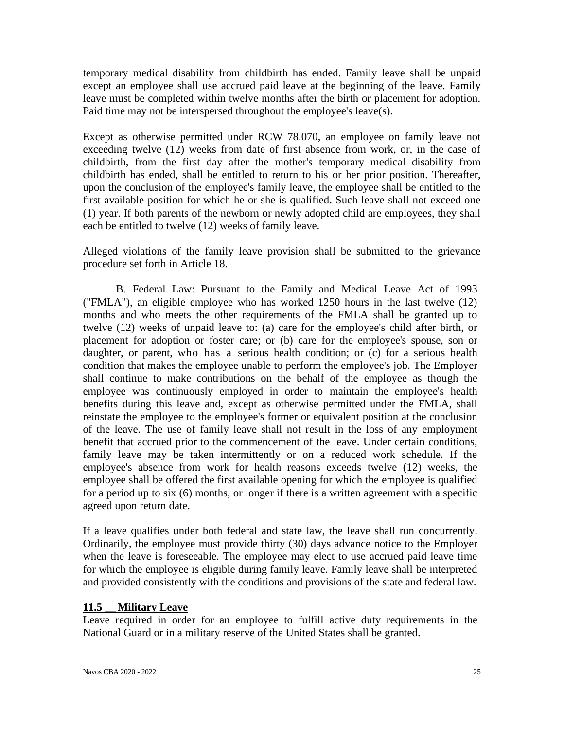temporary medical disability from childbirth has ended. Family leave shall be unpaid except an employee shall use accrued paid leave at the beginning of the leave. Family leave must be completed within twelve months after the birth or placement for adoption. Paid time may not be interspersed throughout the employee's leave(s).

Except as otherwise permitted under RCW 78.070, an employee on family leave not exceeding twelve (12) weeks from date of first absence from work, or, in the case of childbirth, from the first day after the mother's temporary medical disability from childbirth has ended, shall be entitled to return to his or her prior position. Thereafter, upon the conclusion of the employee's family leave, the employee shall be entitled to the first available position for which he or she is qualified. Such leave shall not exceed one (1) year. If both parents of the newborn or newly adopted child are employees, they shall each be entitled to twelve (12) weeks of family leave.

Alleged violations of the family leave provision shall be submitted to the grievance procedure set forth in Article 18.

B. Federal Law: Pursuant to the Family and Medical Leave Act of 1993 ("FMLA"), an eligible employee who has worked 1250 hours in the last twelve (12) months and who meets the other requirements of the FMLA shall be granted up to twelve (12) weeks of unpaid leave to: (a) care for the employee's child after birth, or placement for adoption or foster care; or (b) care for the employee's spouse, son or daughter, or parent, who has a serious health condition; or (c) for a serious health condition that makes the employee unable to perform the employee's job. The Employer shall continue to make contributions on the behalf of the employee as though the employee was continuously employed in order to maintain the employee's health benefits during this leave and, except as otherwise permitted under the FMLA, shall reinstate the employee to the employee's former or equivalent position at the conclusion of the leave. The use of family leave shall not result in the loss of any employment benefit that accrued prior to the commencement of the leave. Under certain conditions, family leave may be taken intermittently or on a reduced work schedule. If the employee's absence from work for health reasons exceeds twelve (12) weeks, the employee shall be offered the first available opening for which the employee is qualified for a period up to six (6) months, or longer if there is a written agreement with a specific agreed upon return date.

If a leave qualifies under both federal and state law, the leave shall run concurrently. Ordinarily, the employee must provide thirty (30) days advance notice to the Employer when the leave is foreseeable. The employee may elect to use accrued paid leave time for which the employee is eligible during family leave. Family leave shall be interpreted and provided consistently with the conditions and provisions of the state and federal law.

**11.5 Military Leave**

Leave required in order for an employee to fulfill active duty requirements in the National Guard or in a military reserve of the United States shall be granted.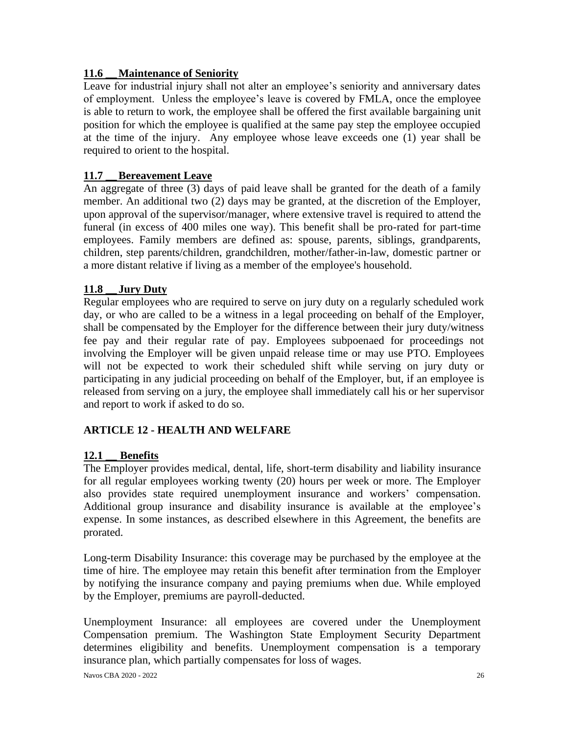### 11.6 __ Maintenance of Seniority

Leave for industrial injury shall not alter an employee's seniority and anniversary dates of employment. Unless the employee's leave is covered by FMLA, once the employee is able to return to work, the employee shall be offered the first available bargaining unit position for which the employee is qualified at the same pay step the employee occupied at the time of the injury. Any employee whose leave exceeds one (1) year shall be required to orient to the hospital.

### 11.7 __ Bereavement Leave

An aggregate of three (3) days of paid leave shall be granted for the death of a family member. An additional two (2) days may be granted, at the discretion of the Employer, upon approval of the supervisor/manager, where extensive travel is required to attend the funeral (in excess of 400 miles one way). This benefit shall be pro-rated for part-time employees. Family members are defined as: spouse, parents, siblings, grandparents, children, step parents/children, grandchildren, mother/father-in-law, domestic partner or a more distant relative if living as a member of the employee's household.

### 11.8 __ Jury Duty

Regular employees who are required to serve on jury duty on a regularly scheduled work day, or who are called to be a witness in a legal proceeding on behalf of the Employer, shall be compensated by the Employer for the difference between their jury duty/witness fee pay and their regular rate of pay. Employees subpoenaed for proceedings not involving the Employer will be given unpaid release time or may use PTO. Employees will not be expected to work their scheduled shift while serving on jury duty or participating in any judicial proceeding on behalf of the Employer, but, if an employee is released from serving on a jury, the employee shall immediately call his or her supervisor and report to work if asked to do so.

## ARTICLE 12 - HEALTH AND WELFARE

### 12.1 __ Benefits

The Employer provides medical, dental, life, short-term disability and liability insurance for all regular employees working twenty (20) hours per week or more. The Employer also provides state required unemployment insurance and workers' compensation. Additional group insurance and disability insurance is available at the employee's expense. In some instances, as described elsewhere in this Agreement, the benefits are prorated.

Long-term Disability Insurance: this coverage may be purchased by the employee at the time of hire. The employee may retain this benefit after termination from the Employer by notifying the insurance company and paying premiums when due. While employed by the Employer, premiums are payroll-deducted.

Unemployment Insurance: all employees are covered under the Unemployment Compensation premium. The Washington State Employment Security Department determines eligibility and benefits. Unemployment compensation is a temporary insurance plan, which partially compensates for loss of wages.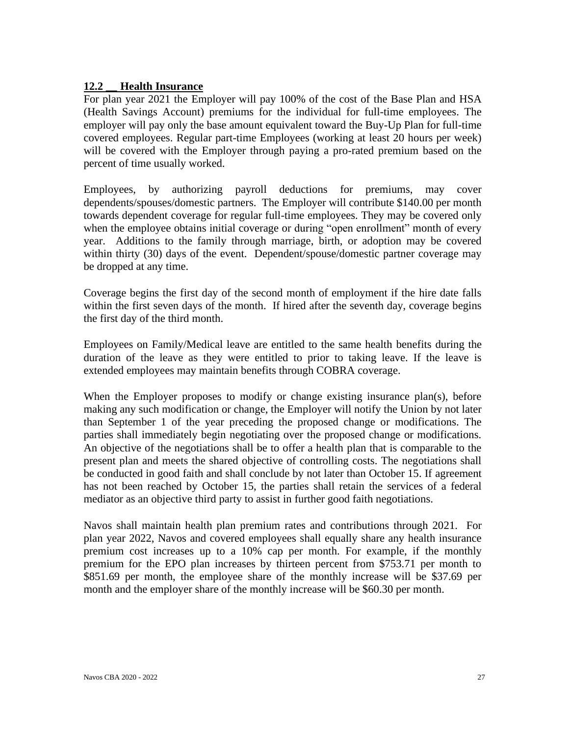### 12.2 __ Health Insurance

For plan year 2021 the Employer will pay 100% of the cost of the Base Plan and HSA (Health Savings Account) premiums for the individual for full-time employees. The employer will pay only the base amount equivalent toward the Buy-Up Plan for full-time covered employees. Regular part-time Employees (working at least 20 hours per week) will be covered with the Employer through paying a pro-rated premium based on the percent of time usually worked.

Employees, by authorizing payroll deductions for premiums, may cover dependents/spouses/domestic partners. The Employer will contribute $140.00 per month towards dependent coverage for regular full-time employees. They may be covered only when the employee obtains initial coverage or during "open enrollment" month of every year. Additions to the family through marriage, birth, or adoption may be covered within thirty (30) days of the event. Dependent/spouse/domestic partner coverage may be dropped at any time.

Coverage begins the first day of the second month of employment if the hire date falls within the first seven days of the month. If hired after the seventh day, coverage begins the first day of the third month.

Employees on Family/Medical leave are entitled to the same health benefits during the duration of the leave as they were entitled to prior to taking leave. If the leave is extended employees may maintain benefits through COBRA coverage.

When the Employer proposes to modify or change existing insurance plan(s), before making any such modification or change, the Employer will notify the Union by not later than September 1 of the year preceding the proposed change or modifications. The parties shall immediately begin negotiating over the proposed change or modifications. An objective of the negotiations shall be to offer a health plan that is comparable to the present plan and meets the shared objective of controlling costs. The negotiations shall be conducted in good faith and shall conclude by not later than October 15. If agreement has not been reached by October 15, the parties shall retain the services of a federal mediator as an objective third party to assist in further good faith negotiations.

Navos shall maintain health plan premium rates and contributions through 2021. For plan year 2022, Navos and covered employees shall equally share any health insurance premium cost increases up to a 10% cap per month. For example, if the monthly premium for the EPO plan increases by thirteen percent from $753.71 per month to $851.69 per month, the employee share of the monthly increase will be $37.69 per month and the employer share of the monthly increase will be $60.30 per month.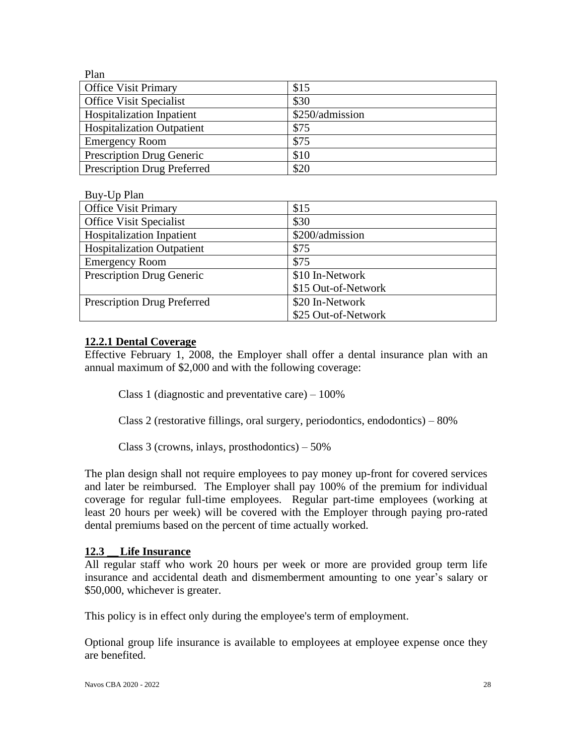Plan

| Office Visit Primary | \$15 |
|---|---|
| Office Visit Specialist | \$30 |
| Hospitalization Inpatient | \$250/admission |
| Hospitalization Outpatient | \$75 |
| Emergency Room | \$75 |
| Prescription Drug Generic | \$10 |
| Prescription Drug Preferred | \$20 |

Buy-Up Plan

| Office Visit Primary | \$15 |
|---|---|
| Office Visit Specialist | \$30 |
| Hospitalization Inpatient | \$200/admission |
| Hospitalization Outpatient | \$75 |
| Emergency Room | \$75 |
| Prescription Drug Generic | \$10 In-Network<br>\$15 Out-of-Network |
| Prescription Drug Preferred | \$20 In-Network<br>\$25 Out-of-Network |

**12.2.1 Dental Coverage**

Effective February 1, 2008, the Employer shall offer a dental insurance plan with an annual maximum of \$2,000 and with the following coverage:

Class 1 (diagnostic and preventative care) – 100%

Class 2 (restorative fillings, oral surgery, periodontics, endodontics) – 80%

Class 3 (crowns, inlays, prosthodontics) – 50%

The plan design shall not require employees to pay money up-front for covered services and later be reimbursed. The Employer shall pay 100% of the premium for individual coverage for regular full-time employees. Regular part-time employees (working at least 20 hours per week) will be covered with the Employer through paying pro-rated dental premiums based on the percent of time actually worked.

**12.3 __ Life Insurance**

All regular staff who work 20 hours per week or more are provided group term life insurance and accidental death and dismemberment amounting to one year's salary or \$50,000, whichever is greater.

This policy is in effect only during the employee's term of employment.

Optional group life insurance is available to employees at employee expense once they are benefited.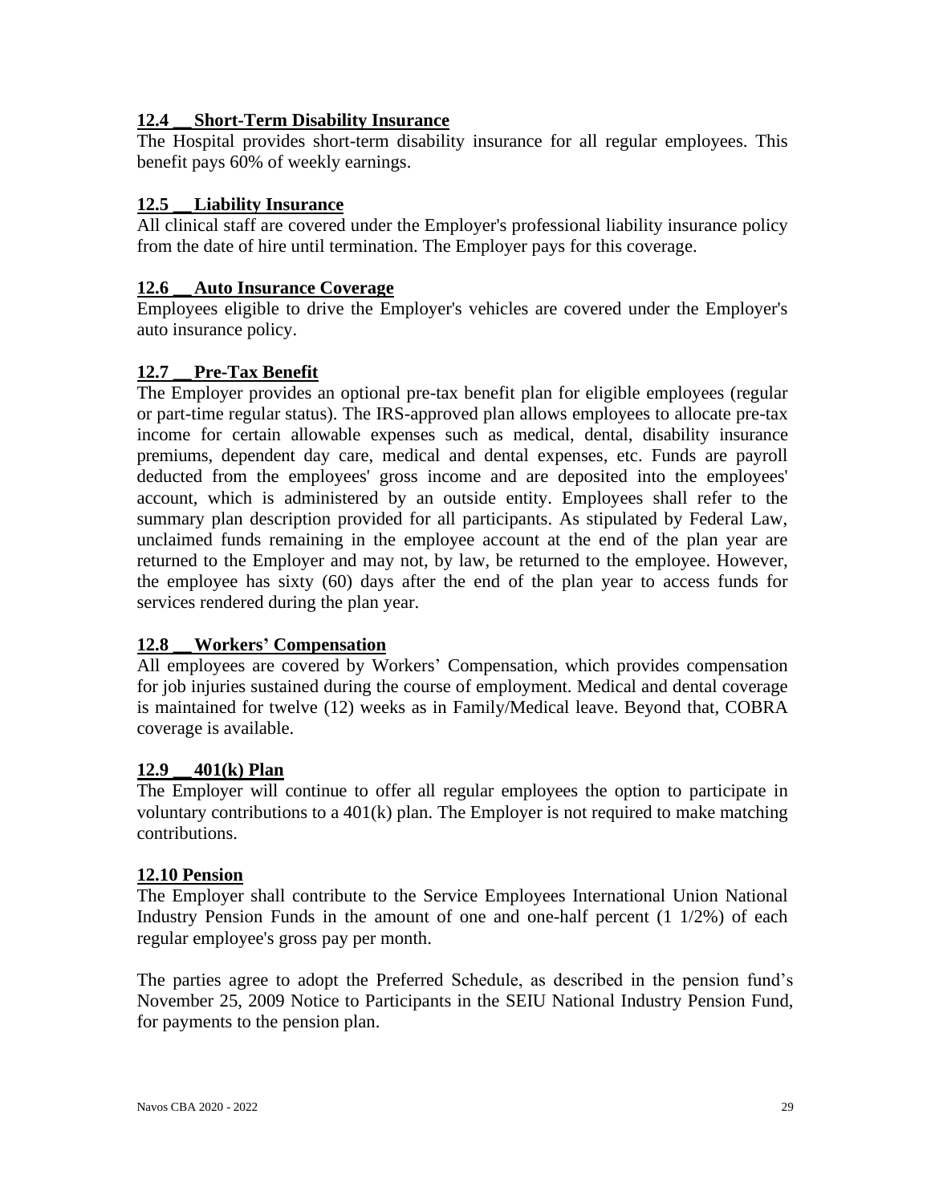### 12.4 Short-Term Disability Insurance

The Hospital provides short-term disability insurance for all regular employees. This benefit pays 60% of weekly earnings.

### 12.5 Liability Insurance

All clinical staff are covered under the Employer's professional liability insurance policy from the date of hire until termination. The Employer pays for this coverage.

### 12.6 Auto Insurance Coverage

Employees eligible to drive the Employer's vehicles are covered under the Employer's auto insurance policy.

### 12.7 Pre-Tax Benefit

The Employer provides an optional pre-tax benefit plan for eligible employees (regular or part-time regular status). The IRS-approved plan allows employees to allocate pre-tax income for certain allowable expenses such as medical, dental, disability insurance premiums, dependent day care, medical and dental expenses, etc. Funds are payroll deducted from the employees' gross income and are deposited into the employees' account, which is administered by an outside entity. Employees shall refer to the summary plan description provided for all participants. As stipulated by Federal Law, unclaimed funds remaining in the employee account at the end of the plan year are returned to the Employer and may not, by law, be returned to the employee. However, the employee has sixty (60) days after the end of the plan year to access funds for services rendered during the plan year.

### 12.8 Workers' Compensation

All employees are covered by Workers' Compensation, which provides compensation for job injuries sustained during the course of employment. Medical and dental coverage is maintained for twelve (12) weeks as in Family/Medical leave. Beyond that, COBRA coverage is available.

### 12.9 401(k) Plan

The Employer will continue to offer all regular employees the option to participate in voluntary contributions to a 401(k) plan. The Employer is not required to make matching contributions.

### 12.10 Pension

The Employer shall contribute to the Service Employees International Union National Industry Pension Funds in the amount of one and one-half percent (1 1/2%) of each regular employee's gross pay per month.

The parties agree to adopt the Preferred Schedule, as described in the pension fund's November 25, 2009 Notice to Participants in the SEIU National Industry Pension Fund, for payments to the pension plan.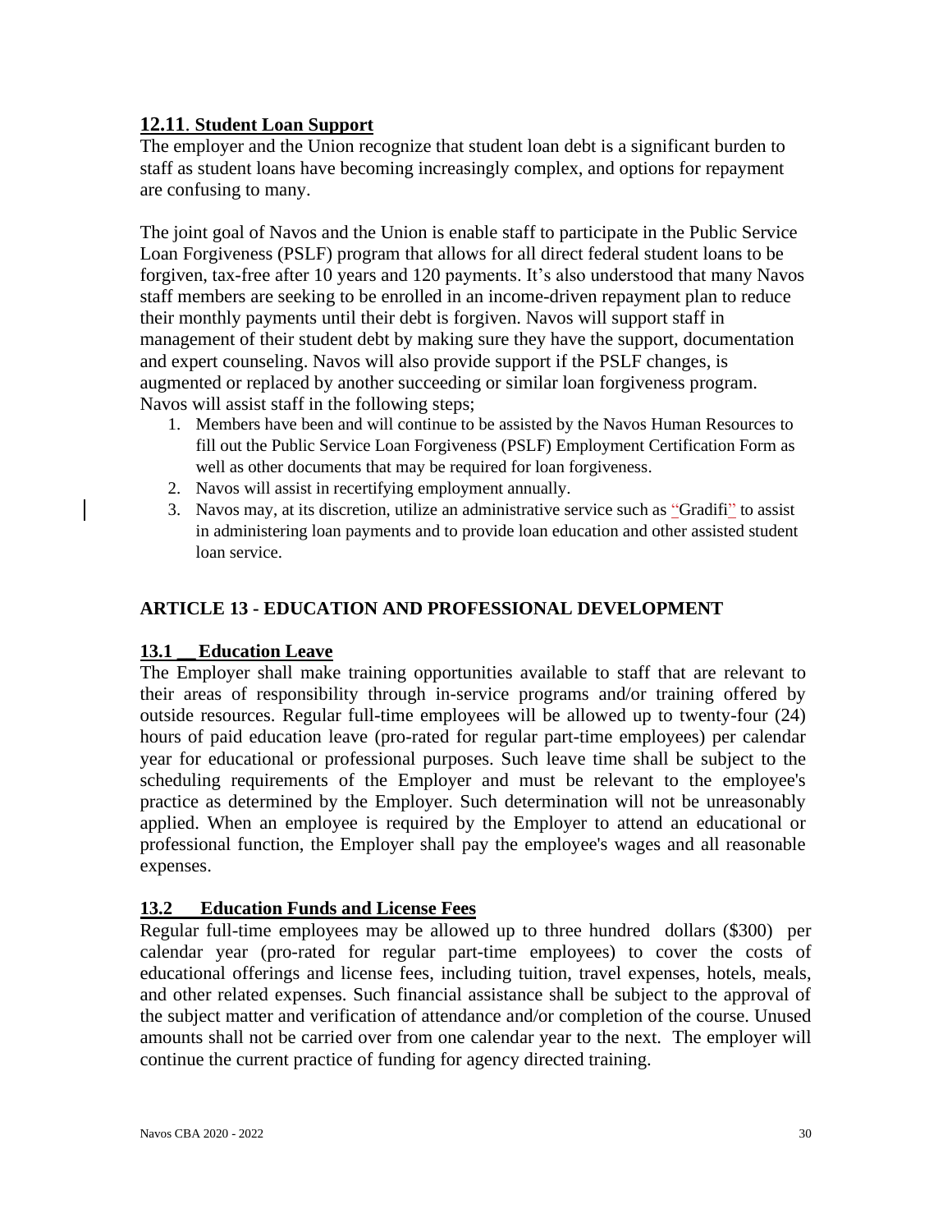### **12.11. Student Loan Support**

The employer and the Union recognize that student loan debt is a significant burden to staff as student loans have becoming increasingly complex, and options for repayment are confusing to many.

The joint goal of Navos and the Union is enable staff to participate in the Public Service Loan Forgiveness (PSLF) program that allows for all direct federal student loans to be forgiven, tax-free after 10 years and 120 payments. It's also understood that many Navos staff members are seeking to be enrolled in an income-driven repayment plan to reduce their monthly payments until their debt is forgiven. Navos will support staff in management of their student debt by making sure they have the support, documentation and expert counseling. Navos will also provide support if the PSLF changes, is augmented or replaced by another succeeding or similar loan forgiveness program. Navos will assist staff in the following steps;

1. Members have been and will continue to be assisted by the Navos Human Resources to fill out the Public Service Loan Forgiveness (PSLF) Employment Certification Form as well as other documents that may be required for loan forgiveness.
2. Navos will assist in recertifying employment annually.
3. Navos may, at its discretion, utilize an administrative service such as "Gradifi" to assist in administering loan payments and to provide loan education and other assisted student loan service.

## **ARTICLE 13 - EDUCATION AND PROFESSIONAL DEVELOPMENT**

### **13.1 Education Leave**

The Employer shall make training opportunities available to staff that are relevant to their areas of responsibility through in-service programs and/or training offered by outside resources. Regular full-time employees will be allowed up to twenty-four (24) hours of paid education leave (pro-rated for regular part-time employees) per calendar year for educational or professional purposes. Such leave time shall be subject to the scheduling requirements of the Employer and must be relevant to the employee's practice as determined by the Employer. Such determination will not be unreasonably applied. When an employee is required by the Employer to attend an educational or professional function, the Employer shall pay the employee's wages and all reasonable expenses.

### **13.2 Education Funds and License Fees**

Regular full-time employees may be allowed up to three hundred dollars ($300) per calendar year (pro-rated for regular part-time employees) to cover the costs of educational offerings and license fees, including tuition, travel expenses, hotels, meals, and other related expenses. Such financial assistance shall be subject to the approval of the subject matter and verification of attendance and/or completion of the course. Unused amounts shall not be carried over from one calendar year to the next. The employer will continue the current practice of funding for agency directed training.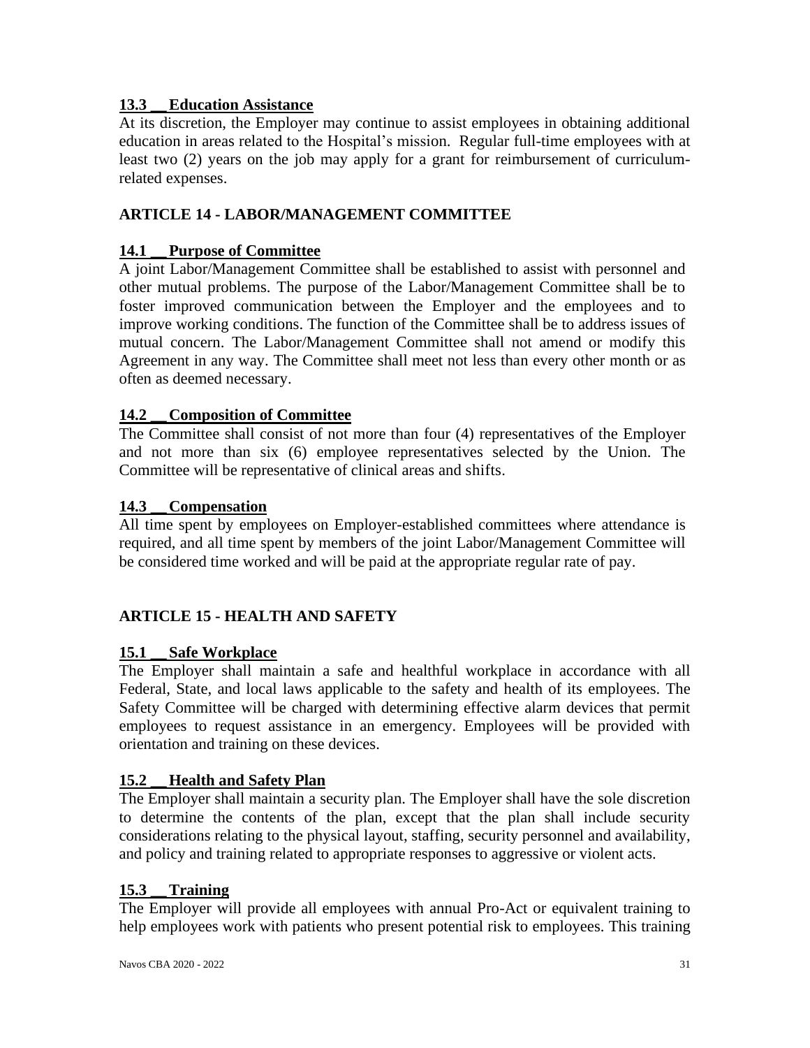### 13.3 __ Education Assistance

At its discretion, the Employer may continue to assist employees in obtaining additional education in areas related to the Hospital's mission. Regular full-time employees with at least two (2) years on the job may apply for a grant for reimbursement of curriculum-related expenses.

## ARTICLE 14 - LABOR/MANAGEMENT COMMITTEE

### 14.1 __ Purpose of Committee

A joint Labor/Management Committee shall be established to assist with personnel and other mutual problems. The purpose of the Labor/Management Committee shall be to foster improved communication between the Employer and the employees and to improve working conditions. The function of the Committee shall be to address issues of mutual concern. The Labor/Management Committee shall not amend or modify this Agreement in any way. The Committee shall meet not less than every other month or as often as deemed necessary.

### 14.2 __ Composition of Committee

The Committee shall consist of not more than four (4) representatives of the Employer and not more than six (6) employee representatives selected by the Union. The Committee will be representative of clinical areas and shifts.

### 14.3 __ Compensation

All time spent by employees on Employer-established committees where attendance is required, and all time spent by members of the joint Labor/Management Committee will be considered time worked and will be paid at the appropriate regular rate of pay.

## ARTICLE 15 - HEALTH AND SAFETY

### 15.1 __ Safe Workplace

The Employer shall maintain a safe and healthful workplace in accordance with all Federal, State, and local laws applicable to the safety and health of its employees. The Safety Committee will be charged with determining effective alarm devices that permit employees to request assistance in an emergency. Employees will be provided with orientation and training on these devices.

### 15.2 __ Health and Safety Plan

The Employer shall maintain a security plan. The Employer shall have the sole discretion to determine the contents of the plan, except that the plan shall include security considerations relating to the physical layout, staffing, security personnel and availability, and policy and training related to appropriate responses to aggressive or violent acts.

### 15.3 __ Training

The Employer will provide all employees with annual Pro-Act or equivalent training to help employees work with patients who present potential risk to employees. This training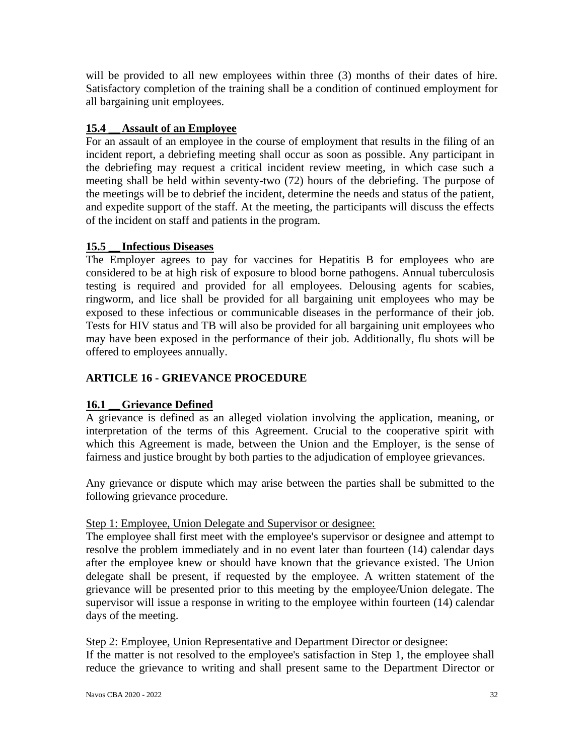will be provided to all new employees within three (3) months of their dates of hire. Satisfactory completion of the training shall be a condition of continued employment for all bargaining unit employees.

### 15.4 __ Assault of an Employee

For an assault of an employee in the course of employment that results in the filing of an incident report, a debriefing meeting shall occur as soon as possible. Any participant in the debriefing may request a critical incident review meeting, in which case such a meeting shall be held within seventy-two (72) hours of the debriefing. The purpose of the meetings will be to debrief the incident, determine the needs and status of the patient, and expedite support of the staff. At the meeting, the participants will discuss the effects of the incident on staff and patients in the program.

### 15.5 __ Infectious Diseases

The Employer agrees to pay for vaccines for Hepatitis B for employees who are considered to be at high risk of exposure to blood borne pathogens. Annual tuberculosis testing is required and provided for all employees. Delousing agents for scabies, ringworm, and lice shall be provided for all bargaining unit employees who may be exposed to these infectious or communicable diseases in the performance of their job. Tests for HIV status and TB will also be provided for all bargaining unit employees who may have been exposed in the performance of their job. Additionally, flu shots will be offered to employees annually.

## ARTICLE 16 - GRIEVANCE PROCEDURE

### 16.1 __ Grievance Defined

A grievance is defined as an alleged violation involving the application, meaning, or interpretation of the terms of this Agreement. Crucial to the cooperative spirit with which this Agreement is made, between the Union and the Employer, is the sense of fairness and justice brought by both parties to the adjudication of employee grievances.

Any grievance or dispute which may arise between the parties shall be submitted to the following grievance procedure.

Step 1: Employee, Union Delegate and Supervisor or designee:

The employee shall first meet with the employee's supervisor or designee and attempt to resolve the problem immediately and in no event later than fourteen (14) calendar days after the employee knew or should have known that the grievance existed. The Union delegate shall be present, if requested by the employee. A written statement of the grievance will be presented prior to this meeting by the employee/Union delegate. The supervisor will issue a response in writing to the employee within fourteen (14) calendar days of the meeting.

Step 2: Employee, Union Representative and Department Director or designee:

If the matter is not resolved to the employee's satisfaction in Step 1, the employee shall reduce the grievance to writing and shall present same to the Department Director or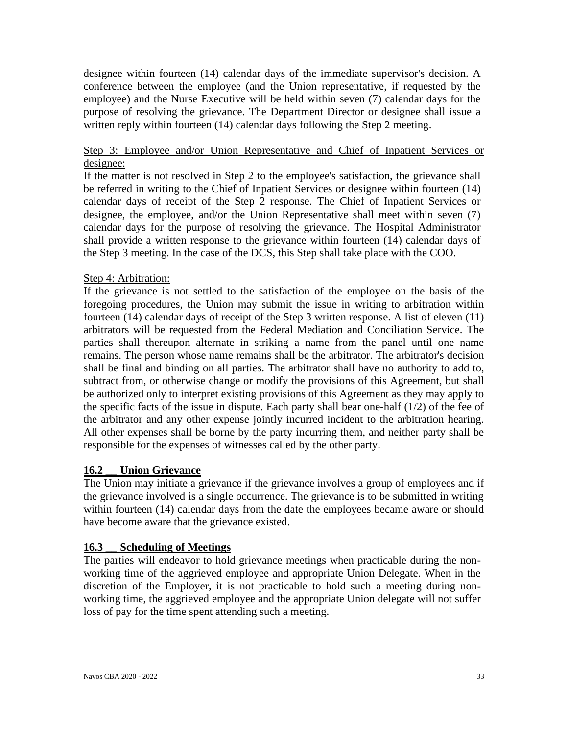designee within fourteen (14) calendar days of the immediate supervisor's decision. A conference between the employee (and the Union representative, if requested by the employee) and the Nurse Executive will be held within seven (7) calendar days for the purpose of resolving the grievance. The Department Director or designee shall issue a written reply within fourteen (14) calendar days following the Step 2 meeting.

<u>Step 3: Employee and/or Union Representative and Chief of Inpatient Services or designee:</u>
If the matter is not resolved in Step 2 to the employee's satisfaction, the grievance shall be referred in writing to the Chief of Inpatient Services or designee within fourteen (14) calendar days of receipt of the Step 2 response. The Chief of Inpatient Services or designee, the employee, and/or the Union Representative shall meet within seven (7) calendar days for the purpose of resolving the grievance. The Hospital Administrator shall provide a written response to the grievance within fourteen (14) calendar days of the Step 3 meeting. In the case of the DCS, this Step shall take place with the COO.

<u>Step 4: Arbitration:</u>
If the grievance is not settled to the satisfaction of the employee on the basis of the foregoing procedures, the Union may submit the issue in writing to arbitration within fourteen (14) calendar days of receipt of the Step 3 written response. A list of eleven (11) arbitrators will be requested from the Federal Mediation and Conciliation Service. The parties shall thereupon alternate in striking a name from the panel until one name remains. The person whose name remains shall be the arbitrator. The arbitrator's decision shall be final and binding on all parties. The arbitrator shall have no authority to add to, subtract from, or otherwise change or modify the provisions of this Agreement, but shall be authorized only to interpret existing provisions of this Agreement as they may apply to the specific facts of the issue in dispute. Each party shall bear one-half (1/2) of the fee of the arbitrator and any other expense jointly incurred incident to the arbitration hearing. All other expenses shall be borne by the party incurring them, and neither party shall be responsible for the expenses of witnesses called by the other party.

**16.2 __ Union Grievance**

The Union may initiate a grievance if the grievance involves a group of employees and if the grievance involved is a single occurrence. The grievance is to be submitted in writing within fourteen (14) calendar days from the date the employees became aware or should have become aware that the grievance existed.

**16.3 __ Scheduling of Meetings**

The parties will endeavor to hold grievance meetings when practicable during the non-working time of the aggrieved employee and appropriate Union Delegate. When in the discretion of the Employer, it is not practicable to hold such a meeting during non-working time, the aggrieved employee and the appropriate Union delegate will not suffer loss of pay for the time spent attending such a meeting.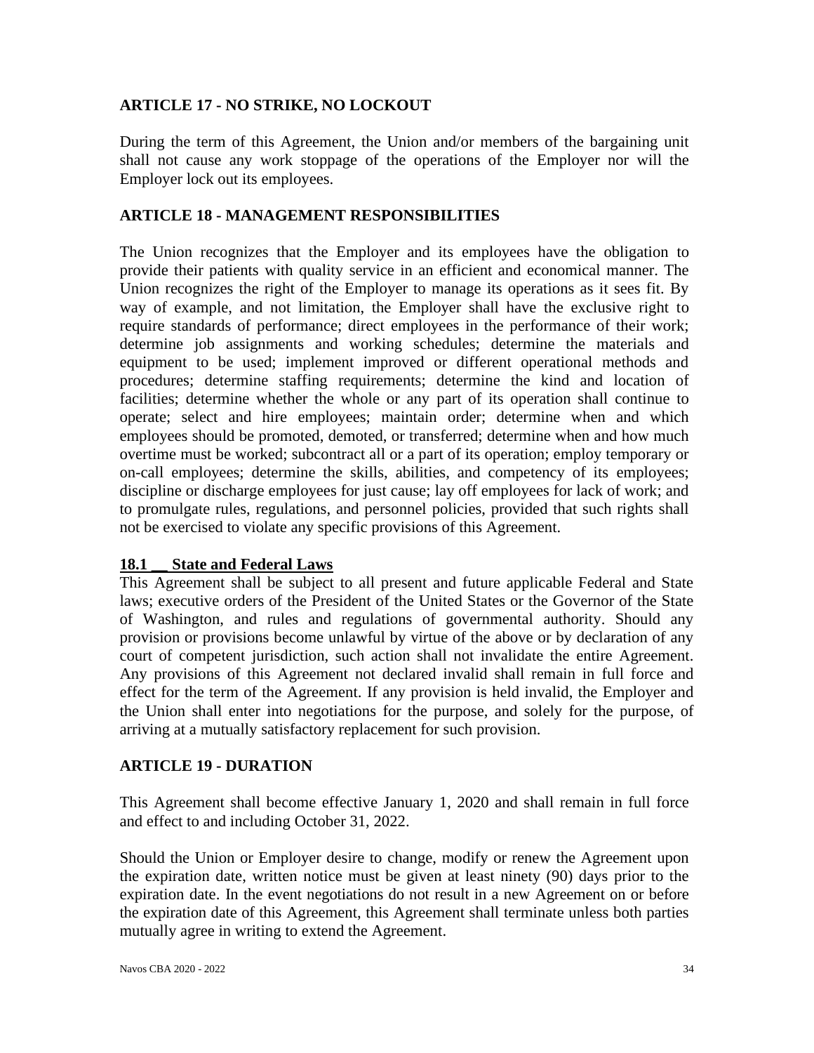## ARTICLE 17 - NO STRIKE, NO LOCKOUT

During the term of this Agreement, the Union and/or members of the bargaining unit shall not cause any work stoppage of the operations of the Employer nor will the Employer lock out its employees.

## ARTICLE 18 - MANAGEMENT RESPONSIBILITIES

The Union recognizes that the Employer and its employees have the obligation to provide their patients with quality service in an efficient and economical manner. The Union recognizes the right of the Employer to manage its operations as it sees fit. By way of example, and not limitation, the Employer shall have the exclusive right to require standards of performance; direct employees in the performance of their work; determine job assignments and working schedules; determine the materials and equipment to be used; implement improved or different operational methods and procedures; determine staffing requirements; determine the kind and location of facilities; determine whether the whole or any part of its operation shall continue to operate; select and hire employees; maintain order; determine when and which employees should be promoted, demoted, or transferred; determine when and how much overtime must be worked; subcontract all or a part of its operation; employ temporary or on-call employees; determine the skills, abilities, and competency of its employees; discipline or discharge employees for just cause; lay off employees for lack of work; and to promulgate rules, regulations, and personnel policies, provided that such rights shall not be exercised to violate any specific provisions of this Agreement.

### 18.1 __ State and Federal Laws

This Agreement shall be subject to all present and future applicable Federal and State laws; executive orders of the President of the United States or the Governor of the State of Washington, and rules and regulations of governmental authority. Should any provision or provisions become unlawful by virtue of the above or by declaration of any court of competent jurisdiction, such action shall not invalidate the entire Agreement. Any provisions of this Agreement not declared invalid shall remain in full force and effect for the term of the Agreement. If any provision is held invalid, the Employer and the Union shall enter into negotiations for the purpose, and solely for the purpose, of arriving at a mutually satisfactory replacement for such provision.

## ARTICLE 19 - DURATION

This Agreement shall become effective January 1, 2020 and shall remain in full force and effect to and including October 31, 2022.

Should the Union or Employer desire to change, modify or renew the Agreement upon the expiration date, written notice must be given at least ninety (90) days prior to the expiration date. In the event negotiations do not result in a new Agreement on or before the expiration date of this Agreement, this Agreement shall terminate unless both parties mutually agree in writing to extend the Agreement.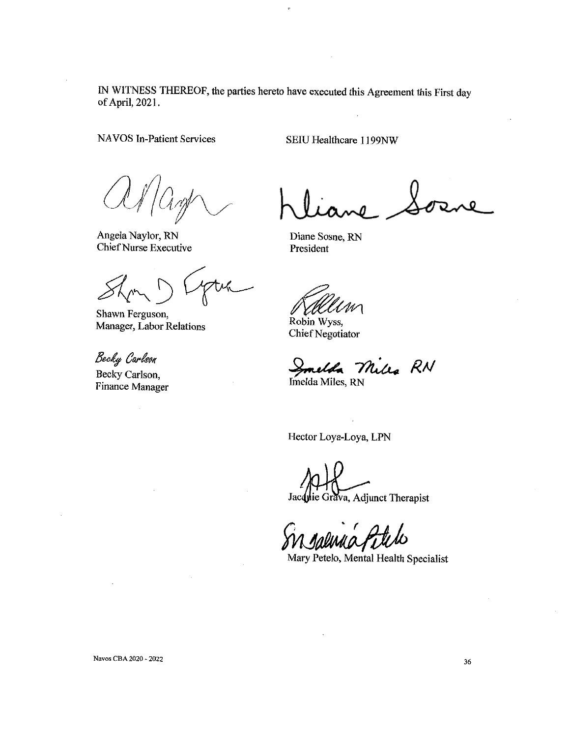IN WITNESS THEREOF, the parties hereto have executed this Agreement this First day of April, 2021.

| NAVOS In-Patient Services | SEIU Healthcare 1199NW |
|---|---|
| Angela Naylor, RN<br>Chief Nurse Executive | Diane Sosne, RN<br>President |
| Shawn Ferguson,<br>Manager, Labor Relations | Robin Wyss,<br>Chief Negotiator |
| Becky Carlson<br>Becky Carlson,<br>Finance Manager | Imelda Miles RN<br>Imelda Miles, RN |
| | Hector Loya-Loya, LPN |
| | Jacquie Grava, Adjunct Therapist |
| | Mary Petelo, Mental Health Specialist |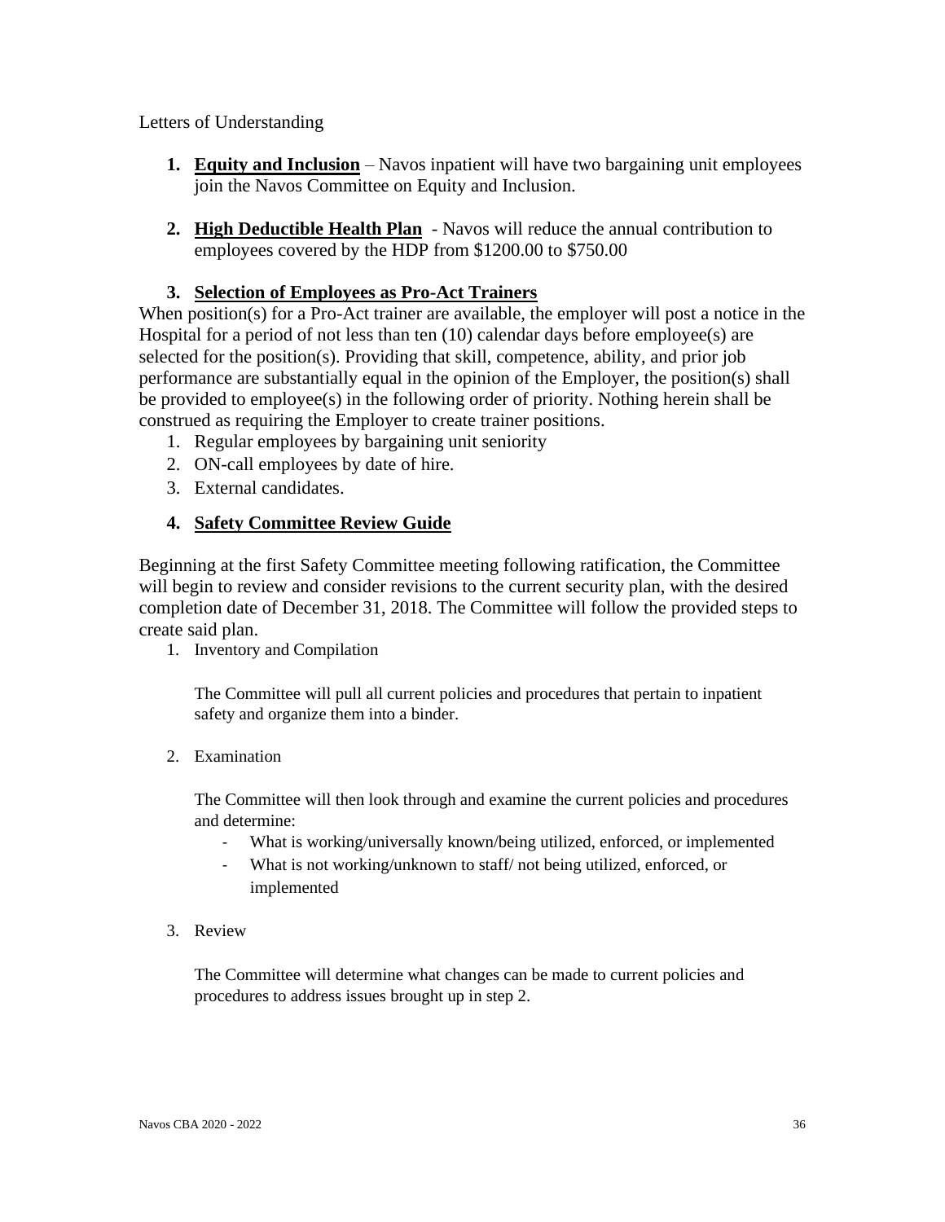Letters of Understanding

1. **Equity and Inclusion** – Navos inpatient will have two bargaining unit employees join the Navos Committee on Equity and Inclusion.

2. **High Deductible Health Plan** - Navos will reduce the annual contribution to employees covered by the HDP from $1200.00 to $750.00

3. **Selection of Employees as Pro-Act Trainers**

When position(s) for a Pro-Act trainer are available, the employer will post a notice in the Hospital for a period of not less than ten (10) calendar days before employee(s) are selected for the position(s). Providing that skill, competence, ability, and prior job performance are substantially equal in the opinion of the Employer, the position(s) shall be provided to employee(s) in the following order of priority. Nothing herein shall be construed as requiring the Employer to create trainer positions.

1. Regular employees by bargaining unit seniority
2. ON-call employees by date of hire.
3. External candidates.

4. **Safety Committee Review Guide**

Beginning at the first Safety Committee meeting following ratification, the Committee will begin to review and consider revisions to the current security plan, with the desired completion date of December 31, 2018. The Committee will follow the provided steps to create said plan.

1. Inventory and Compilation

   The Committee will pull all current policies and procedures that pertain to inpatient safety and organize them into a binder.

2. Examination

   The Committee will then look through and examine the current policies and procedures and determine:

   - What is working/universally known/being utilized, enforced, or implemented
   - What is not working/unknown to staff/ not being utilized, enforced, or implemented

3. Review

   The Committee will determine what changes can be made to current policies and procedures to address issues brought up in step 2.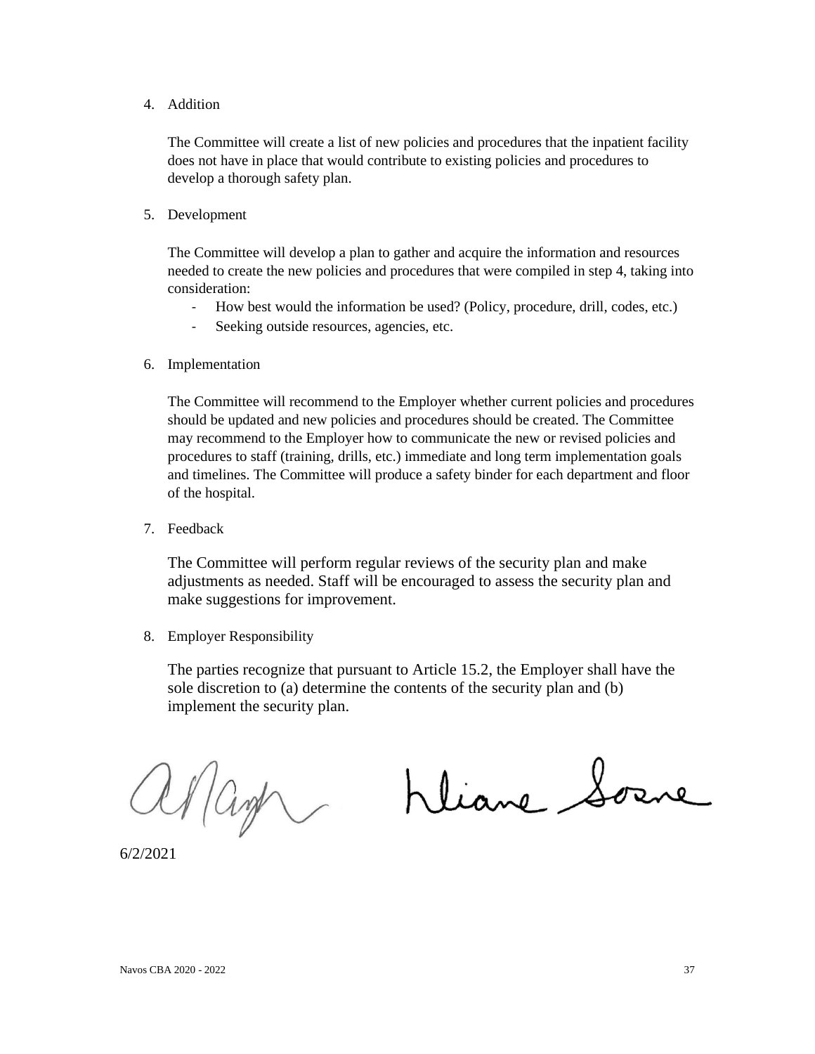4. Addition

   The Committee will create a list of new policies and procedures that the inpatient facility does not have in place that would contribute to existing policies and procedures to develop a thorough safety plan.

5. Development

   The Committee will develop a plan to gather and acquire the information and resources needed to create the new policies and procedures that were compiled in step 4, taking into consideration:

   - How best would the information be used? (Policy, procedure, drill, codes, etc.)
   - Seeking outside resources, agencies, etc.

6. Implementation

   The Committee will recommend to the Employer whether current policies and procedures should be updated and new policies and procedures should be created. The Committee may recommend to the Employer how to communicate the new or revised policies and procedures to staff (training, drills, etc.) immediate and long term implementation goals and timelines. The Committee will produce a safety binder for each department and floor of the hospital.

7. Feedback

   The Committee will perform regular reviews of the security plan and make adjustments as needed. Staff will be encouraged to assess the security plan and make suggestions for improvement.

8. Employer Responsibility

   The parties recognize that pursuant to Article 15.2, the Employer shall have the sole discretion to (a) determine the contents of the security plan and (b) implement the security plan.

6/2/2021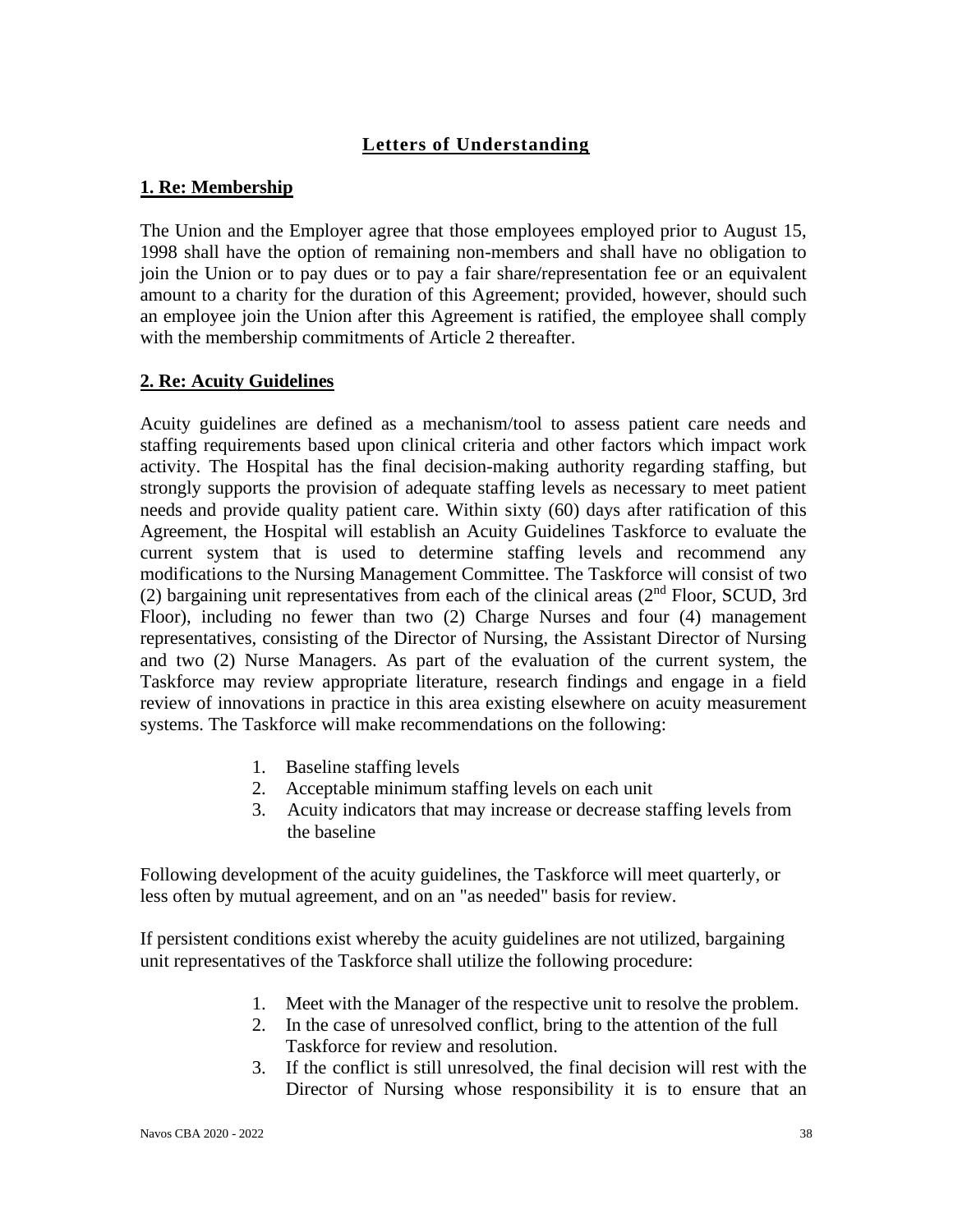## Letters of Understanding

### 1. Re: Membership

The Union and the Employer agree that those employees employed prior to August 15, 1998 shall have the option of remaining non-members and shall have no obligation to join the Union or to pay dues or to pay a fair share/representation fee or an equivalent amount to a charity for the duration of this Agreement; provided, however, should such an employee join the Union after this Agreement is ratified, the employee shall comply with the membership commitments of Article 2 thereafter.

### 2. Re: Acuity Guidelines

Acuity guidelines are defined as a mechanism/tool to assess patient care needs and staffing requirements based upon clinical criteria and other factors which impact work activity. The Hospital has the final decision-making authority regarding staffing, but strongly supports the provision of adequate staffing levels as necessary to meet patient needs and provide quality patient care. Within sixty (60) days after ratification of this Agreement, the Hospital will establish an Acuity Guidelines Taskforce to evaluate the current system that is used to determine staffing levels and recommend any modifications to the Nursing Management Committee. The Taskforce will consist of two (2) bargaining unit representatives from each of the clinical areas (2nd Floor, SCUD, 3rd Floor), including no fewer than two (2) Charge Nurses and four (4) management representatives, consisting of the Director of Nursing, the Assistant Director of Nursing and two (2) Nurse Managers. As part of the evaluation of the current system, the Taskforce may review appropriate literature, research findings and engage in a field review of innovations in practice in this area existing elsewhere on acuity measurement systems. The Taskforce will make recommendations on the following:

1. Baseline staffing levels
2. Acceptable minimum staffing levels on each unit
3. Acuity indicators that may increase or decrease staffing levels from the baseline

Following development of the acuity guidelines, the Taskforce will meet quarterly, or less often by mutual agreement, and on an "as needed" basis for review.

If persistent conditions exist whereby the acuity guidelines are not utilized, bargaining unit representatives of the Taskforce shall utilize the following procedure:

1. Meet with the Manager of the respective unit to resolve the problem.
2. In the case of unresolved conflict, bring to the attention of the full Taskforce for review and resolution.
3. If the conflict is still unresolved, the final decision will rest with the Director of Nursing whose responsibility it is to ensure that an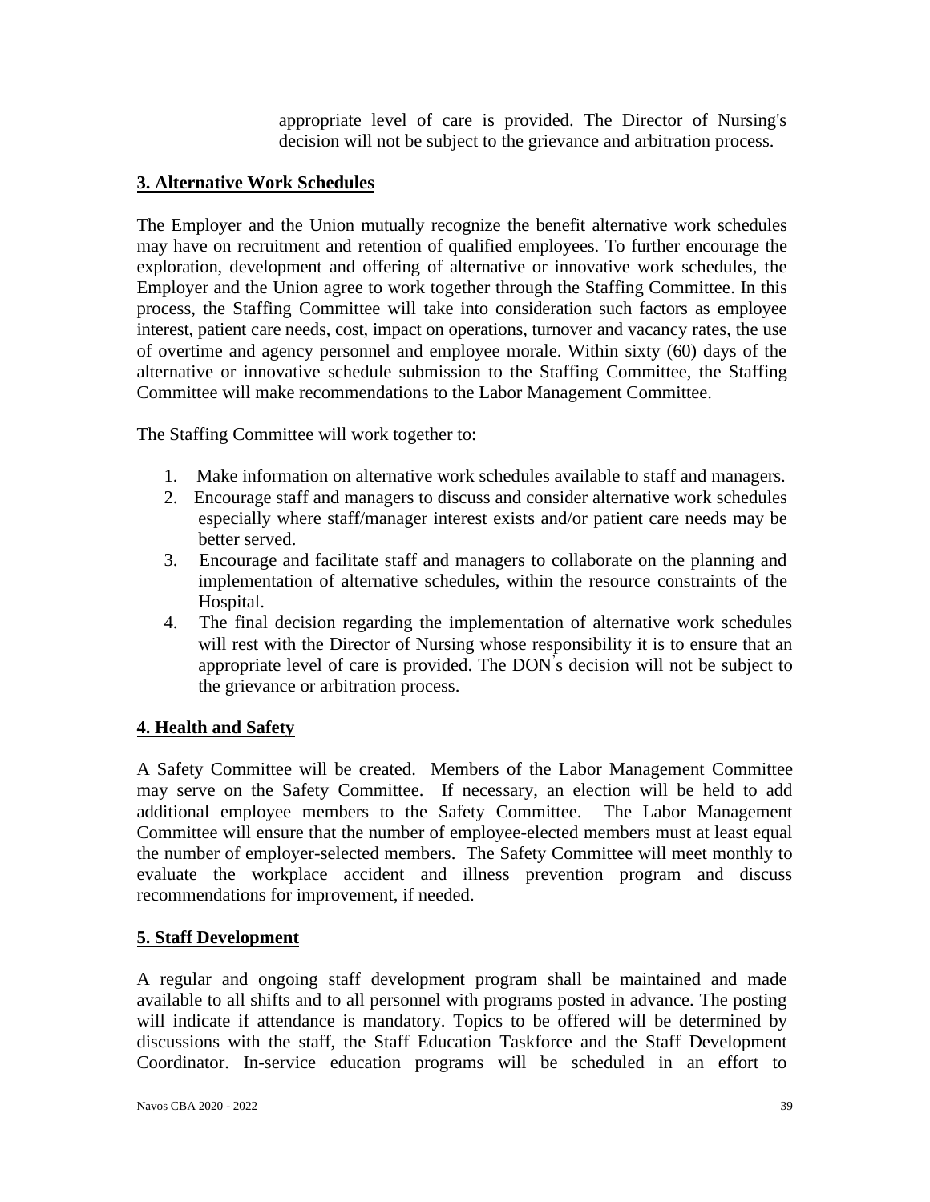appropriate level of care is provided. The Director of Nursing's decision will not be subject to the grievance and arbitration process.

## 3. Alternative Work Schedules

The Employer and the Union mutually recognize the benefit alternative work schedules may have on recruitment and retention of qualified employees. To further encourage the exploration, development and offering of alternative or innovative work schedules, the Employer and the Union agree to work together through the Staffing Committee. In this process, the Staffing Committee will take into consideration such factors as employee interest, patient care needs, cost, impact on operations, turnover and vacancy rates, the use of overtime and agency personnel and employee morale. Within sixty (60) days of the alternative or innovative schedule submission to the Staffing Committee, the Staffing Committee will make recommendations to the Labor Management Committee.

The Staffing Committee will work together to:

1. Make information on alternative work schedules available to staff and managers.
2. Encourage staff and managers to discuss and consider alternative work schedules especially where staff/manager interest exists and/or patient care needs may be better served.
3. Encourage and facilitate staff and managers to collaborate on the planning and implementation of alternative schedules, within the resource constraints of the Hospital.
4. The final decision regarding the implementation of alternative work schedules will rest with the Director of Nursing whose responsibility it is to ensure that an appropriate level of care is provided. The DON`s decision will not be subject to the grievance or arbitration process.

## 4. Health and Safety

A Safety Committee will be created. Members of the Labor Management Committee may serve on the Safety Committee. If necessary, an election will be held to add additional employee members to the Safety Committee. The Labor Management Committee will ensure that the number of employee-elected members must at least equal the number of employer-selected members. The Safety Committee will meet monthly to evaluate the workplace accident and illness prevention program and discuss recommendations for improvement, if needed.

## 5. Staff Development

A regular and ongoing staff development program shall be maintained and made available to all shifts and to all personnel with programs posted in advance. The posting will indicate if attendance is mandatory. Topics to be offered will be determined by discussions with the staff, the Staff Education Taskforce and the Staff Development Coordinator. In-service education programs will be scheduled in an effort to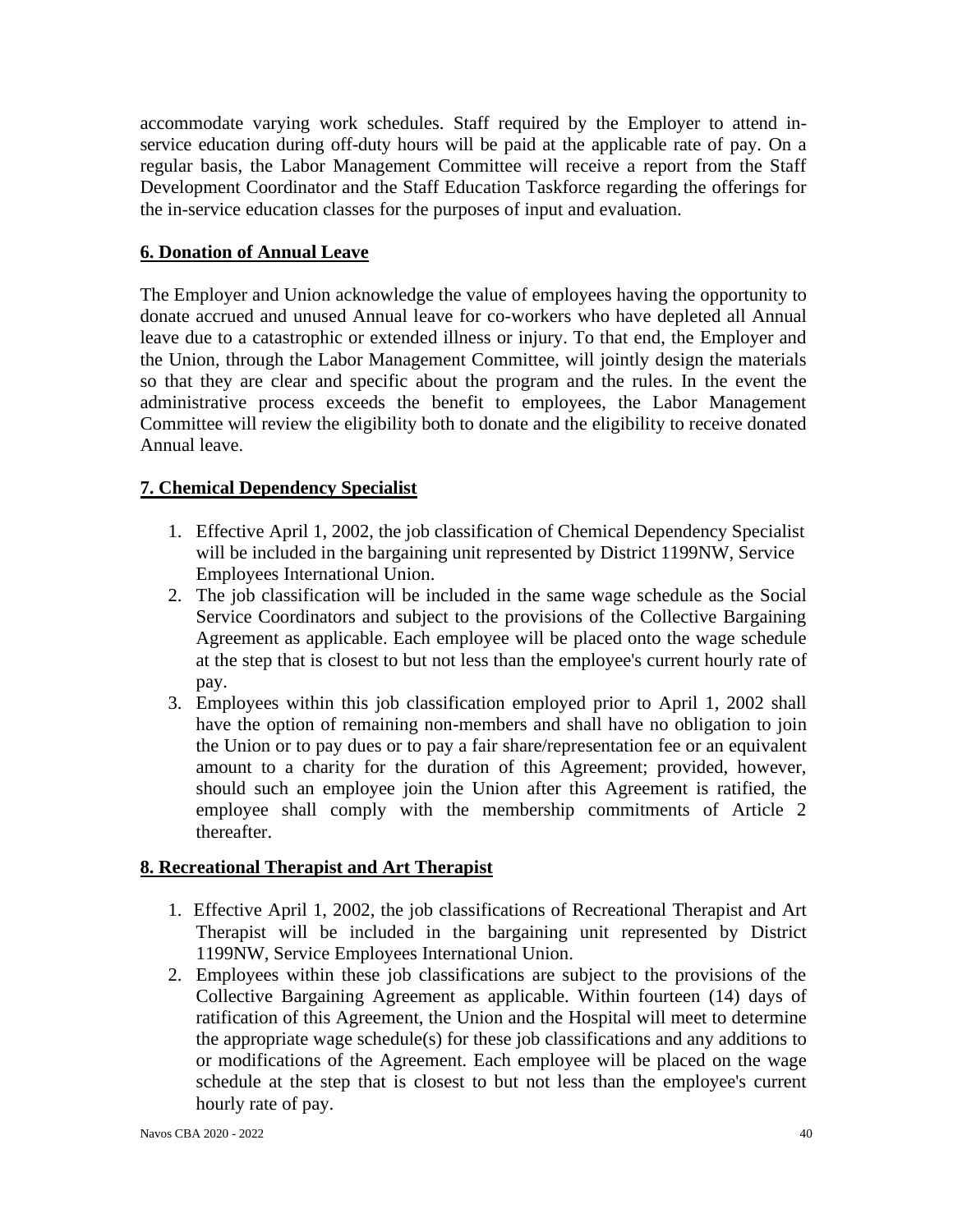accommodate varying work schedules. Staff required by the Employer to attend in-service education during off-duty hours will be paid at the applicable rate of pay. On a regular basis, the Labor Management Committee will receive a report from the Staff Development Coordinator and the Staff Education Taskforce regarding the offerings for the in-service education classes for the purposes of input and evaluation.

**6. Donation of Annual Leave**

The Employer and Union acknowledge the value of employees having the opportunity to donate accrued and unused Annual leave for co-workers who have depleted all Annual leave due to a catastrophic or extended illness or injury. To that end, the Employer and the Union, through the Labor Management Committee, will jointly design the materials so that they are clear and specific about the program and the rules. In the event the administrative process exceeds the benefit to employees, the Labor Management Committee will review the eligibility both to donate and the eligibility to receive donated Annual leave.

**7. Chemical Dependency Specialist**

1. Effective April 1, 2002, the job classification of Chemical Dependency Specialist will be included in the bargaining unit represented by District 1199NW, Service Employees International Union.
2. The job classification will be included in the same wage schedule as the Social Service Coordinators and subject to the provisions of the Collective Bargaining Agreement as applicable. Each employee will be placed onto the wage schedule at the step that is closest to but not less than the employee's current hourly rate of pay.
3. Employees within this job classification employed prior to April 1, 2002 shall have the option of remaining non-members and shall have no obligation to join the Union or to pay dues or to pay a fair share/representation fee or an equivalent amount to a charity for the duration of this Agreement; provided, however, should such an employee join the Union after this Agreement is ratified, the employee shall comply with the membership commitments of Article 2 thereafter.

**8. Recreational Therapist and Art Therapist**

1. Effective April 1, 2002, the job classifications of Recreational Therapist and Art Therapist will be included in the bargaining unit represented by District 1199NW, Service Employees International Union.
2. Employees within these job classifications are subject to the provisions of the Collective Bargaining Agreement as applicable. Within fourteen (14) days of ratification of this Agreement, the Union and the Hospital will meet to determine the appropriate wage schedule(s) for these job classifications and any additions to or modifications of the Agreement. Each employee will be placed on the wage schedule at the step that is closest to but not less than the employee's current hourly rate of pay.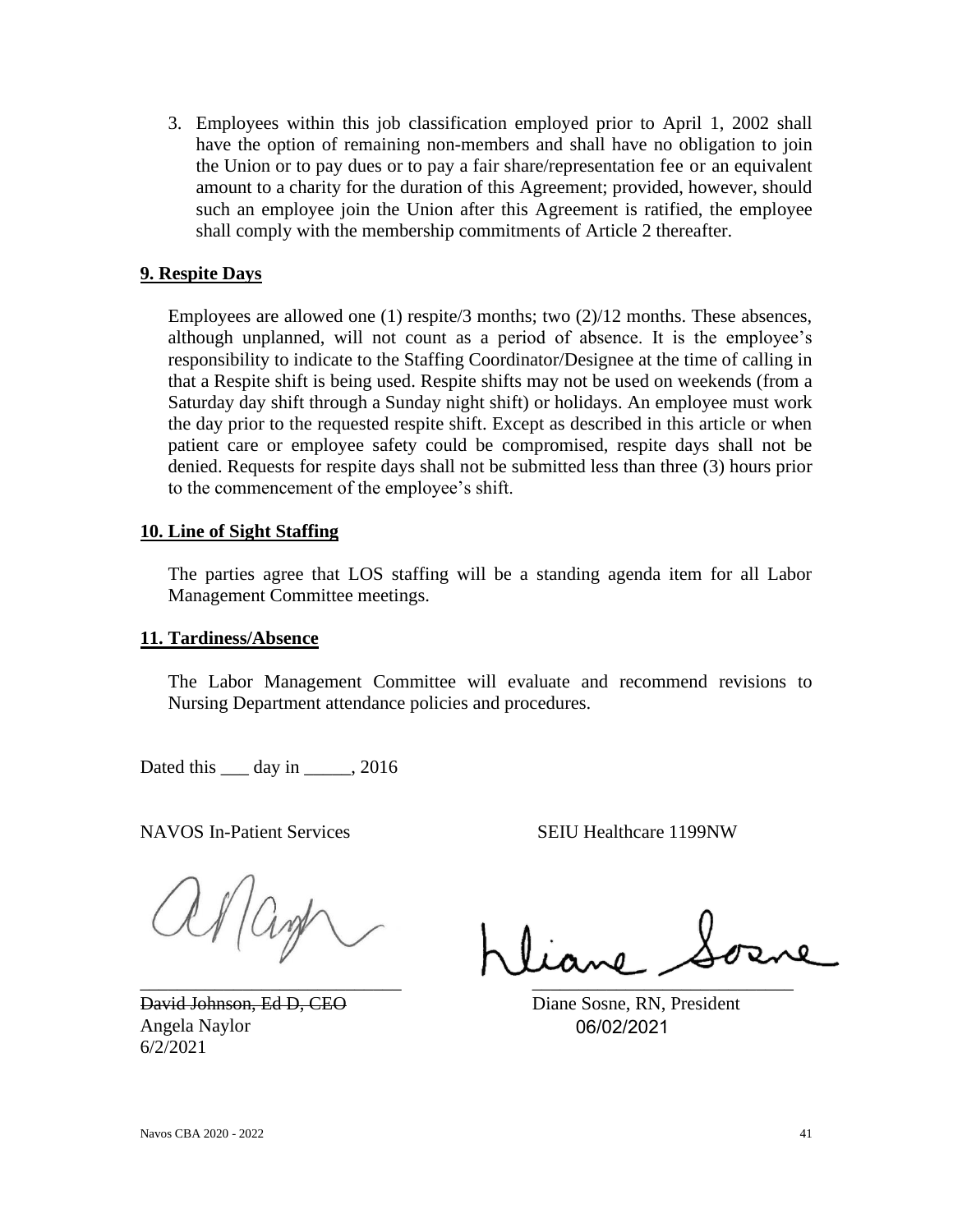3. Employees within this job classification employed prior to April 1, 2002 shall have the option of remaining non-members and shall have no obligation to join the Union or to pay dues or to pay a fair share/representation fee or an equivalent amount to a charity for the duration of this Agreement; provided, however, should such an employee join the Union after this Agreement is ratified, the employee shall comply with the membership commitments of Article 2 thereafter.

**9. Respite Days**

Employees are allowed one (1) respite/3 months; two (2)/12 months. These absences, although unplanned, will not count as a period of absence. It is the employee's responsibility to indicate to the Staffing Coordinator/Designee at the time of calling in that a Respite shift is being used. Respite shifts may not be used on weekends (from a Saturday day shift through a Sunday night shift) or holidays. An employee must work the day prior to the requested respite shift. Except as described in this article or when patient care or employee safety could be compromised, respite days shall not be denied. Requests for respite days shall not be submitted less than three (3) hours prior to the commencement of the employee's shift.

**10. Line of Sight Staffing**

The parties agree that LOS staffing will be a standing agenda item for all Labor Management Committee meetings.

**11. Tardiness/Absence**

The Labor Management Committee will evaluate and recommend revisions to Nursing Department attendance policies and procedures.

Dated this ___ day in _____, 2016

| NAVOS In-Patient Services | SEIU Healthcare 1199NW |
|---|---|
| [signature] | [signature] |
| ~~David Johnson, Ed D, CEO~~ | Diane Sosne, RN, President |
| Angela Naylor | 06/02/2021 |
| 6/2/2021 | |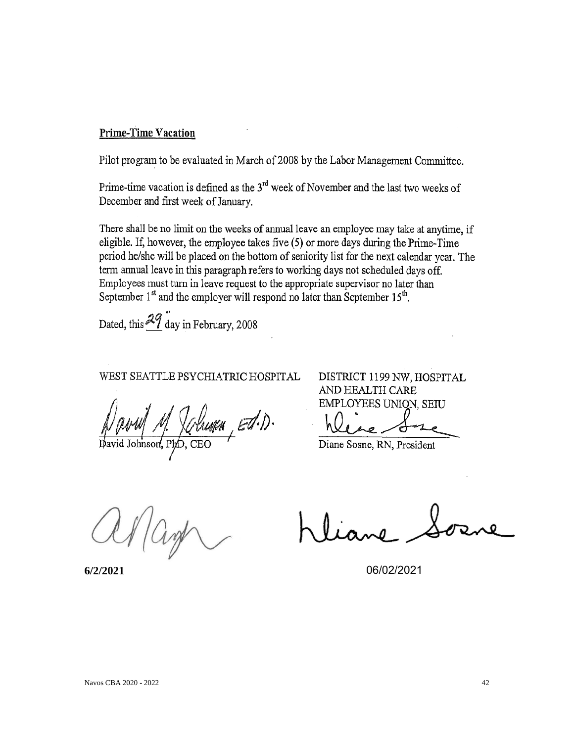**Prime-Time Vacation**

Pilot program to be evaluated in March of 2008 by the Labor Management Committee.

Prime-time vacation is defined as the 3rd week of November and the last two weeks of December and first week of January.

There shall be no limit on the weeks of annual leave an employee may take at anytime, if eligible. If, however, the employee takes five (5) or more days during the Prime-Time period he/she will be placed on the bottom of seniority list for the next calendar year. The term annual leave in this paragraph refers to working days not scheduled days off. Employees must turn in leave request to the appropriate supervisor no later than September 1st and the employer will respond no later than September 15th.

Dated, this 29 day in February, 2008

| WEST SEATTLE PSYCHIATRIC HOSPITAL | DISTRICT 1199 NW, HOSPITAL AND HEALTH CARE EMPLOYEES UNION, SEIU |
|---|---|
| David Johnson, PhD, CEO | Diane Sosne, RN, President |

| | |
|---|---|
| **6/2/2021** | 06/02/2021 |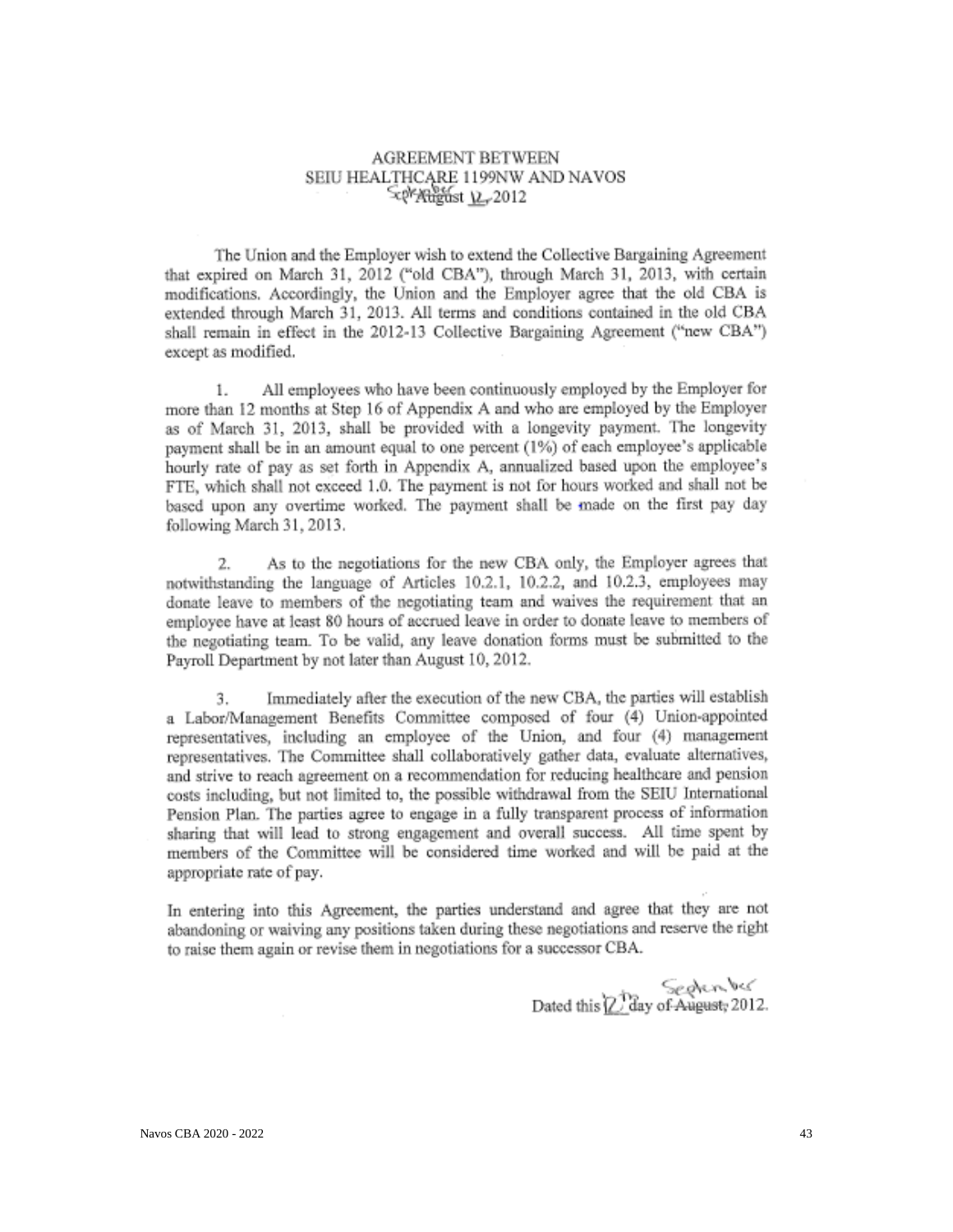AGREEMENT BETWEEN
SEIU HEALTHCARE 1199NW AND NAVOS
~~August~~ September 12, 2012

The Union and the Employer wish to extend the Collective Bargaining Agreement that expired on March 31, 2012 ("old CBA"), through March 31, 2013, with certain modifications. Accordingly, the Union and the Employer agree that the old CBA is extended through March 31, 2013. All terms and conditions contained in the old CBA shall remain in effect in the 2012-13 Collective Bargaining Agreement ("new CBA") except as modified.

1. All employees who have been continuously employed by the Employer for more than 12 months at Step 16 of Appendix A and who are employed by the Employer as of March 31, 2013, shall be provided with a longevity payment. The longevity payment shall be in an amount equal to one percent (1%) of each employee's applicable hourly rate of pay as set forth in Appendix A, annualized based upon the employee's FTE, which shall not exceed 1.0. The payment is not for hours worked and shall not be based upon any overtime worked. The payment shall be made on the first pay day following March 31, 2013.

2. As to the negotiations for the new CBA only, the Employer agrees that notwithstanding the language of Articles 10.2.1, 10.2.2, and 10.2.3, employees may donate leave to members of the negotiating team and waives the requirement that an employee have at least 80 hours of accrued leave in order to donate leave to members of the negotiating team. To be valid, any leave donation forms must be submitted to the Payroll Department by not later than August 10, 2012.

3. Immediately after the execution of the new CBA, the parties will establish a Labor/Management Benefits Committee composed of four (4) Union-appointed representatives, including an employee of the Union, and four (4) management representatives. The Committee shall collaboratively gather data, evaluate alternatives, and strive to reach agreement on a recommendation for reducing healthcare and pension costs including, but not limited to, the possible withdrawal from the SEIU International Pension Plan. The parties agree to engage in a fully transparent process of information sharing that will lead to strong engagement and overall success. All time spent by members of the Committee will be considered time worked and will be paid at the appropriate rate of pay.

In entering into this Agreement, the parties understand and agree that they are not abandoning or waiving any positions taken during these negotiations and reserve the right to raise them again or revise them in negotiations for a successor CBA.

Dated this 12th day of ~~August~~ September, 2012.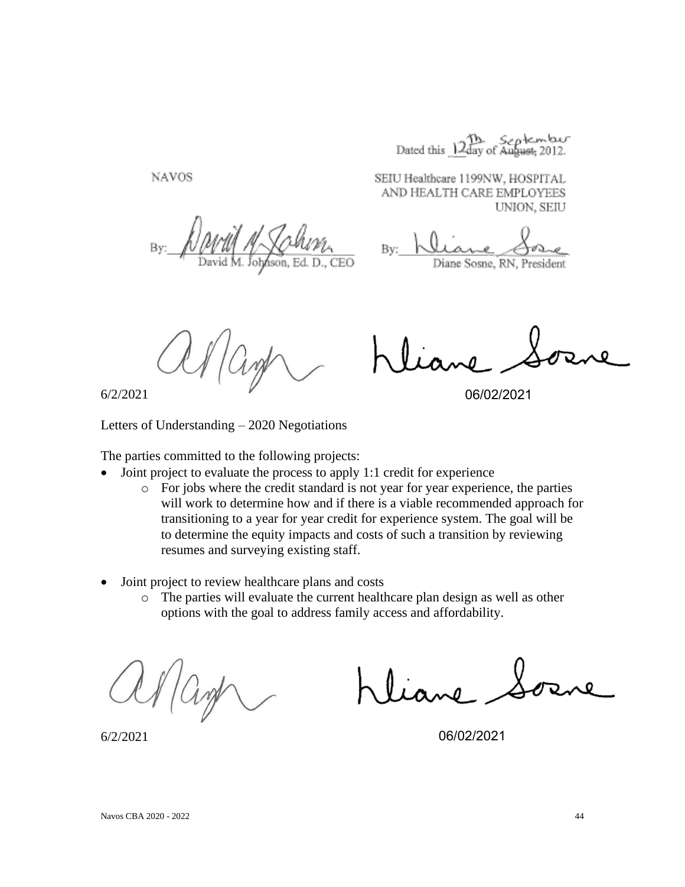Dated this 12th day of September 2012.

NAVOS

By: David M. Johnson, Ed. D., CEO

SEIU Healthcare 1199NW, HOSPITAL AND HEALTH CARE EMPLOYEES UNION, SEIU

By: Diane Sosne, RN, President

6/2/2021

06/02/2021

Letters of Understanding – 2020 Negotiations

The parties committed to the following projects:

- Joint project to evaluate the process to apply 1:1 credit for experience
  - For jobs where the credit standard is not year for year experience, the parties will work to determine how and if there is a viable recommended approach for transitioning to a year for year credit for experience system. The goal will be to determine the equity impacts and costs of such a transition by reviewing resumes and surveying existing staff.
- Joint project to review healthcare plans and costs
  - The parties will evaluate the current healthcare plan design as well as other options with the goal to address family access and affordability.

6/2/2021

06/02/2021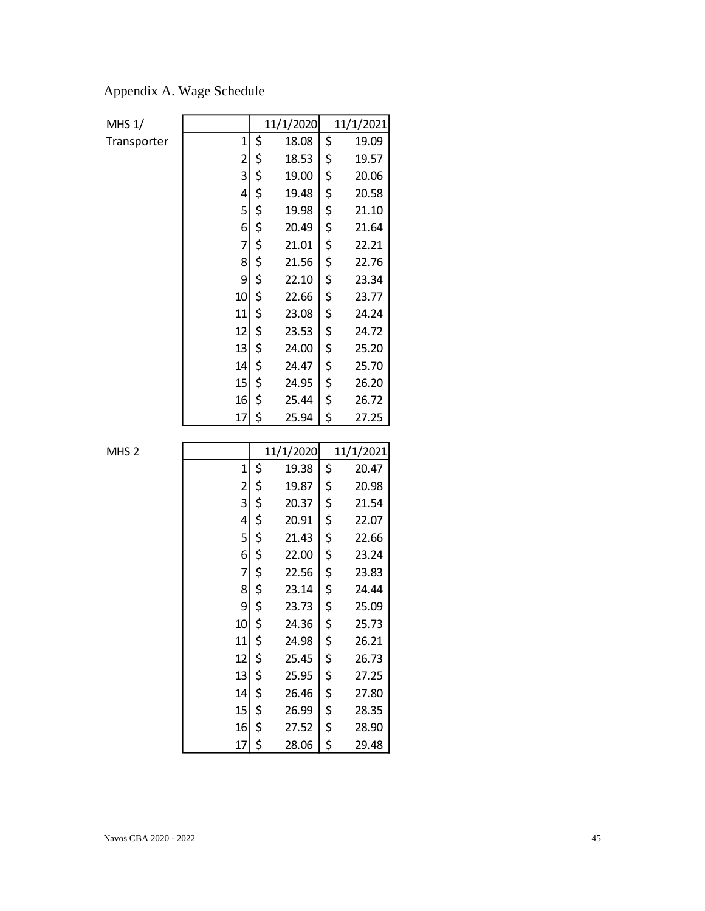Appendix A. Wage Schedule

MHS 1/ Transporter

| Step | 11/1/2020 | 11/1/2021 |
|---|---|---|
| 1 | $ 18.08 | $ 19.09 |
| 2 | $ 18.53 | $ 19.57 |
| 3 | $ 19.00 | $ 20.06 |
| 4 | $ 19.48 | $ 20.58 |
| 5 | $ 19.98 | $ 21.10 |
| 6 | $ 20.49 | $ 21.64 |
| 7 | $ 21.01 | $ 22.21 |
| 8 | $ 21.56 | $ 22.76 |
| 9 | $ 22.10 | $ 23.34 |
| 10 | $ 22.66 | $ 23.77 |
| 11 | $ 23.08 | $ 24.24 |
| 12 | $ 23.53 | $ 24.72 |
| 13 | $ 24.00 | $ 25.20 |
| 14 | $ 24.47 | $ 25.70 |
| 15 | $ 24.95 | $ 26.20 |
| 16 | $ 25.44 | $ 26.72 |
| 17 | $ 25.94 | $ 27.25 |

MHS 2

| Step | 11/1/2020 | 11/1/2021 |
|---|---|---|
| 1 | $ 19.38 | $ 20.47 |
| 2 | $ 19.87 | $ 20.98 |
| 3 | $ 20.37 | $ 21.54 |
| 4 | $ 20.91 | $ 22.07 |
| 5 | $ 21.43 | $ 22.66 |
| 6 | $ 22.00 | $ 23.24 |
| 7 | $ 22.56 | $ 23.83 |
| 8 | $ 23.14 | $ 24.44 |
| 9 | $ 23.73 | $ 25.09 |
| 10 | $ 24.36 | $ 25.73 |
| 11 | $ 24.98 | $ 26.21 |
| 12 | $ 25.45 | $ 26.73 |
| 13 | $ 25.95 | $ 27.25 |
| 14 | $ 26.46 | $ 27.80 |
| 15 | $ 26.99 | $ 28.35 |
| 16 | $ 27.52 | $ 28.90 |
| 17 | $ 28.06 | $ 29.48 |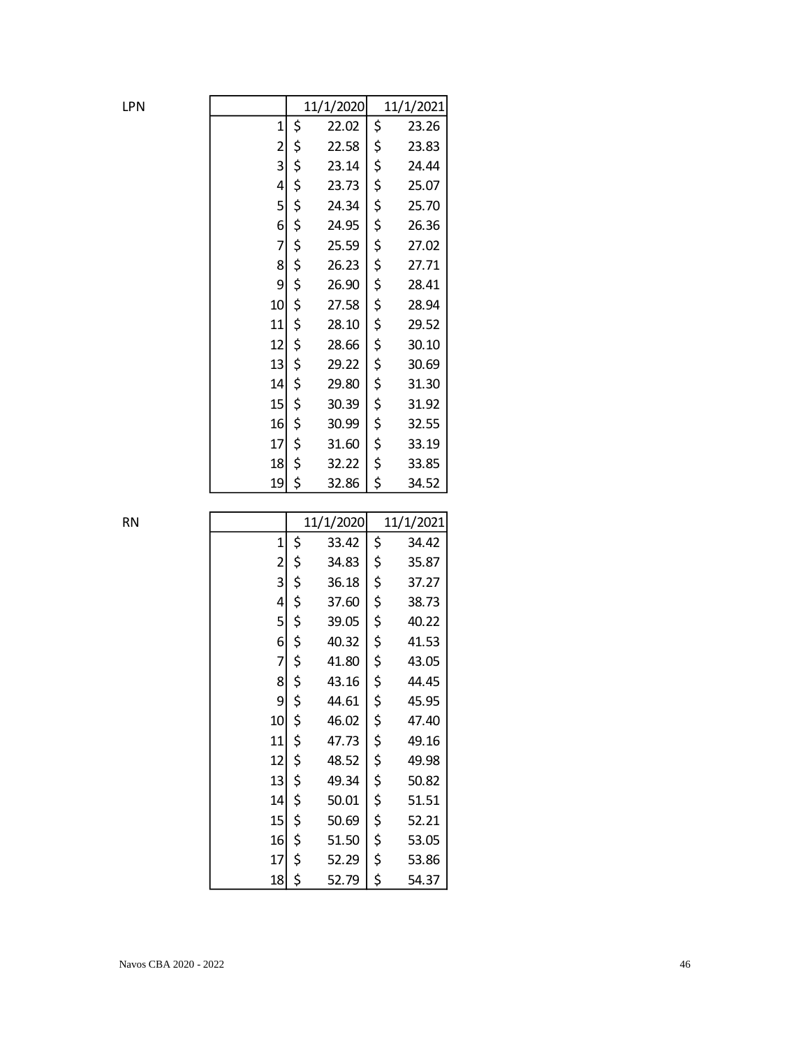LPN

| | 11/1/2020 | 11/1/2021 |
|---|---|---|
| 1 | $ 22.02 | $ 23.26 |
| 2 | $ 22.58 | $ 23.83 |
| 3 | $ 23.14 | $ 24.44 |
| 4 | $ 23.73 | $ 25.07 |
| 5 | $ 24.34 | $ 25.70 |
| 6 | $ 24.95 | $ 26.36 |
| 7 | $ 25.59 | $ 27.02 |
| 8 | $ 26.23 | $ 27.71 |
| 9 | $ 26.90 | $ 28.41 |
| 10 | $ 27.58 | $ 28.94 |
| 11 | $ 28.10 | $ 29.52 |
| 12 | $ 28.66 | $ 30.10 |
| 13 | $ 29.22 | $ 30.69 |
| 14 | $ 29.80 | $ 31.30 |
| 15 | $ 30.39 | $ 31.92 |
| 16 | $ 30.99 | $ 32.55 |
| 17 | $ 31.60 | $ 33.19 |
| 18 | $ 32.22 | $ 33.85 |
| 19 | $ 32.86 | $ 34.52 |

RN

| | 11/1/2020 | 11/1/2021 |
|---|---|---|
| 1 | $ 33.42 | $ 34.42 |
| 2 | $ 34.83 | $ 35.87 |
| 3 | $ 36.18 | $ 37.27 |
| 4 | $ 37.60 | $ 38.73 |
| 5 | $ 39.05 | $ 40.22 |
| 6 | $ 40.32 | $ 41.53 |
| 7 | $ 41.80 | $ 43.05 |
| 8 | $ 43.16 | $ 44.45 |
| 9 | $ 44.61 | $ 45.95 |
| 10 | $ 46.02 | $ 47.40 |
| 11 | $ 47.73 | $ 49.16 |
| 12 | $ 48.52 | $ 49.98 |
| 13 | $ 49.34 | $ 50.82 |
| 14 | $ 50.01 | $ 51.51 |
| 15 | $ 50.69 | $ 52.21 |
| 16 | $ 51.50 | $ 53.05 |
| 17 | $ 52.29 | $ 53.86 |
| 18 | $ 52.79 | $ 54.37 |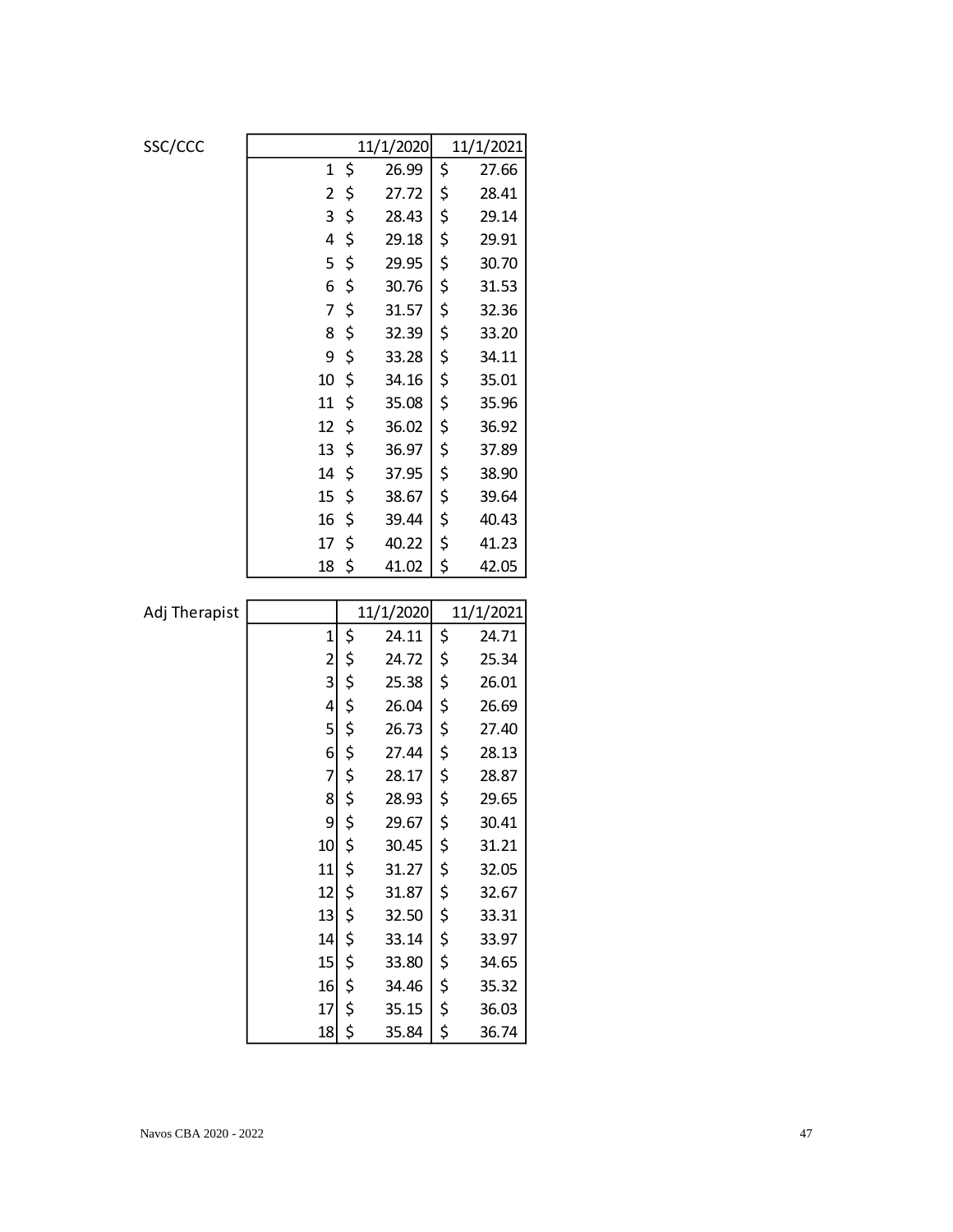SSC/CCC

| Step | 11/1/2020 | 11/1/2021 |
|---|---|---|
| 1 | $ 26.99 | $ 27.66 |
| 2 | $ 27.72 | $ 28.41 |
| 3 | $ 28.43 | $ 29.14 |
| 4 | $ 29.18 | $ 29.91 |
| 5 | $ 29.95 | $ 30.70 |
| 6 | $ 30.76 | $ 31.53 |
| 7 | $ 31.57 | $ 32.36 |
| 8 | $ 32.39 | $ 33.20 |
| 9 | $ 33.28 | $ 34.11 |
| 10 | $ 34.16 | $ 35.01 |
| 11 | $ 35.08 | $ 35.96 |
| 12 | $ 36.02 | $ 36.92 |
| 13 | $ 36.97 | $ 37.89 |
| 14 | $ 37.95 | $ 38.90 |
| 15 | $ 38.67 | $ 39.64 |
| 16 | $ 39.44 | $ 40.43 |
| 17 | $ 40.22 | $ 41.23 |
| 18 | $ 41.02 | $ 42.05 |

Adj Therapist

| Step | 11/1/2020 | 11/1/2021 |
|---|---|---|
| 1 | $ 24.11 | $ 24.71 |
| 2 | $ 24.72 | $ 25.34 |
| 3 | $ 25.38 | $ 26.01 |
| 4 | $ 26.04 | $ 26.69 |
| 5 | $ 26.73 | $ 27.40 |
| 6 | $ 27.44 | $ 28.13 |
| 7 | $ 28.17 | $ 28.87 |
| 8 | $ 28.93 | $ 29.65 |
| 9 | $ 29.67 | $ 30.41 |
| 10 | $ 30.45 | $ 31.21 |
| 11 | $ 31.27 | $ 32.05 |
| 12 | $ 31.87 | $ 32.67 |
| 13 | $ 32.50 | $ 33.31 |
| 14 | $ 33.14 | $ 33.97 |
| 15 | $ 33.80 | $ 34.65 |
| 16 | $ 34.46 | $ 35.32 |
| 17 | $ 35.15 | $ 36.03 |
| 18 | $ 35.84 | $ 36.74 |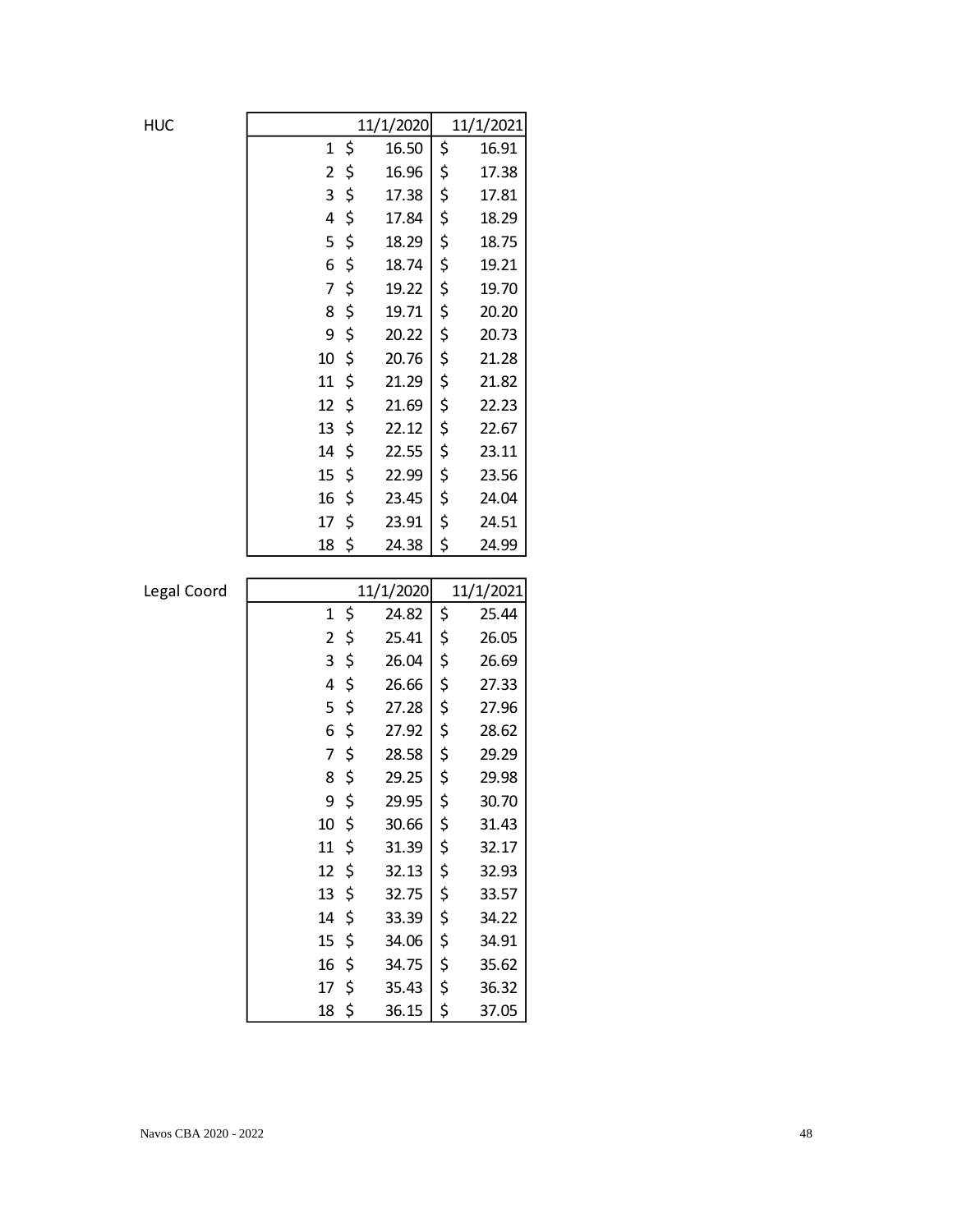HUC

| | 11/1/2020 | 11/1/2021 |
|---|---|---|
| 1 | $ 16.50 | $ 16.91 |
| 2 | $ 16.96 | $ 17.38 |
| 3 | $ 17.38 | $ 17.81 |
| 4 | $ 17.84 | $ 18.29 |
| 5 | $ 18.29 | $ 18.75 |
| 6 | $ 18.74 | $ 19.21 |
| 7 | $ 19.22 | $ 19.70 |
| 8 | $ 19.71 | $ 20.20 |
| 9 | $ 20.22 | $ 20.73 |
| 10 | $ 20.76 | $ 21.28 |
| 11 | $ 21.29 | $ 21.82 |
| 12 | $ 21.69 | $ 22.23 |
| 13 | $ 22.12 | $ 22.67 |
| 14 | $ 22.55 | $ 23.11 |
| 15 | $ 22.99 | $ 23.56 |
| 16 | $ 23.45 | $ 24.04 |
| 17 | $ 23.91 | $ 24.51 |
| 18 | $ 24.38 | $ 24.99 |

Legal Coord

| | 11/1/2020 | 11/1/2021 |
|---|---|---|
| 1 | $ 24.82 | $ 25.44 |
| 2 | $ 25.41 | $ 26.05 |
| 3 | $ 26.04 | $ 26.69 |
| 4 | $ 26.66 | $ 27.33 |
| 5 | $ 27.28 | $ 27.96 |
| 6 | $ 27.92 | $ 28.62 |
| 7 | $ 28.58 | $ 29.29 |
| 8 | $ 29.25 | $ 29.98 |
| 9 | $ 29.95 | $ 30.70 |
| 10 | $ 30.66 | $ 31.43 |
| 11 | $ 31.39 | $ 32.17 |
| 12 | $ 32.13 | $ 32.93 |
| 13 | $ 32.75 | $ 33.57 |
| 14 | $ 33.39 | $ 34.22 |
| 15 | $ 34.06 | $ 34.91 |
| 16 | $ 34.75 | $ 35.62 |
| 17 | $ 35.43 | $ 36.32 |
| 18 | $ 36.15 | $ 37.05 |